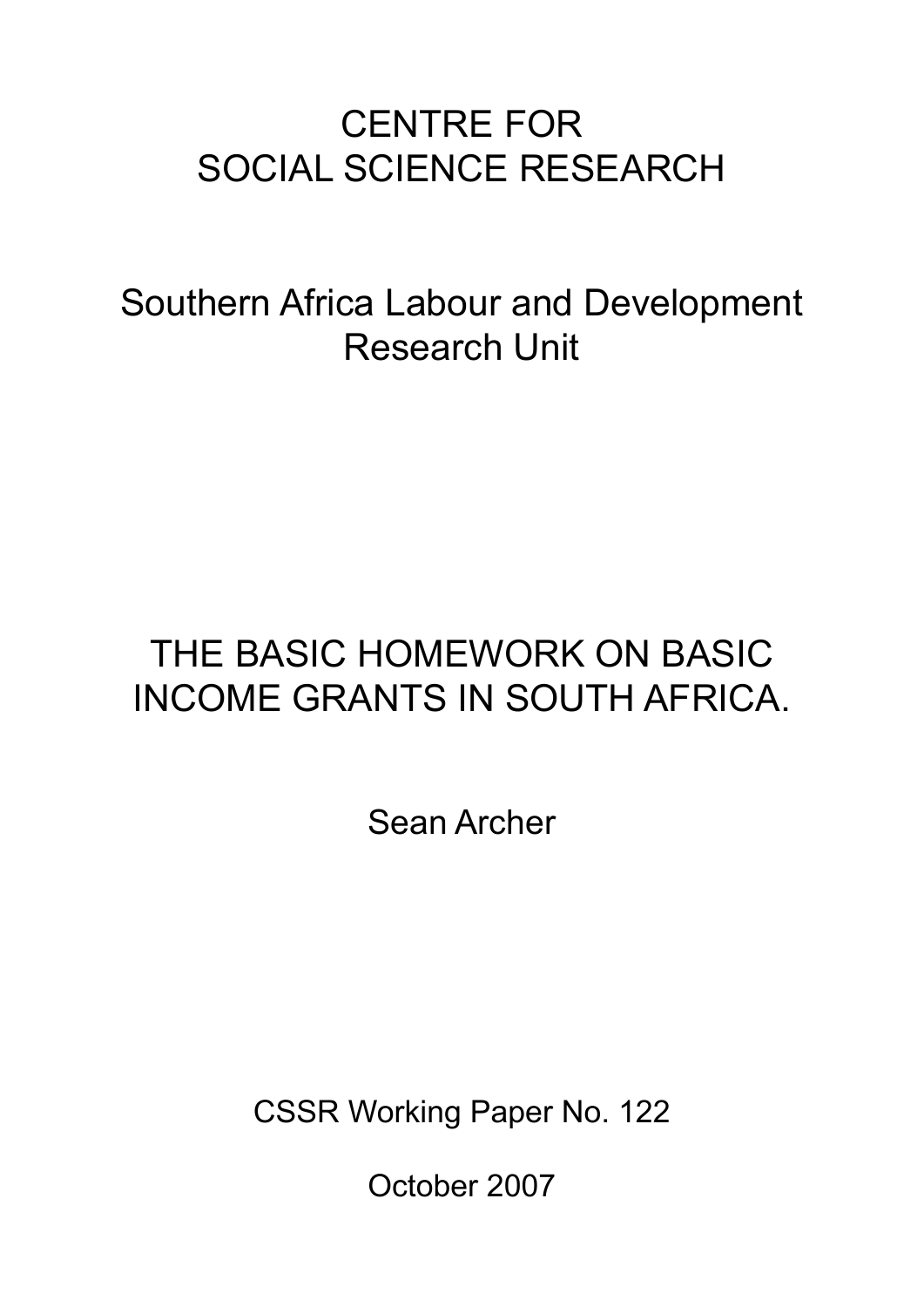# CENTRE FOR SOCIAL SCIENCE RESEARCH

## Southern Africa Labour and Development Research Unit

# THE BASIC HOMEWORK ON BASIC INCOME GRANTS IN SOUTH AFRICA.

Sean Archer

CSSR Working Paper No. 122

October 2007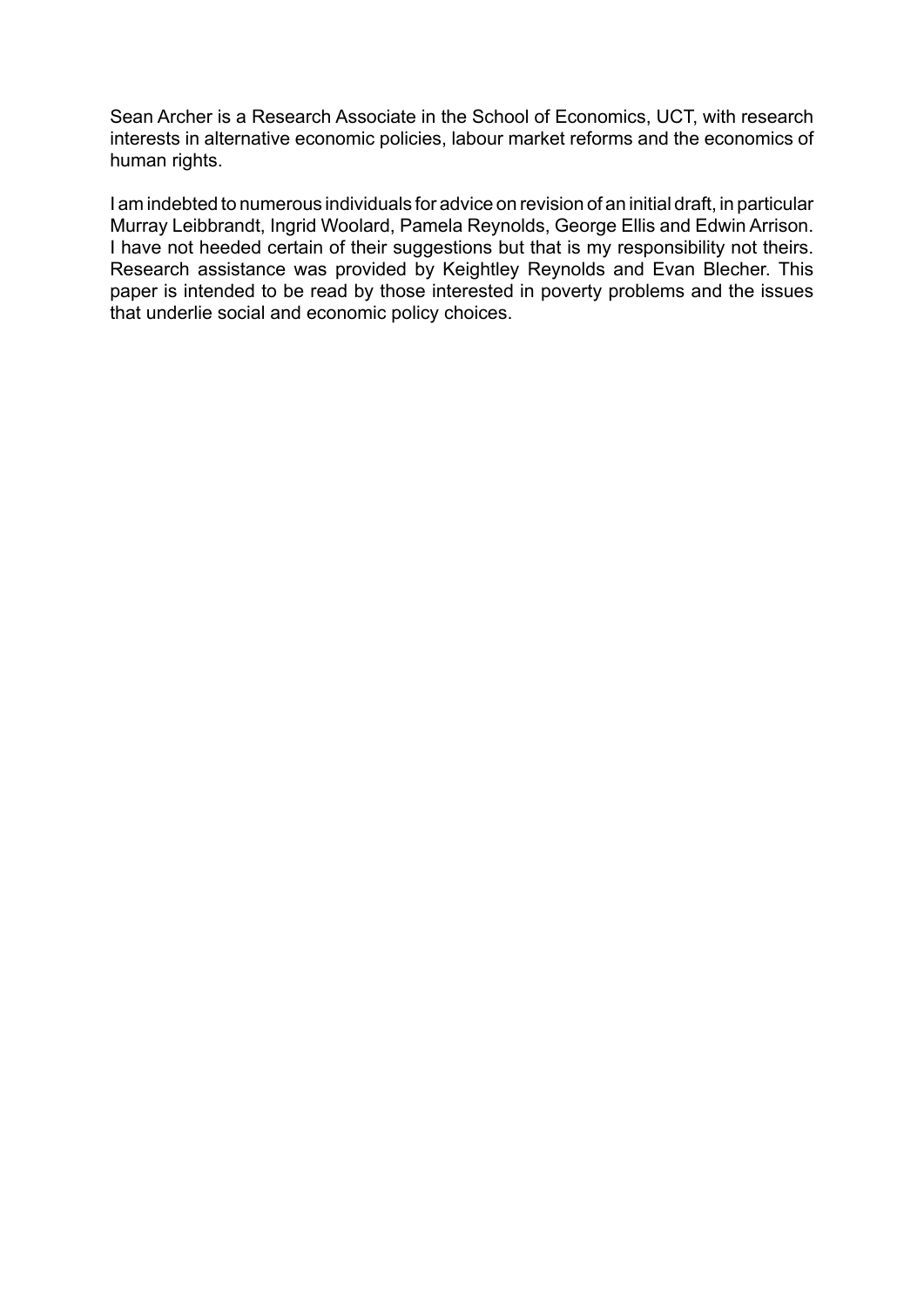Sean Archer is a Research Associate in the School of Economics, UCT, with research interests in alternative economic policies, labour market reforms and the economics of human rights.

I am indebted to numerous individuals for advice on revision of an initial draft, in particular Murray Leibbrandt, Ingrid Woolard, Pamela Reynolds, George Ellis and Edwin Arrison. I have not heeded certain of their suggestions but that is my responsibility not theirs. Research assistance was provided by Keightley Reynolds and Evan Blecher. This paper is intended to be read by those interested in poverty problems and the issues that underlie social and economic policy choices.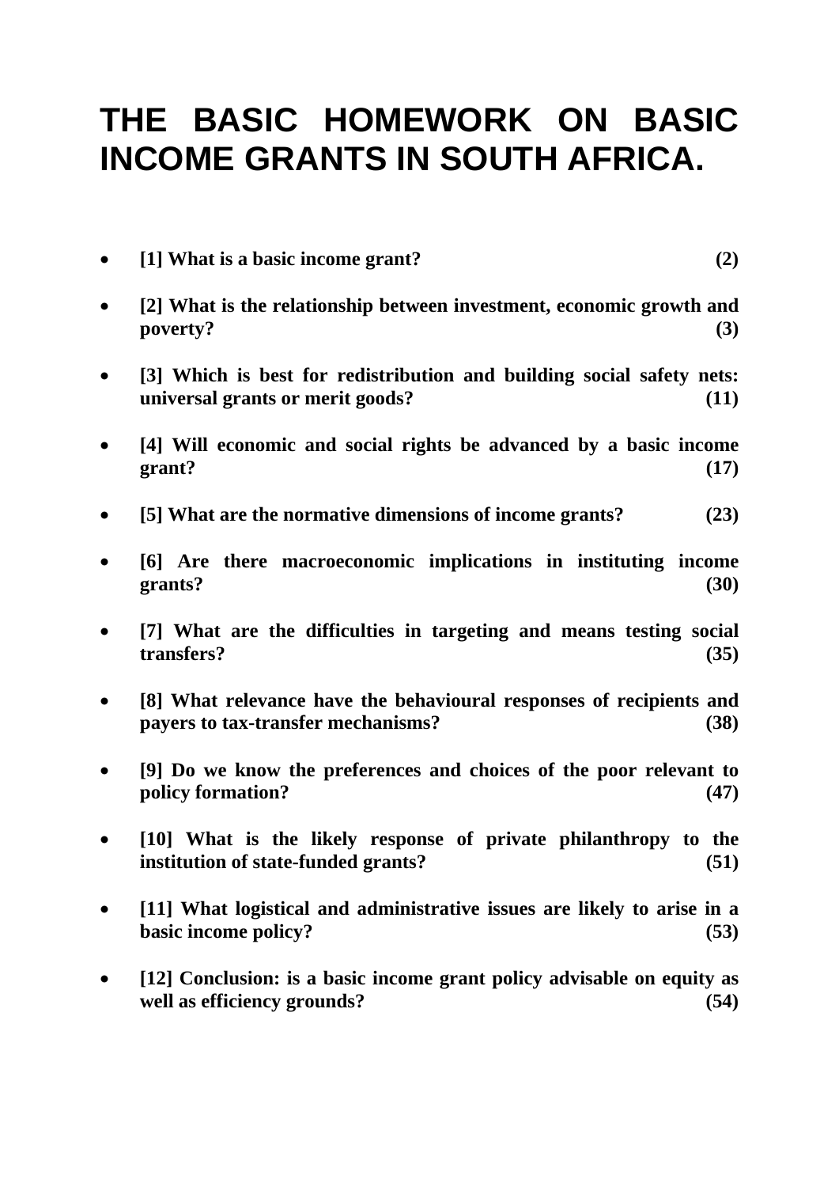# THE BASIC HOMEWORK ON BASIC INCOME GRANTS IN SOUTH AFRICA.

- **[1] What is a basic income grant? (2)**
- **[2] What is the relationship between investment, economic growth and poverty? (3)**
- **[3] Which is best for redistribution and building social safety nets: universal grants or merit goods? (11)**
- **[4] Will economic and social rights be advanced by a basic income grant? (17)**
- **[5] What are the normative dimensions of income grants? (23)**
- **[6] Are there macroeconomic implications in instituting income grants? (30)**
- **[7] What are the difficulties in targeting and means testing social transfers? (35)**
- **[8] What relevance have the behavioural responses of recipients and payers to tax-transfer mechanisms? (38)**
- **[9] Do we know the preferences and choices of the poor relevant to policy formation? (47)**
- **[10] What is the likely response of private philanthropy to the institution of state-funded grants? (51)**
- **[11] What logistical and administrative issues are likely to arise in a basic income policy? (53)**
- **[12] Conclusion: is a basic income grant policy advisable on equity as well as efficiency grounds? (54)**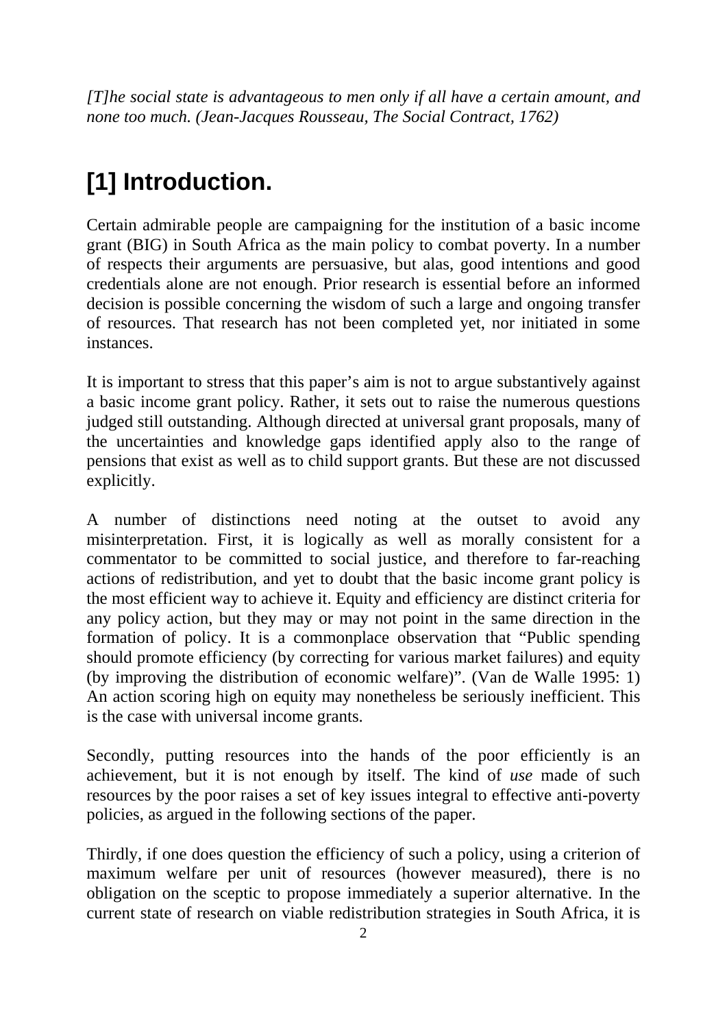*[T]he social state is advantageous to men only if all have a certain amount, and none too much. (Jean-Jacques Rousseau, The Social Contract, 1762)*

# [1] Introduction.

Certain admirable people are campaigning for the institution of a basic income grant (BIG) in South Africa as the main policy to combat poverty. In a number of respects their arguments are persuasive, but alas, good intentions and good credentials alone are not enough. Prior research is essential before an informed decision is possible concerning the wisdom of such a large and ongoing transfer of resources. That research has not been completed yet, nor initiated in some instances.

It is important to stress that this paper's aim is not to argue substantively against a basic income grant policy. Rather, it sets out to raise the numerous questions judged still outstanding. Although directed at universal grant proposals, many of the uncertainties and knowledge gaps identified apply also to the range of pensions that exist as well as to child support grants. But these are not discussed explicitly.

A number of distinctions need noting at the outset to avoid any misinterpretation. First, it is logically as well as morally consistent for a commentator to be committed to social justice, and therefore to far-reaching actions of redistribution, and yet to doubt that the basic income grant policy is the most efficient way to achieve it. Equity and efficiency are distinct criteria for any policy action, but they may or may not point in the same direction in the formation of policy. It is a commonplace observation that "Public spending should promote efficiency (by correcting for various market failures) and equity (by improving the distribution of economic welfare)". (Van de Walle 1995: 1) An action scoring high on equity may nonetheless be seriously inefficient. This is the case with universal income grants.

Secondly, putting resources into the hands of the poor efficiently is an achievement, but it is not enough by itself. The kind of *use* made of such resources by the poor raises a set of key issues integral to effective anti-poverty policies, as argued in the following sections of the paper.

Thirdly, if one does question the efficiency of such a policy, using a criterion of maximum welfare per unit of resources (however measured), there is no obligation on the sceptic to propose immediately a superior alternative. In the current state of research on viable redistribution strategies in South Africa, it is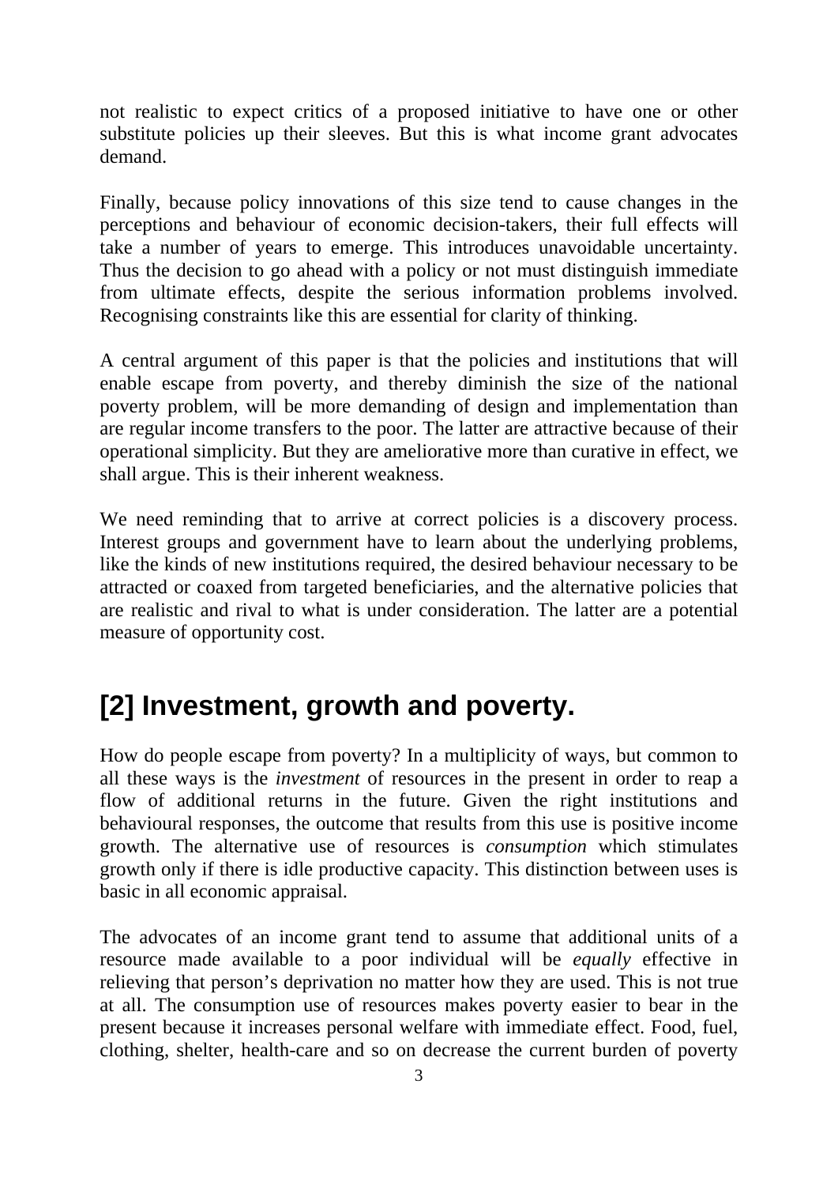not realistic to expect critics of a proposed initiative to have one or other substitute policies up their sleeves. But this is what income grant advocates demand.

Finally, because policy innovations of this size tend to cause changes in the perceptions and behaviour of economic decision-takers, their full effects will take a number of years to emerge. This introduces unavoidable uncertainty. Thus the decision to go ahead with a policy or not must distinguish immediate from ultimate effects, despite the serious information problems involved. Recognising constraints like this are essential for clarity of thinking.

A central argument of this paper is that the policies and institutions that will enable escape from poverty, and thereby diminish the size of the national poverty problem, will be more demanding of design and implementation than are regular income transfers to the poor. The latter are attractive because of their operational simplicity. But they are ameliorative more than curative in effect, we shall argue. This is their inherent weakness.

We need reminding that to arrive at correct policies is a discovery process. Interest groups and government have to learn about the underlying problems, like the kinds of new institutions required, the desired behaviour necessary to be attracted or coaxed from targeted beneficiaries, and the alternative policies that are realistic and rival to what is under consideration. The latter are a potential measure of opportunity cost.

## [2] Investment, growth and poverty.

How do people escape from poverty? In a multiplicity of ways, but common to all these ways is the *investment* of resources in the present in order to reap a flow of additional returns in the future. Given the right institutions and behavioural responses, the outcome that results from this use is positive income growth. The alternative use of resources is *consumption* which stimulates growth only if there is idle productive capacity. This distinction between uses is basic in all economic appraisal.

The advocates of an income grant tend to assume that additional units of a resource made available to a poor individual will be *equally* effective in relieving that person's deprivation no matter how they are used. This is not true at all. The consumption use of resources makes poverty easier to bear in the present because it increases personal welfare with immediate effect. Food, fuel, clothing, shelter, health-care and so on decrease the current burden of poverty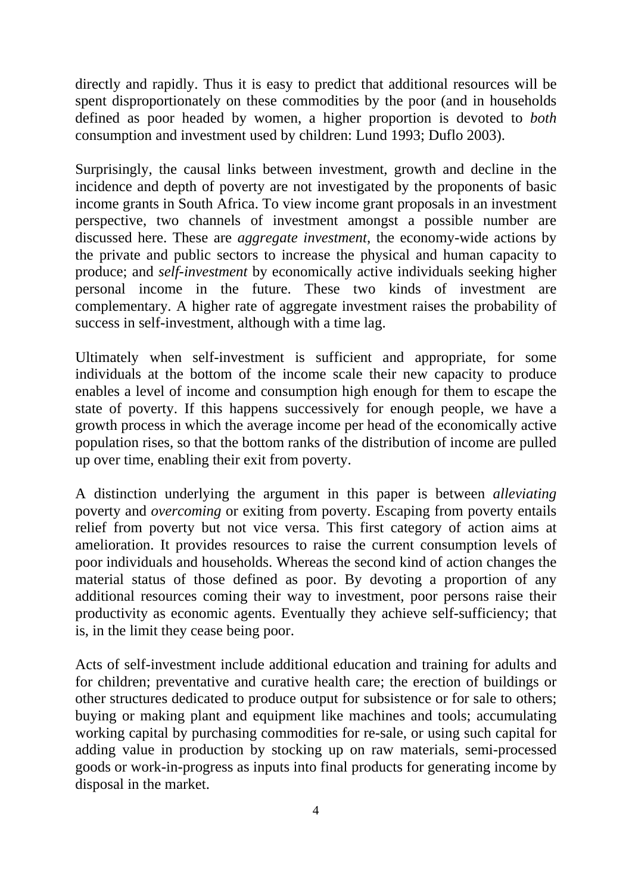directly and rapidly. Thus it is easy to predict that additional resources will be spent disproportionately on these commodities by the poor (and in households defined as poor headed by women, a higher proportion is devoted to *both* consumption and investment used by children: Lund 1993; Duflo 2003).

Surprisingly, the causal links between investment, growth and decline in the incidence and depth of poverty are not investigated by the proponents of basic income grants in South Africa. To view income grant proposals in an investment perspective, two channels of investment amongst a possible number are discussed here. These are *aggregate investment*, the economy-wide actions by the private and public sectors to increase the physical and human capacity to produce; and *self-investment* by economically active individuals seeking higher personal income in the future. These two kinds of investment are complementary. A higher rate of aggregate investment raises the probability of success in self-investment, although with a time lag.

Ultimately when self-investment is sufficient and appropriate, for some individuals at the bottom of the income scale their new capacity to produce enables a level of income and consumption high enough for them to escape the state of poverty. If this happens successively for enough people, we have a growth process in which the average income per head of the economically active population rises, so that the bottom ranks of the distribution of income are pulled up over time, enabling their exit from poverty.

A distinction underlying the argument in this paper is between *alleviating* poverty and *overcoming* or exiting from poverty. Escaping from poverty entails relief from poverty but not vice versa. This first category of action aims at amelioration. It provides resources to raise the current consumption levels of poor individuals and households. Whereas the second kind of action changes the material status of those defined as poor. By devoting a proportion of any additional resources coming their way to investment, poor persons raise their productivity as economic agents. Eventually they achieve self-sufficiency; that is, in the limit they cease being poor.

Acts of self-investment include additional education and training for adults and for children; preventative and curative health care; the erection of buildings or other structures dedicated to produce output for subsistence or for sale to others; buying or making plant and equipment like machines and tools; accumulating working capital by purchasing commodities for re-sale, or using such capital for adding value in production by stocking up on raw materials, semi-processed goods or work-in-progress as inputs into final products for generating income by disposal in the market.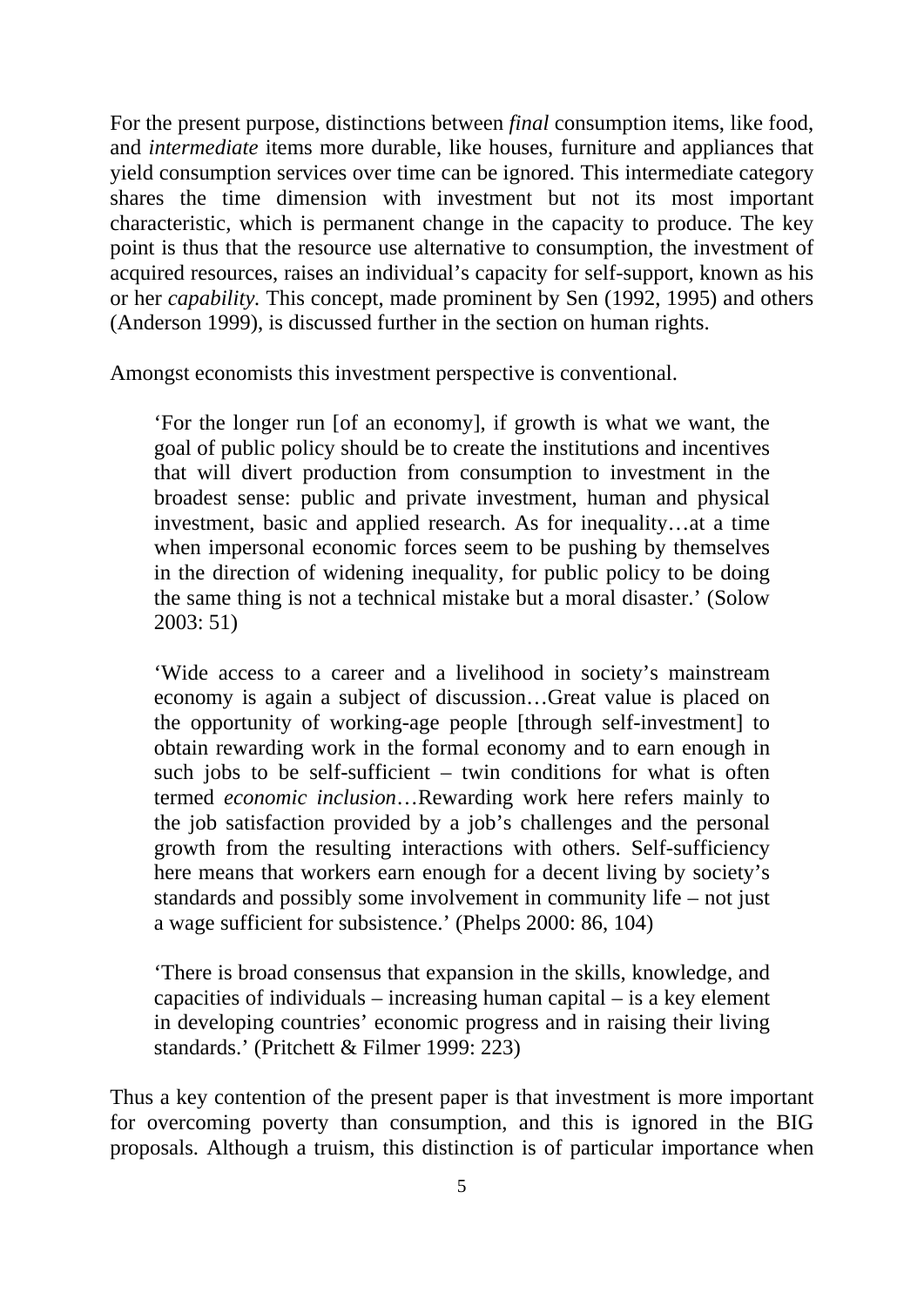For the present purpose, distinctions between *final* consumption items, like food, and *intermediate* items more durable, like houses, furniture and appliances that yield consumption services over time can be ignored. This intermediate category shares the time dimension with investment but not its most important characteristic, which is permanent change in the capacity to produce. The key point is thus that the resource use alternative to consumption, the investment of acquired resources, raises an individual's capacity for self-support, known as his or her *capability*. This concept, made prominent by Sen (1992, 1995) and others (Anderson 1999), is discussed further in the section on human rights.

Amongst economists this investment perspective is conventional.

> 'For the longer run [of an economy], if growth is what we want, the goal of public policy should be to create the institutions and incentives that will divert production from consumption to investment in the broadest sense: public and private investment, human and physical investment, basic and applied research. As for inequality…at a time when impersonal economic forces seem to be pushing by themselves in the direction of widening inequality, for public policy to be doing the same thing is not a technical mistake but a moral disaster.' (Solow 2003: 51)

> 'Wide access to a career and a livelihood in society's mainstream economy is again a subject of discussion…Great value is placed on the opportunity of working-age people [through self-investment] to obtain rewarding work in the formal economy and to earn enough in such jobs to be self-sufficient – twin conditions for what is often termed *economic inclusion*…Rewarding work here refers mainly to the job satisfaction provided by a job's challenges and the personal growth from the resulting interactions with others. Self-sufficiency here means that workers earn enough for a decent living by society's standards and possibly some involvement in community life – not just a wage sufficient for subsistence.' (Phelps 2000: 86, 104)

> 'There is broad consensus that expansion in the skills, knowledge, and capacities of individuals – increasing human capital – is a key element in developing countries' economic progress and in raising their living standards.' (Pritchett & Filmer 1999: 223)

Thus a key contention of the present paper is that investment is more important for overcoming poverty than consumption, and this is ignored in the BIG proposals. Although a truism, this distinction is of particular importance when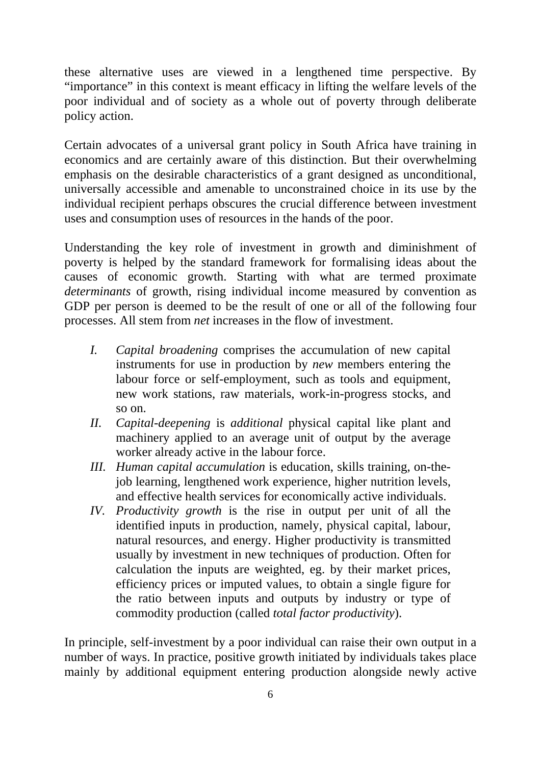these alternative uses are viewed in a lengthened time perspective. By "importance" in this context is meant efficacy in lifting the welfare levels of the poor individual and of society as a whole out of poverty through deliberate policy action.

Certain advocates of a universal grant policy in South Africa have training in economics and are certainly aware of this distinction. But their overwhelming emphasis on the desirable characteristics of a grant designed as unconditional, universally accessible and amenable to unconstrained choice in its use by the individual recipient perhaps obscures the crucial difference between investment uses and consumption uses of resources in the hands of the poor.

Understanding the key role of investment in growth and diminishment of poverty is helped by the standard framework for formalising ideas about the causes of economic growth. Starting with what are termed proximate *determinants* of growth, rising individual income measured by convention as GDP per person is deemed to be the result of one or all of the following four processes. All stem from *net* increases in the flow of investment.

- *I.* *Capital broadening* comprises the accumulation of new capital instruments for use in production by *new* members entering the labour force or self-employment, such as tools and equipment, new work stations, raw materials, work-in-progress stocks, and so on.
- *II.* *Capital-deepening* is *additional* physical capital like plant and machinery applied to an average unit of output by the average worker already active in the labour force.
- *III.* *Human capital accumulation* is education, skills training, on-the-job learning, lengthened work experience, higher nutrition levels, and effective health services for economically active individuals.
- *IV.* *Productivity growth* is the rise in output per unit of all the identified inputs in production, namely, physical capital, labour, natural resources, and energy. Higher productivity is transmitted usually by investment in new techniques of production. Often for calculation the inputs are weighted, eg. by their market prices, efficiency prices or imputed values, to obtain a single figure for the ratio between inputs and outputs by industry or type of commodity production (called *total factor productivity*).

In principle, self-investment by a poor individual can raise their own output in a number of ways. In practice, positive growth initiated by individuals takes place mainly by additional equipment entering production alongside newly active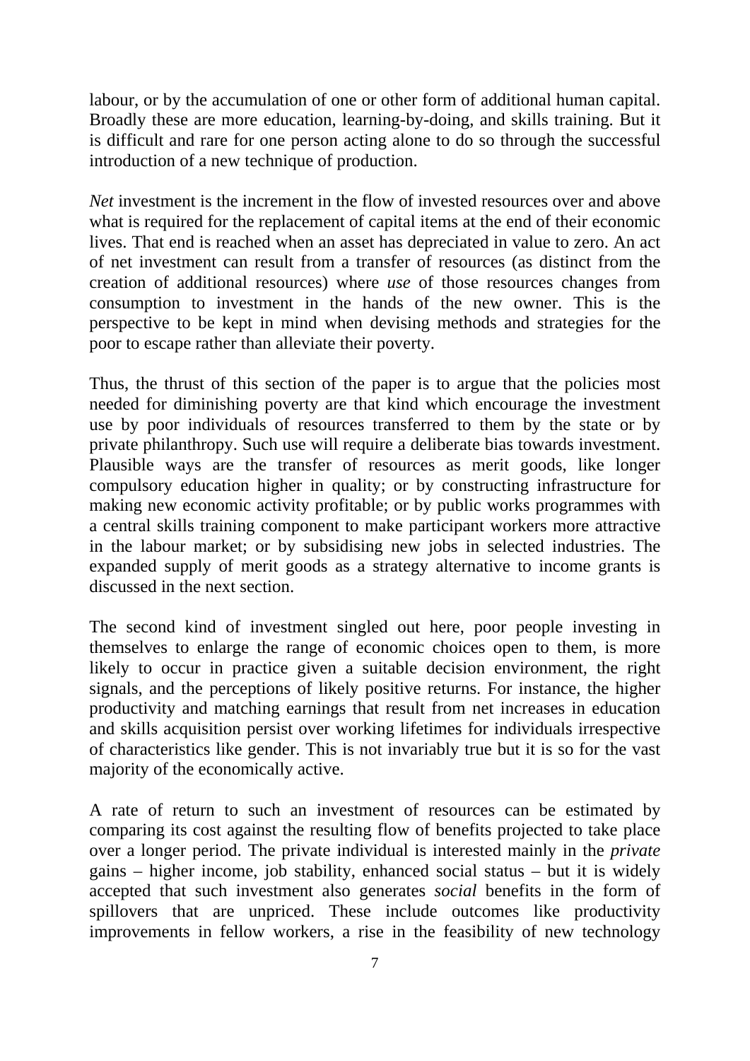labour, or by the accumulation of one or other form of additional human capital. Broadly these are more education, learning-by-doing, and skills training. But it is difficult and rare for one person acting alone to do so through the successful introduction of a new technique of production.

*Net* investment is the increment in the flow of invested resources over and above what is required for the replacement of capital items at the end of their economic lives. That end is reached when an asset has depreciated in value to zero. An act of net investment can result from a transfer of resources (as distinct from the creation of additional resources) where *use* of those resources changes from consumption to investment in the hands of the new owner. This is the perspective to be kept in mind when devising methods and strategies for the poor to escape rather than alleviate their poverty.

Thus, the thrust of this section of the paper is to argue that the policies most needed for diminishing poverty are that kind which encourage the investment use by poor individuals of resources transferred to them by the state or by private philanthropy. Such use will require a deliberate bias towards investment. Plausible ways are the transfer of resources as merit goods, like longer compulsory education higher in quality; or by constructing infrastructure for making new economic activity profitable; or by public works programmes with a central skills training component to make participant workers more attractive in the labour market; or by subsidising new jobs in selected industries. The expanded supply of merit goods as a strategy alternative to income grants is discussed in the next section.

The second kind of investment singled out here, poor people investing in themselves to enlarge the range of economic choices open to them, is more likely to occur in practice given a suitable decision environment, the right signals, and the perceptions of likely positive returns. For instance, the higher productivity and matching earnings that result from net increases in education and skills acquisition persist over working lifetimes for individuals irrespective of characteristics like gender. This is not invariably true but it is so for the vast majority of the economically active.

A rate of return to such an investment of resources can be estimated by comparing its cost against the resulting flow of benefits projected to take place over a longer period. The private individual is interested mainly in the *private* gains – higher income, job stability, enhanced social status – but it is widely accepted that such investment also generates *social* benefits in the form of spillovers that are unpriced. These include outcomes like productivity improvements in fellow workers, a rise in the feasibility of new technology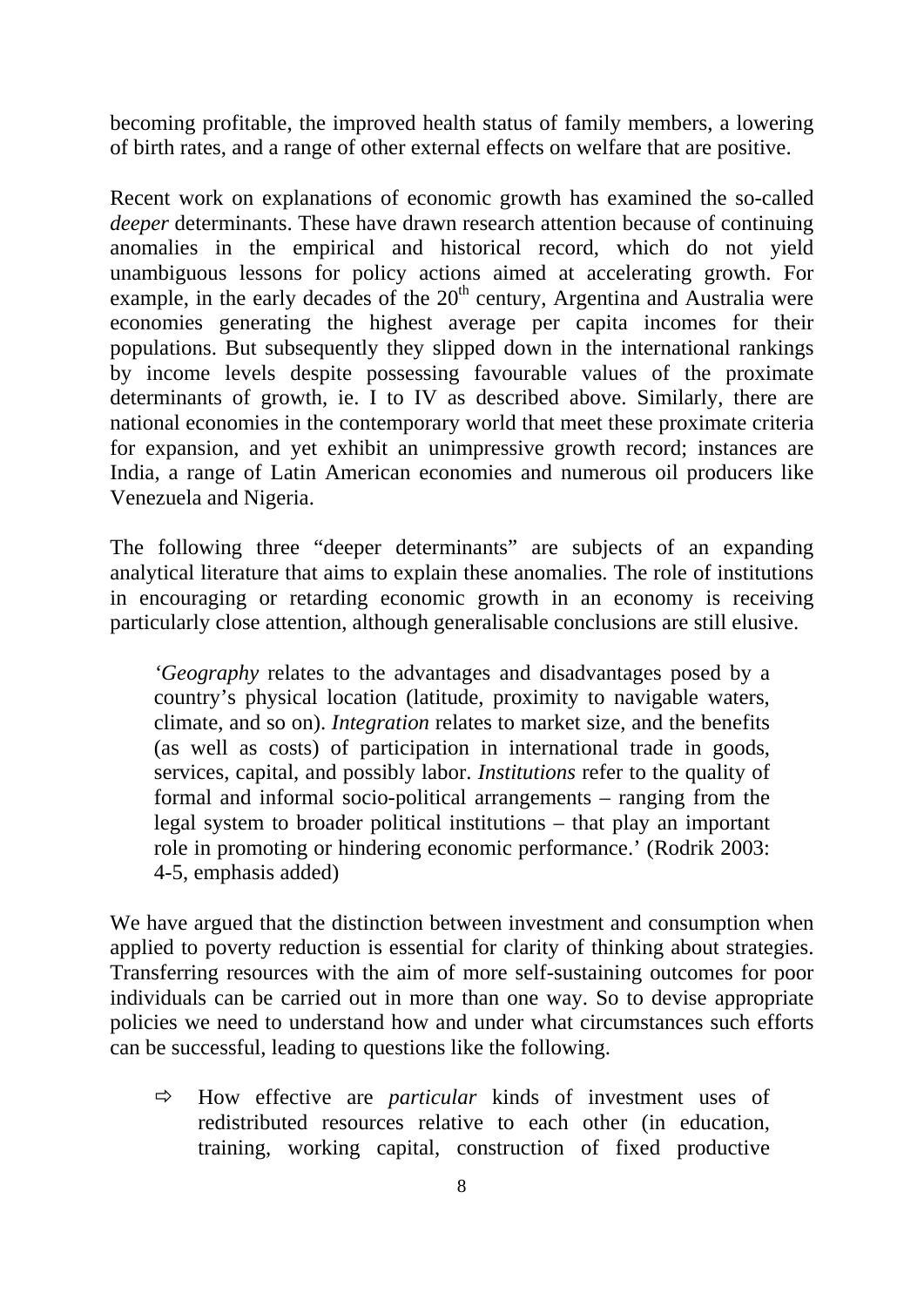becoming profitable, the improved health status of family members, a lowering of birth rates, and a range of other external effects on welfare that are positive.

Recent work on explanations of economic growth has examined the so-called *deeper* determinants. These have drawn research attention because of continuing anomalies in the empirical and historical record, which do not yield unambiguous lessons for policy actions aimed at accelerating growth. For example, in the early decades of the 20th century, Argentina and Australia were economies generating the highest average per capita incomes for their populations. But subsequently they slipped down in the international rankings by income levels despite possessing favourable values of the proximate determinants of growth, ie. I to IV as described above. Similarly, there are national economies in the contemporary world that meet these proximate criteria for expansion, and yet exhibit an unimpressive growth record; instances are India, a range of Latin American economies and numerous oil producers like Venezuela and Nigeria.

The following three "deeper determinants" are subjects of an expanding analytical literature that aims to explain these anomalies. The role of institutions in encouraging or retarding economic growth in an economy is receiving particularly close attention, although generalisable conclusions are still elusive.

> '*Geography* relates to the advantages and disadvantages posed by a country's physical location (latitude, proximity to navigable waters, climate, and so on). *Integration* relates to market size, and the benefits (as well as costs) of participation in international trade in goods, services, capital, and possibly labor. *Institutions* refer to the quality of formal and informal socio-political arrangements – ranging from the legal system to broader political institutions – that play an important role in promoting or hindering economic performance.' (Rodrik 2003: 4-5, emphasis added)

We have argued that the distinction between investment and consumption when applied to poverty reduction is essential for clarity of thinking about strategies. Transferring resources with the aim of more self-sustaining outcomes for poor individuals can be carried out in more than one way. So to devise appropriate policies we need to understand how and under what circumstances such efforts can be successful, leading to questions like the following.

- ⇨ How effective are *particular* kinds of investment uses of redistributed resources relative to each other (in education, training, working capital, construction of fixed productive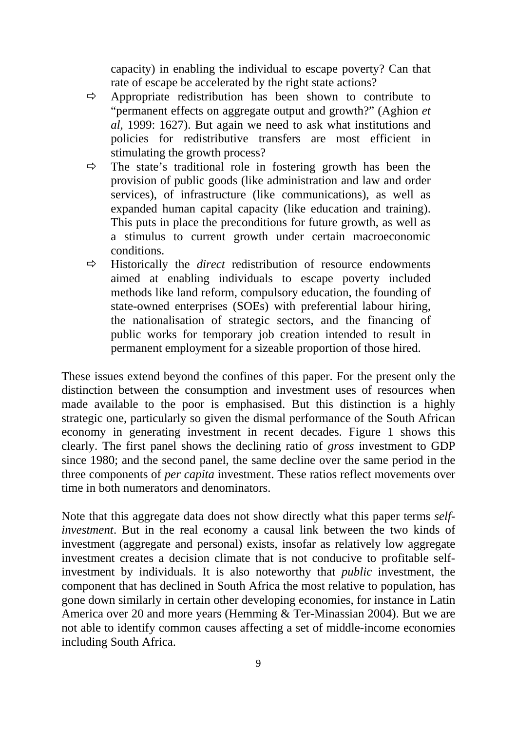capacity) in enabling the individual to escape poverty? Can that rate of escape be accelerated by the right state actions?

- ⇨ Appropriate redistribution has been shown to contribute to "permanent effects on aggregate output and growth?" (Aghion *et al*, 1999: 1627). But again we need to ask what institutions and policies for redistributive transfers are most efficient in stimulating the growth process?
- ⇨ The state's traditional role in fostering growth has been the provision of public goods (like administration and law and order services), of infrastructure (like communications), as well as expanded human capital capacity (like education and training). This puts in place the preconditions for future growth, as well as a stimulus to current growth under certain macroeconomic conditions.
- ⇨ Historically the *direct* redistribution of resource endowments aimed at enabling individuals to escape poverty included methods like land reform, compulsory education, the founding of state-owned enterprises (SOEs) with preferential labour hiring, the nationalisation of strategic sectors, and the financing of public works for temporary job creation intended to result in permanent employment for a sizeable proportion of those hired.

These issues extend beyond the confines of this paper. For the present only the distinction between the consumption and investment uses of resources when made available to the poor is emphasised. But this distinction is a highly strategic one, particularly so given the dismal performance of the South African economy in generating investment in recent decades. Figure 1 shows this clearly. The first panel shows the declining ratio of *gross* investment to GDP since 1980; and the second panel, the same decline over the same period in the three components of *per capita* investment. These ratios reflect movements over time in both numerators and denominators.

Note that this aggregate data does not show directly what this paper terms *self-investment*. But in the real economy a causal link between the two kinds of investment (aggregate and personal) exists, insofar as relatively low aggregate investment creates a decision climate that is not conducive to profitable self-investment by individuals. It is also noteworthy that *public* investment, the component that has declined in South Africa the most relative to population, has gone down similarly in certain other developing economies, for instance in Latin America over 20 and more years (Hemming & Ter-Minassian 2004). But we are not able to identify common causes affecting a set of middle-income economies including South Africa.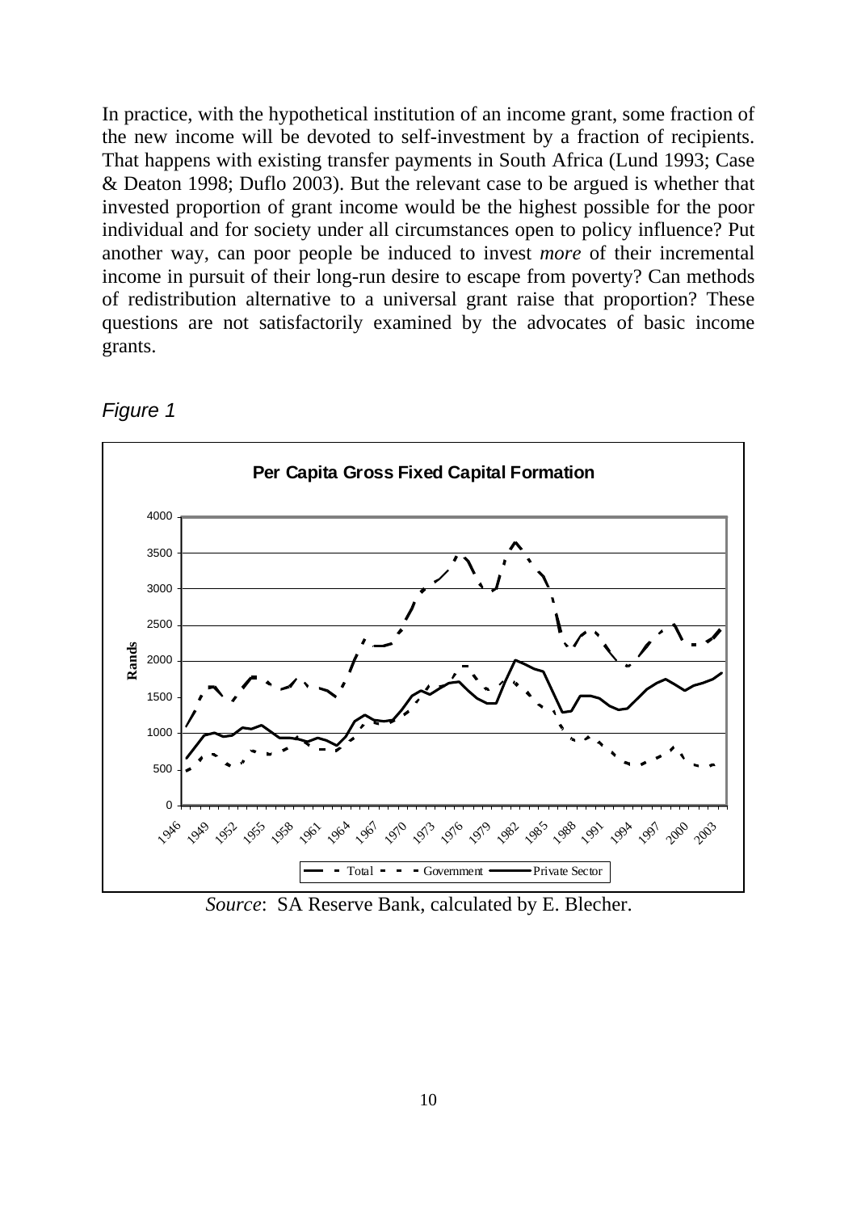In practice, with the hypothetical institution of an income grant, some fraction of the new income will be devoted to self-investment by a fraction of recipients. That happens with existing transfer payments in South Africa (Lund 1993; Case & Deaton 1998; Duflo 2003). But the relevant case to be argued is whether that invested proportion of grant income would be the highest possible for the poor individual and for society under all circumstances open to policy influence? Put another way, can poor people be induced to invest *more* of their incremental income in pursuit of their long-run desire to escape from poverty? Can methods of redistribution alternative to a universal grant raise that proportion? These questions are not satisfactorily examined by the advocates of basic income grants.

*Figure 1*

**Per Capita Gross Fixed Capital Formation**

Rands

4000
3500
3000
2500
2000
1500
1000
500
0

1946 1949 1952 1955 1958 1961 1964 1967 1970 1973 1976 1979 1982 1985 1988 1991 1994 1997 2000 2003

Total
Government
Private Sector

*Source*: SA Reserve Bank, calculated by E. Blecher.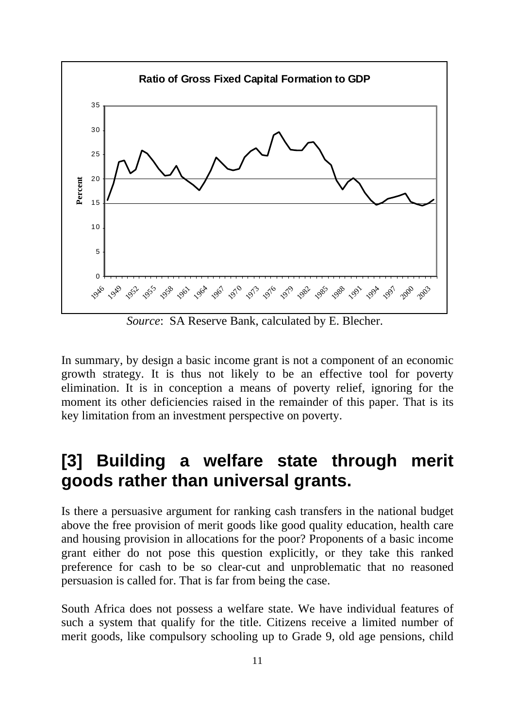**Ratio of Gross Fixed Capital Formation to GDP**

Percent

35
30
25
20
15
10
5
0

1946 1949 1952 1955 1958 1961 1964 1967 1970 1973 1976 1979 1982 1985 1988 1991 1994 1997 2000 2003

*Source*: SA Reserve Bank, calculated by E. Blecher.

In summary, by design a basic income grant is not a component of an economic growth strategy. It is thus not likely to be an effective tool for poverty elimination. It is in conception a means of poverty relief, ignoring for the moment its other deficiencies raised in the remainder of this paper. That is its key limitation from an investment perspective on poverty.

## [3] Building a welfare state through merit goods rather than universal grants.

Is there a persuasive argument for ranking cash transfers in the national budget above the free provision of merit goods like good quality education, health care and housing provision in allocations for the poor? Proponents of a basic income grant either do not pose this question explicitly, or they take this ranked preference for cash to be so clear-cut and unproblematic that no reasoned persuasion is called for. That is far from being the case.

South Africa does not possess a welfare state. We have individual features of such a system that qualify for the title. Citizens receive a limited number of merit goods, like compulsory schooling up to Grade 9, old age pensions, child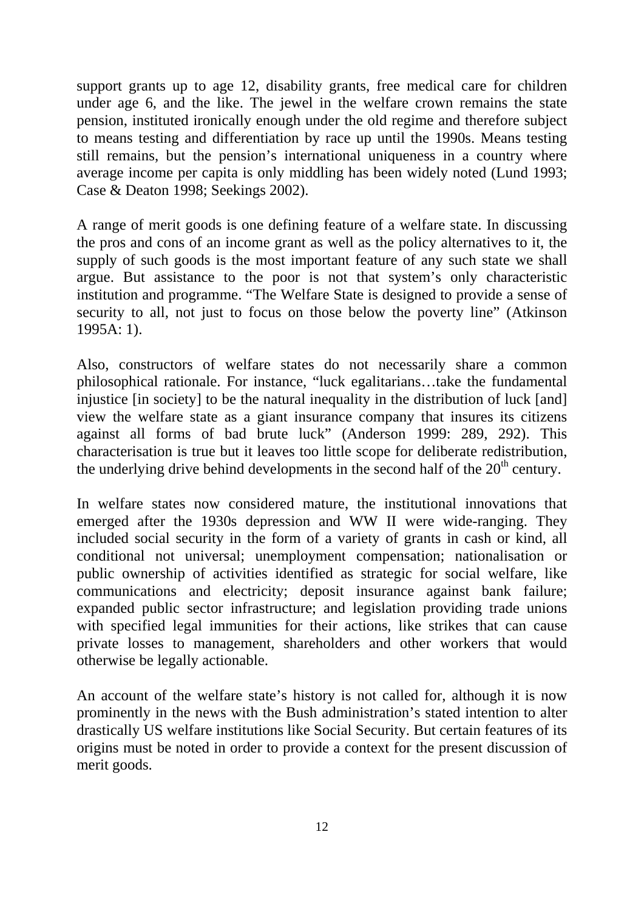support grants up to age 12, disability grants, free medical care for children under age 6, and the like. The jewel in the welfare crown remains the state pension, instituted ironically enough under the old regime and therefore subject to means testing and differentiation by race up until the 1990s. Means testing still remains, but the pension's international uniqueness in a country where average income per capita is only middling has been widely noted (Lund 1993; Case & Deaton 1998; Seekings 2002).

A range of merit goods is one defining feature of a welfare state. In discussing the pros and cons of an income grant as well as the policy alternatives to it, the supply of such goods is the most important feature of any such state we shall argue. But assistance to the poor is not that system's only characteristic institution and programme. "The Welfare State is designed to provide a sense of security to all, not just to focus on those below the poverty line" (Atkinson 1995A: 1).

Also, constructors of welfare states do not necessarily share a common philosophical rationale. For instance, "luck egalitarians…take the fundamental injustice [in society] to be the natural inequality in the distribution of luck [and] view the welfare state as a giant insurance company that insures its citizens against all forms of bad brute luck" (Anderson 1999: 289, 292). This characterisation is true but it leaves too little scope for deliberate redistribution, the underlying drive behind developments in the second half of the 20th century.

In welfare states now considered mature, the institutional innovations that emerged after the 1930s depression and WW II were wide-ranging. They included social security in the form of a variety of grants in cash or kind, all conditional not universal; unemployment compensation; nationalisation or public ownership of activities identified as strategic for social welfare, like communications and electricity; deposit insurance against bank failure; expanded public sector infrastructure; and legislation providing trade unions with specified legal immunities for their actions, like strikes that can cause private losses to management, shareholders and other workers that would otherwise be legally actionable.

An account of the welfare state's history is not called for, although it is now prominently in the news with the Bush administration's stated intention to alter drastically US welfare institutions like Social Security. But certain features of its origins must be noted in order to provide a context for the present discussion of merit goods.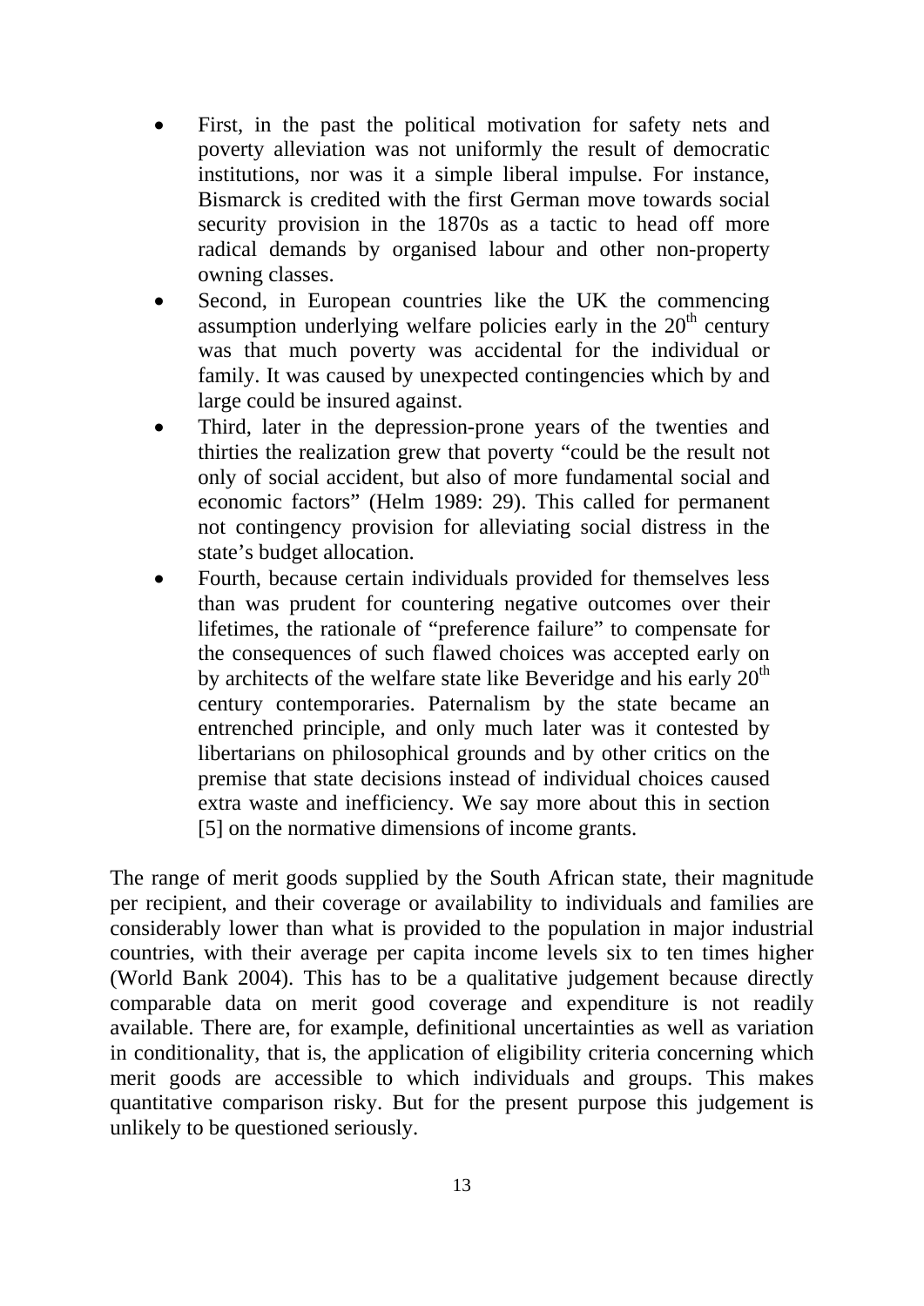- First, in the past the political motivation for safety nets and poverty alleviation was not uniformly the result of democratic institutions, nor was it a simple liberal impulse. For instance, Bismarck is credited with the first German move towards social security provision in the 1870s as a tactic to head off more radical demands by organised labour and other non-property owning classes.
- Second, in European countries like the UK the commencing assumption underlying welfare policies early in the 20th century was that much poverty was accidental for the individual or family. It was caused by unexpected contingencies which by and large could be insured against.
- Third, later in the depression-prone years of the twenties and thirties the realization grew that poverty "could be the result not only of social accident, but also of more fundamental social and economic factors" (Helm 1989: 29). This called for permanent not contingency provision for alleviating social distress in the state's budget allocation.
- Fourth, because certain individuals provided for themselves less than was prudent for countering negative outcomes over their lifetimes, the rationale of "preference failure" to compensate for the consequences of such flawed choices was accepted early on by architects of the welfare state like Beveridge and his early 20th century contemporaries. Paternalism by the state became an entrenched principle, and only much later was it contested by libertarians on philosophical grounds and by other critics on the premise that state decisions instead of individual choices caused extra waste and inefficiency. We say more about this in section [5] on the normative dimensions of income grants.

The range of merit goods supplied by the South African state, their magnitude per recipient, and their coverage or availability to individuals and families are considerably lower than what is provided to the population in major industrial countries, with their average per capita income levels six to ten times higher (World Bank 2004). This has to be a qualitative judgement because directly comparable data on merit good coverage and expenditure is not readily available. There are, for example, definitional uncertainties as well as variation in conditionality, that is, the application of eligibility criteria concerning which merit goods are accessible to which individuals and groups. This makes quantitative comparison risky. But for the present purpose this judgement is unlikely to be questioned seriously.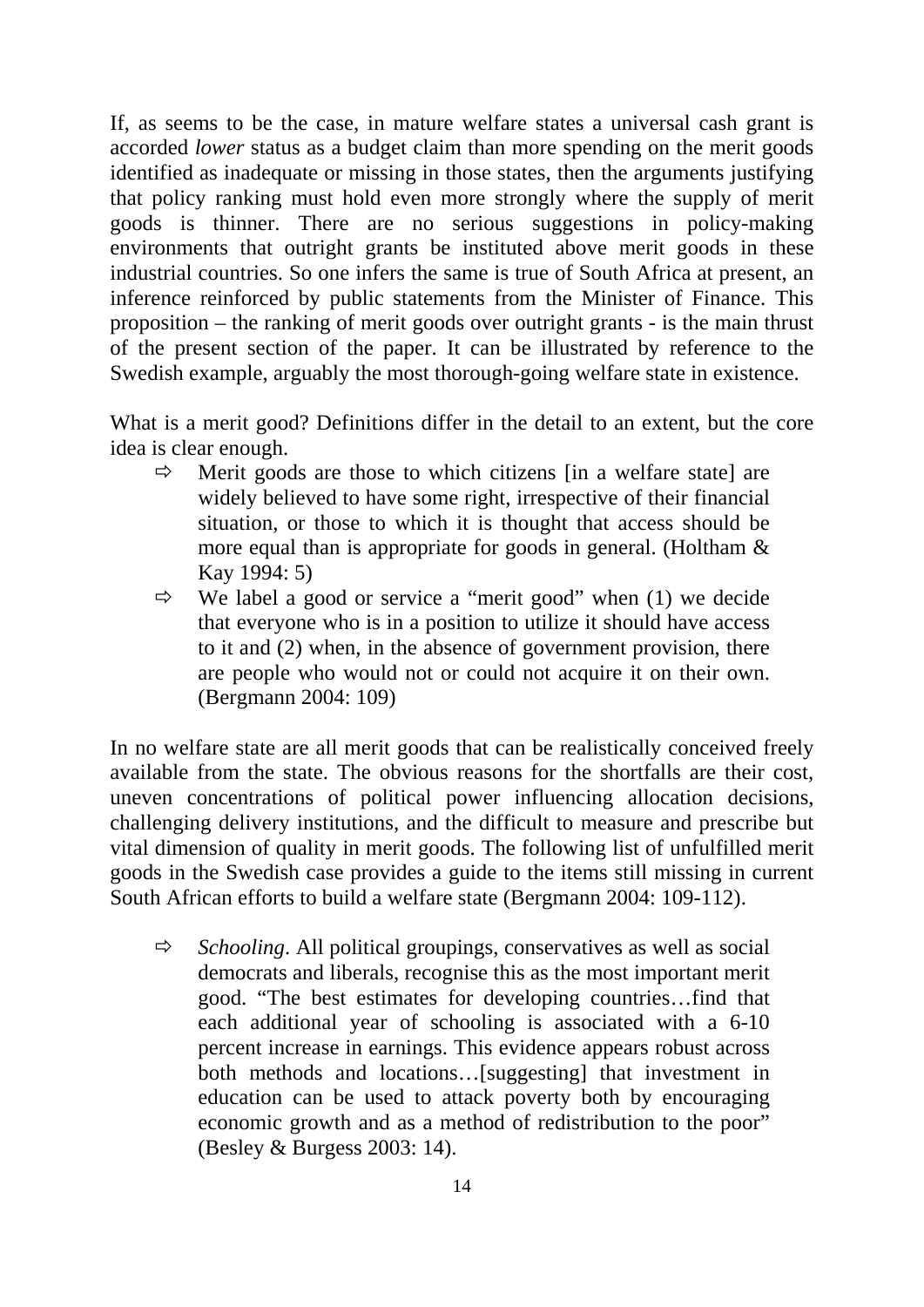If, as seems to be the case, in mature welfare states a universal cash grant is accorded *lower* status as a budget claim than more spending on the merit goods identified as inadequate or missing in those states, then the arguments justifying that policy ranking must hold even more strongly where the supply of merit goods is thinner. There are no serious suggestions in policy-making environments that outright grants be instituted above merit goods in these industrial countries. So one infers the same is true of South Africa at present, an inference reinforced by public statements from the Minister of Finance. This proposition – the ranking of merit goods over outright grants - is the main thrust of the present section of the paper. It can be illustrated by reference to the Swedish example, arguably the most thorough-going welfare state in existence.

What is a merit good? Definitions differ in the detail to an extent, but the core idea is clear enough.

- Merit goods are those to which citizens [in a welfare state] are widely believed to have some right, irrespective of their financial situation, or those to which it is thought that access should be more equal than is appropriate for goods in general. (Holtham & Kay 1994: 5)
- We label a good or service a "merit good" when (1) we decide that everyone who is in a position to utilize it should have access to it and (2) when, in the absence of government provision, there are people who would not or could not acquire it on their own. (Bergmann 2004: 109)

In no welfare state are all merit goods that can be realistically conceived freely available from the state. The obvious reasons for the shortfalls are their cost, uneven concentrations of political power influencing allocation decisions, challenging delivery institutions, and the difficult to measure and prescribe but vital dimension of quality in merit goods. The following list of unfulfilled merit goods in the Swedish case provides a guide to the items still missing in current South African efforts to build a welfare state (Bergmann 2004: 109-112).

- *Schooling*. All political groupings, conservatives as well as social democrats and liberals, recognise this as the most important merit good. "The best estimates for developing countries…find that each additional year of schooling is associated with a 6-10 percent increase in earnings. This evidence appears robust across both methods and locations…[suggesting] that investment in education can be used to attack poverty both by encouraging economic growth and as a method of redistribution to the poor" (Besley & Burgess 2003: 14).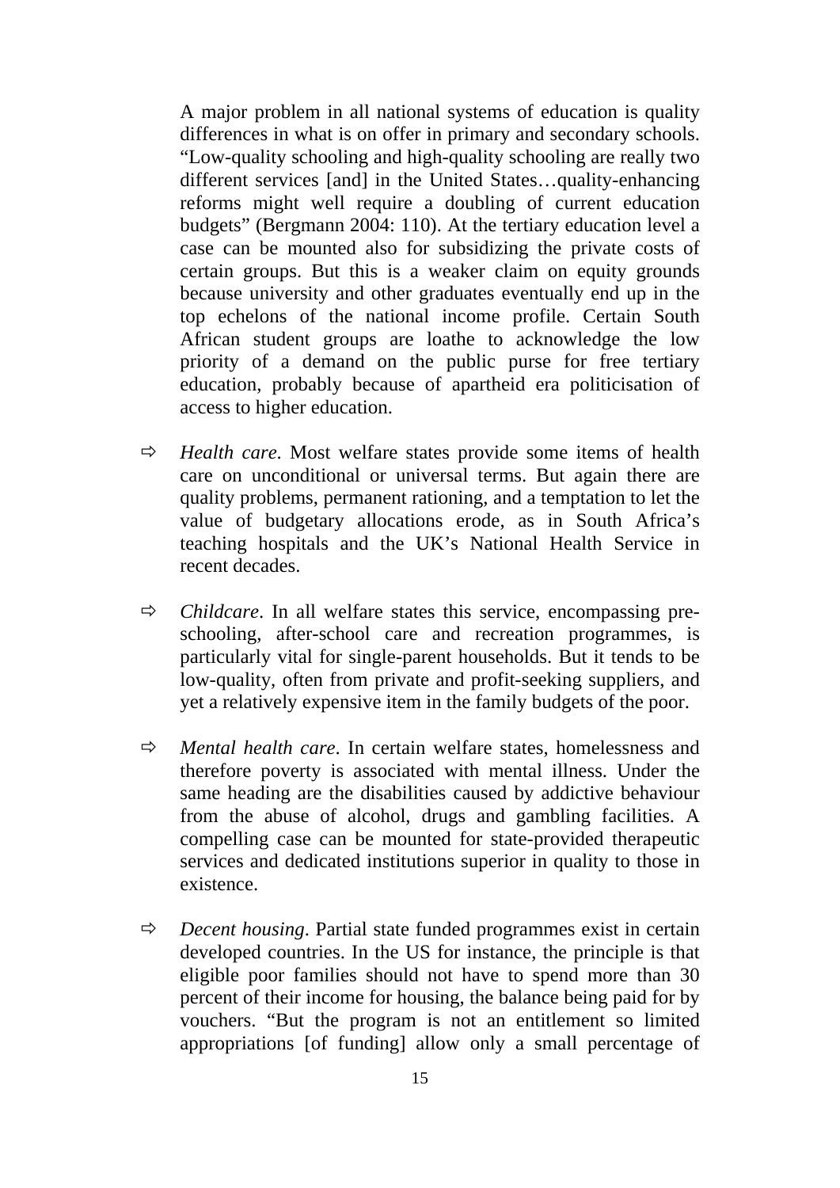A major problem in all national systems of education is quality differences in what is on offer in primary and secondary schools. "Low-quality schooling and high-quality schooling are really two different services [and] in the United States…quality-enhancing reforms might well require a doubling of current education budgets" (Bergmann 2004: 110). At the tertiary education level a case can be mounted also for subsidizing the private costs of certain groups. But this is a weaker claim on equity grounds because university and other graduates eventually end up in the top echelons of the national income profile. Certain South African student groups are loathe to acknowledge the low priority of a demand on the public purse for free tertiary education, probably because of apartheid era politicisation of access to higher education.

- *Health care*. Most welfare states provide some items of health care on unconditional or universal terms. But again there are quality problems, permanent rationing, and a temptation to let the value of budgetary allocations erode, as in South Africa's teaching hospitals and the UK's National Health Service in recent decades.

- *Childcare*. In all welfare states this service, encompassing pre-schooling, after-school care and recreation programmes, is particularly vital for single-parent households. But it tends to be low-quality, often from private and profit-seeking suppliers, and yet a relatively expensive item in the family budgets of the poor.

- *Mental health care*. In certain welfare states, homelessness and therefore poverty is associated with mental illness. Under the same heading are the disabilities caused by addictive behaviour from the abuse of alcohol, drugs and gambling facilities. A compelling case can be mounted for state-provided therapeutic services and dedicated institutions superior in quality to those in existence.

- *Decent housing*. Partial state funded programmes exist in certain developed countries. In the US for instance, the principle is that eligible poor families should not have to spend more than 30 percent of their income for housing, the balance being paid for by vouchers. "But the program is not an entitlement so limited appropriations [of funding] allow only a small percentage of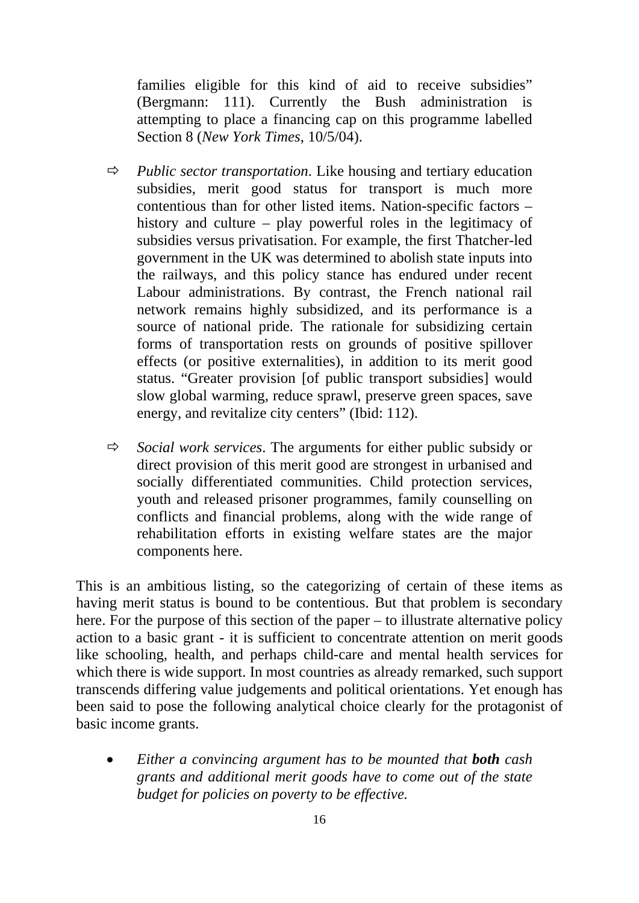families eligible for this kind of aid to receive subsidies" (Bergmann: 111). Currently the Bush administration is attempting to place a financing cap on this programme labelled Section 8 (*New York Times*, 10/5/04).

⇨ *Public sector transportation*. Like housing and tertiary education subsidies, merit good status for transport is much more contentious than for other listed items. Nation-specific factors – history and culture – play powerful roles in the legitimacy of subsidies versus privatisation. For example, the first Thatcher-led government in the UK was determined to abolish state inputs into the railways, and this policy stance has endured under recent Labour administrations. By contrast, the French national rail network remains highly subsidized, and its performance is a source of national pride. The rationale for subsidizing certain forms of transportation rests on grounds of positive spillover effects (or positive externalities), in addition to its merit good status. "Greater provision [of public transport subsidies] would slow global warming, reduce sprawl, preserve green spaces, save energy, and revitalize city centers" (Ibid: 112).

⇨ *Social work services*. The arguments for either public subsidy or direct provision of this merit good are strongest in urbanised and socially differentiated communities. Child protection services, youth and released prisoner programmes, family counselling on conflicts and financial problems, along with the wide range of rehabilitation efforts in existing welfare states are the major components here.

This is an ambitious listing, so the categorizing of certain of these items as having merit status is bound to be contentious. But that problem is secondary here. For the purpose of this section of the paper – to illustrate alternative policy action to a basic grant - it is sufficient to concentrate attention on merit goods like schooling, health, and perhaps child-care and mental health services for which there is wide support. In most countries as already remarked, such support transcends differing value judgements and political orientations. Yet enough has been said to pose the following analytical choice clearly for the protagonist of basic income grants.

- *Either a convincing argument has to be mounted that* ***both*** *cash grants and additional merit goods have to come out of the state budget for policies on poverty to be effective.*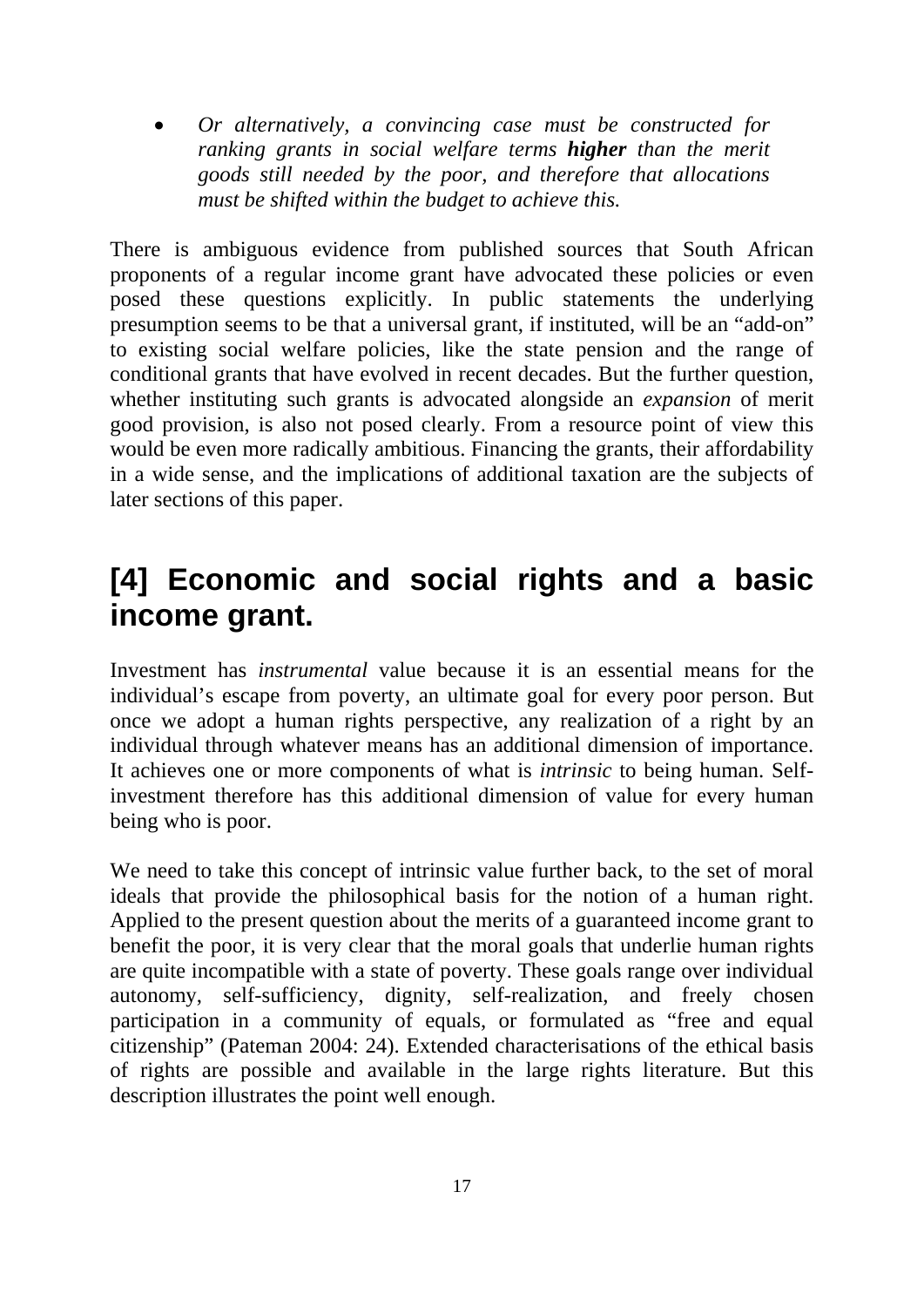- *Or alternatively, a convincing case must be constructed for ranking grants in social welfare terms **higher** than the merit goods still needed by the poor, and therefore that allocations must be shifted within the budget to achieve this.*

There is ambiguous evidence from published sources that South African proponents of a regular income grant have advocated these policies or even posed these questions explicitly. In public statements the underlying presumption seems to be that a universal grant, if instituted, will be an "add-on" to existing social welfare policies, like the state pension and the range of conditional grants that have evolved in recent decades. But the further question, whether instituting such grants is advocated alongside an *expansion* of merit good provision, is also not posed clearly. From a resource point of view this would be even more radically ambitious. Financing the grants, their affordability in a wide sense, and the implications of additional taxation are the subjects of later sections of this paper.

## [4] Economic and social rights and a basic income grant.

Investment has *instrumental* value because it is an essential means for the individual's escape from poverty, an ultimate goal for every poor person. But once we adopt a human rights perspective, any realization of a right by an individual through whatever means has an additional dimension of importance. It achieves one or more components of what is *intrinsic* to being human. Self-investment therefore has this additional dimension of value for every human being who is poor.

We need to take this concept of intrinsic value further back, to the set of moral ideals that provide the philosophical basis for the notion of a human right. Applied to the present question about the merits of a guaranteed income grant to benefit the poor, it is very clear that the moral goals that underlie human rights are quite incompatible with a state of poverty. These goals range over individual autonomy, self-sufficiency, dignity, self-realization, and freely chosen participation in a community of equals, or formulated as "free and equal citizenship" (Pateman 2004: 24). Extended characterisations of the ethical basis of rights are possible and available in the large rights literature. But this description illustrates the point well enough.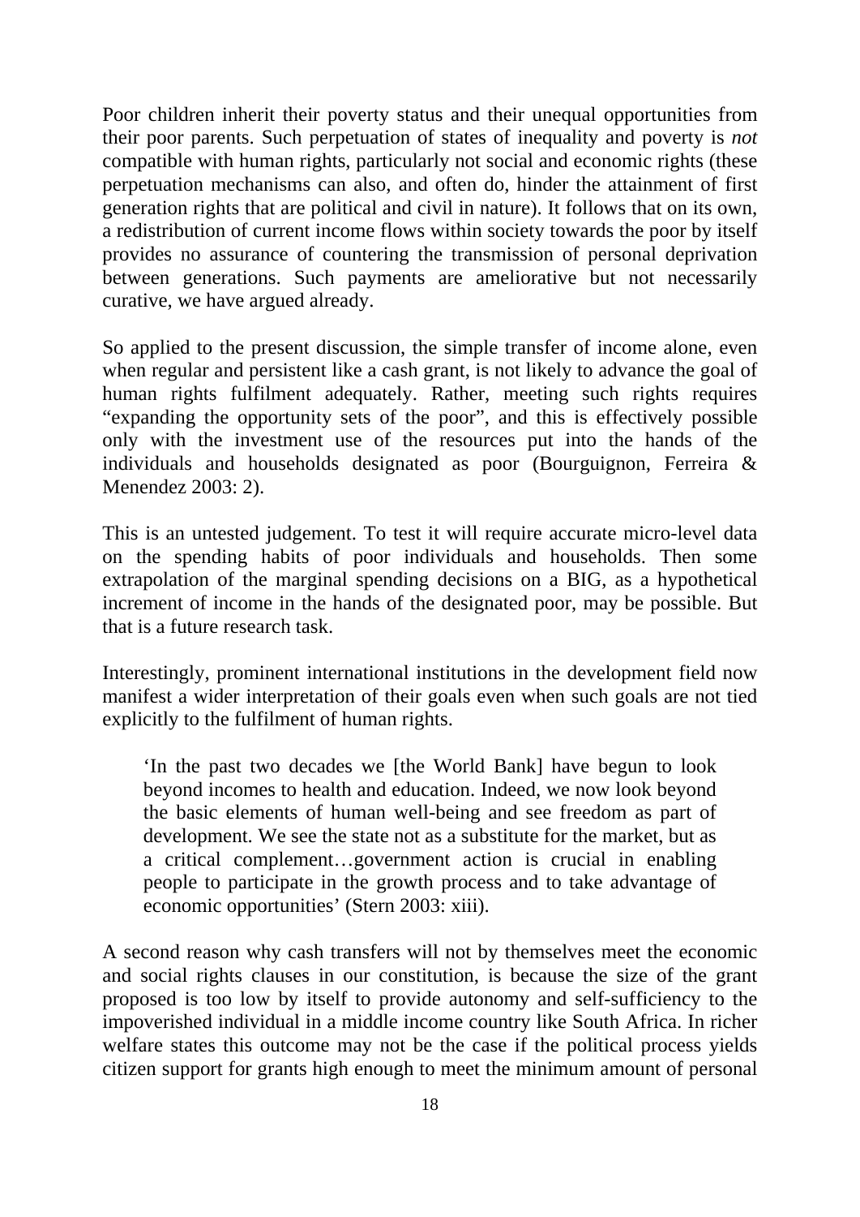Poor children inherit their poverty status and their unequal opportunities from their poor parents. Such perpetuation of states of inequality and poverty is *not* compatible with human rights, particularly not social and economic rights (these perpetuation mechanisms can also, and often do, hinder the attainment of first generation rights that are political and civil in nature). It follows that on its own, a redistribution of current income flows within society towards the poor by itself provides no assurance of countering the transmission of personal deprivation between generations. Such payments are ameliorative but not necessarily curative, we have argued already.

So applied to the present discussion, the simple transfer of income alone, even when regular and persistent like a cash grant, is not likely to advance the goal of human rights fulfilment adequately. Rather, meeting such rights requires "expanding the opportunity sets of the poor", and this is effectively possible only with the investment use of the resources put into the hands of the individuals and households designated as poor (Bourguignon, Ferreira & Menendez 2003: 2).

This is an untested judgement. To test it will require accurate micro-level data on the spending habits of poor individuals and households. Then some extrapolation of the marginal spending decisions on a BIG, as a hypothetical increment of income in the hands of the designated poor, may be possible. But that is a future research task.

Interestingly, prominent international institutions in the development field now manifest a wider interpretation of their goals even when such goals are not tied explicitly to the fulfilment of human rights.

> 'In the past two decades we [the World Bank] have begun to look beyond incomes to health and education. Indeed, we now look beyond the basic elements of human well-being and see freedom as part of development. We see the state not as a substitute for the market, but as a critical complement…government action is crucial in enabling people to participate in the growth process and to take advantage of economic opportunities' (Stern 2003: xiii).

A second reason why cash transfers will not by themselves meet the economic and social rights clauses in our constitution, is because the size of the grant proposed is too low by itself to provide autonomy and self-sufficiency to the impoverished individual in a middle income country like South Africa. In richer welfare states this outcome may not be the case if the political process yields citizen support for grants high enough to meet the minimum amount of personal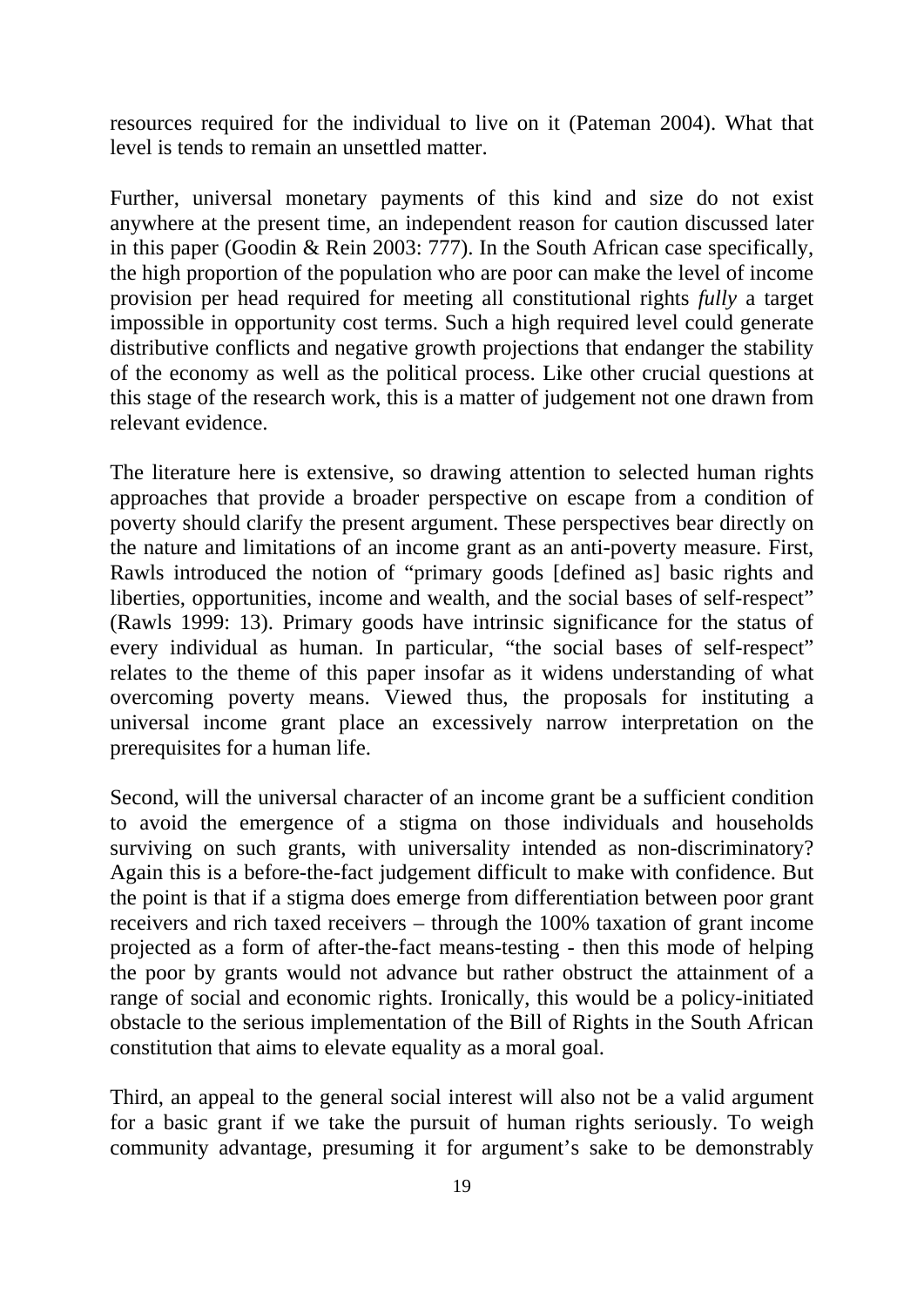resources required for the individual to live on it (Pateman 2004). What that level is tends to remain an unsettled matter.

Further, universal monetary payments of this kind and size do not exist anywhere at the present time, an independent reason for caution discussed later in this paper (Goodin & Rein 2003: 777). In the South African case specifically, the high proportion of the population who are poor can make the level of income provision per head required for meeting all constitutional rights *fully* a target impossible in opportunity cost terms. Such a high required level could generate distributive conflicts and negative growth projections that endanger the stability of the economy as well as the political process. Like other crucial questions at this stage of the research work, this is a matter of judgement not one drawn from relevant evidence.

The literature here is extensive, so drawing attention to selected human rights approaches that provide a broader perspective on escape from a condition of poverty should clarify the present argument. These perspectives bear directly on the nature and limitations of an income grant as an anti-poverty measure. First, Rawls introduced the notion of "primary goods [defined as] basic rights and liberties, opportunities, income and wealth, and the social bases of self-respect" (Rawls 1999: 13). Primary goods have intrinsic significance for the status of every individual as human. In particular, "the social bases of self-respect" relates to the theme of this paper insofar as it widens understanding of what overcoming poverty means. Viewed thus, the proposals for instituting a universal income grant place an excessively narrow interpretation on the prerequisites for a human life.

Second, will the universal character of an income grant be a sufficient condition to avoid the emergence of a stigma on those individuals and households surviving on such grants, with universality intended as non-discriminatory? Again this is a before-the-fact judgement difficult to make with confidence. But the point is that if a stigma does emerge from differentiation between poor grant receivers and rich taxed receivers – through the 100% taxation of grant income projected as a form of after-the-fact means-testing - then this mode of helping the poor by grants would not advance but rather obstruct the attainment of a range of social and economic rights. Ironically, this would be a policy-initiated obstacle to the serious implementation of the Bill of Rights in the South African constitution that aims to elevate equality as a moral goal.

Third, an appeal to the general social interest will also not be a valid argument for a basic grant if we take the pursuit of human rights seriously. To weigh community advantage, presuming it for argument's sake to be demonstrably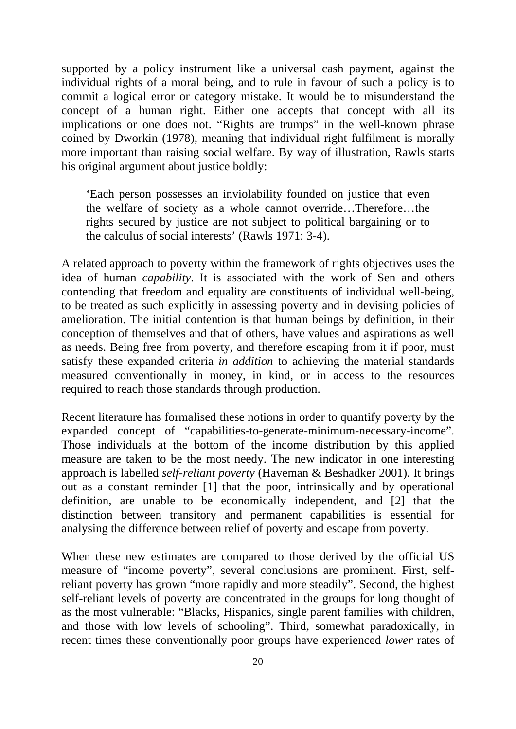supported by a policy instrument like a universal cash payment, against the individual rights of a moral being, and to rule in favour of such a policy is to commit a logical error or category mistake. It would be to misunderstand the concept of a human right. Either one accepts that concept with all its implications or one does not. "Rights are trumps" in the well-known phrase coined by Dworkin (1978), meaning that individual right fulfilment is morally more important than raising social welfare. By way of illustration, Rawls starts his original argument about justice boldly:

> 'Each person possesses an inviolability founded on justice that even the welfare of society as a whole cannot override…Therefore…the rights secured by justice are not subject to political bargaining or to the calculus of social interests' (Rawls 1971: 3-4).

A related approach to poverty within the framework of rights objectives uses the idea of human *capability*. It is associated with the work of Sen and others contending that freedom and equality are constituents of individual well-being, to be treated as such explicitly in assessing poverty and in devising policies of amelioration. The initial contention is that human beings by definition, in their conception of themselves and that of others, have values and aspirations as well as needs. Being free from poverty, and therefore escaping from it if poor, must satisfy these expanded criteria *in addition* to achieving the material standards measured conventionally in money, in kind, or in access to the resources required to reach those standards through production.

Recent literature has formalised these notions in order to quantify poverty by the expanded concept of "capabilities-to-generate-minimum-necessary-income". Those individuals at the bottom of the income distribution by this applied measure are taken to be the most needy. The new indicator in one interesting approach is labelled *self-reliant poverty* (Haveman & Beshadker 2001). It brings out as a constant reminder [1] that the poor, intrinsically and by operational definition, are unable to be economically independent, and [2] that the distinction between transitory and permanent capabilities is essential for analysing the difference between relief of poverty and escape from poverty.

When these new estimates are compared to those derived by the official US measure of "income poverty", several conclusions are prominent. First, self-reliant poverty has grown "more rapidly and more steadily". Second, the highest self-reliant levels of poverty are concentrated in the groups for long thought of as the most vulnerable: "Blacks, Hispanics, single parent families with children, and those with low levels of schooling". Third, somewhat paradoxically, in recent times these conventionally poor groups have experienced *lower* rates of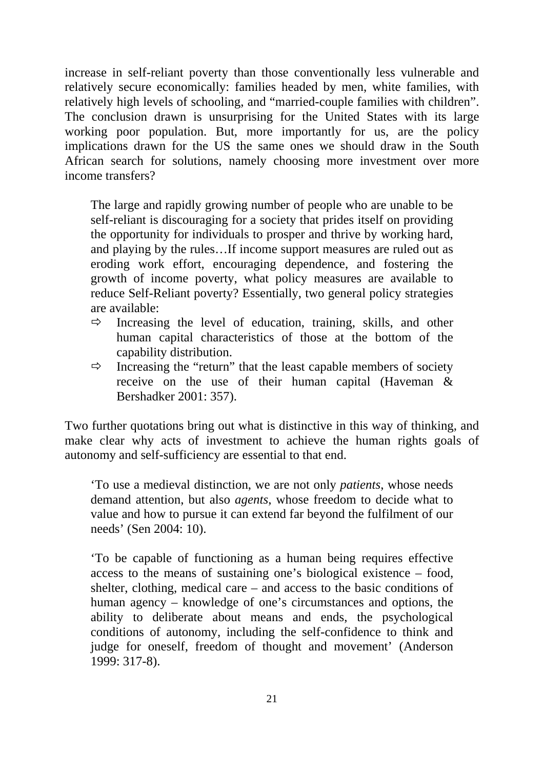increase in self-reliant poverty than those conventionally less vulnerable and relatively secure economically: families headed by men, white families, with relatively high levels of schooling, and “married-couple families with children”. The conclusion drawn is unsurprising for the United States with its large working poor population. But, more importantly for us, are the policy implications drawn for the US the same ones we should draw in the South African search for solutions, namely choosing more investment over more income transfers?

> The large and rapidly growing number of people who are unable to be self-reliant is discouraging for a society that prides itself on providing the opportunity for individuals to prosper and thrive by working hard, and playing by the rules…If income support measures are ruled out as eroding work effort, encouraging dependence, and fostering the growth of income poverty, what policy measures are available to reduce Self-Reliant poverty? Essentially, two general policy strategies are available:
>
> ⇨ Increasing the level of education, training, skills, and other human capital characteristics of those at the bottom of the capability distribution.
>
> ⇨ Increasing the “return” that the least capable members of society receive on the use of their human capital (Haveman & Bershadker 2001: 357).

Two further quotations bring out what is distinctive in this way of thinking, and make clear why acts of investment to achieve the human rights goals of autonomy and self-sufficiency are essential to that end.

> ‘To use a medieval distinction, we are not only *patients*, whose needs demand attention, but also *agents*, whose freedom to decide what to value and how to pursue it can extend far beyond the fulfilment of our needs’ (Sen 2004: 10).

> ‘To be capable of functioning as a human being requires effective access to the means of sustaining one’s biological existence – food, shelter, clothing, medical care – and access to the basic conditions of human agency – knowledge of one’s circumstances and options, the ability to deliberate about means and ends, the psychological conditions of autonomy, including the self-confidence to think and judge for oneself, freedom of thought and movement’ (Anderson 1999: 317-8).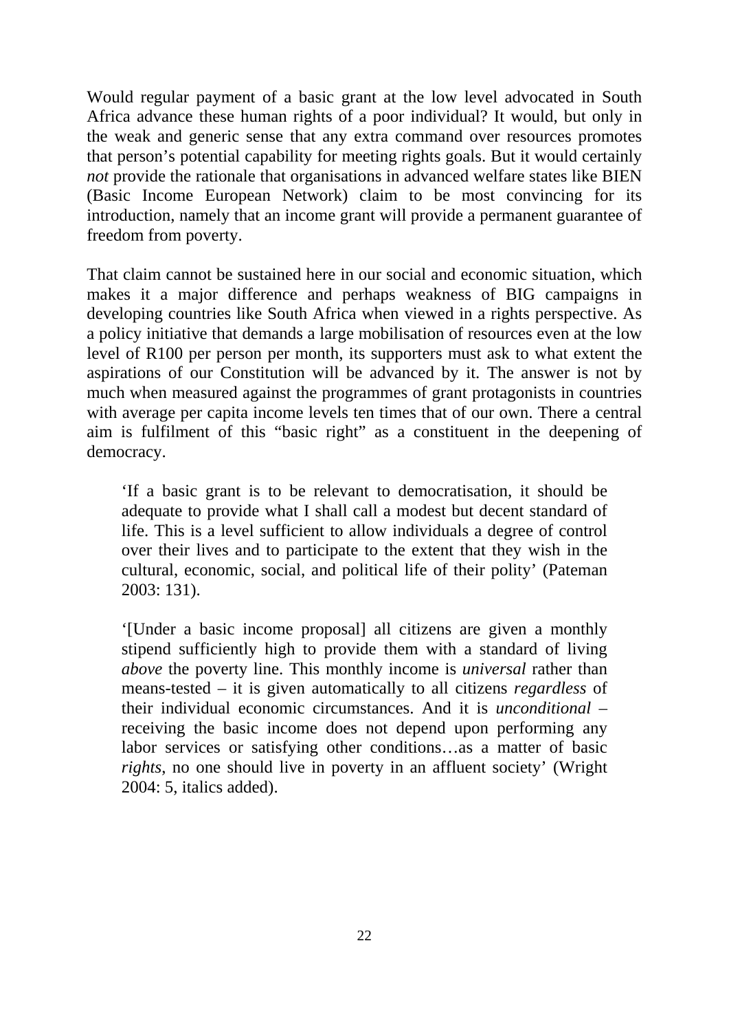Would regular payment of a basic grant at the low level advocated in South Africa advance these human rights of a poor individual? It would, but only in the weak and generic sense that any extra command over resources promotes that person's potential capability for meeting rights goals. But it would certainly *not* provide the rationale that organisations in advanced welfare states like BIEN (Basic Income European Network) claim to be most convincing for its introduction, namely that an income grant will provide a permanent guarantee of freedom from poverty.

That claim cannot be sustained here in our social and economic situation, which makes it a major difference and perhaps weakness of BIG campaigns in developing countries like South Africa when viewed in a rights perspective. As a policy initiative that demands a large mobilisation of resources even at the low level of R100 per person per month, its supporters must ask to what extent the aspirations of our Constitution will be advanced by it. The answer is not by much when measured against the programmes of grant protagonists in countries with average per capita income levels ten times that of our own. There a central aim is fulfilment of this "basic right" as a constituent in the deepening of democracy.

> 'If a basic grant is to be relevant to democratisation, it should be adequate to provide what I shall call a modest but decent standard of life. This is a level sufficient to allow individuals a degree of control over their lives and to participate to the extent that they wish in the cultural, economic, social, and political life of their polity' (Pateman 2003: 131).

> '[Under a basic income proposal] all citizens are given a monthly stipend sufficiently high to provide them with a standard of living *above* the poverty line. This monthly income is *universal* rather than means-tested – it is given automatically to all citizens *regardless* of their individual economic circumstances. And it is *unconditional* – receiving the basic income does not depend upon performing any labor services or satisfying other conditions…as a matter of basic *rights*, no one should live in poverty in an affluent society' (Wright 2004: 5, italics added).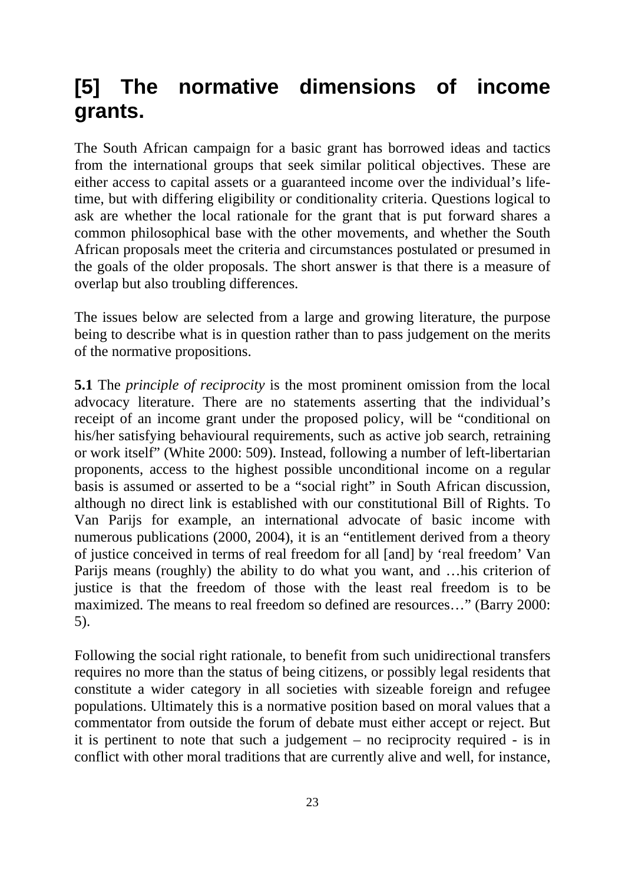# [5] The normative dimensions of income grants.

The South African campaign for a basic grant has borrowed ideas and tactics from the international groups that seek similar political objectives. These are either access to capital assets or a guaranteed income over the individual's life-time, but with differing eligibility or conditionality criteria. Questions logical to ask are whether the local rationale for the grant that is put forward shares a common philosophical base with the other movements, and whether the South African proposals meet the criteria and circumstances postulated or presumed in the goals of the older proposals. The short answer is that there is a measure of overlap but also troubling differences.

The issues below are selected from a large and growing literature, the purpose being to describe what is in question rather than to pass judgement on the merits of the normative propositions.

**5.1** The *principle of reciprocity* is the most prominent omission from the local advocacy literature. There are no statements asserting that the individual's receipt of an income grant under the proposed policy, will be "conditional on his/her satisfying behavioural requirements, such as active job search, retraining or work itself" (White 2000: 509). Instead, following a number of left-libertarian proponents, access to the highest possible unconditional income on a regular basis is assumed or asserted to be a "social right" in South African discussion, although no direct link is established with our constitutional Bill of Rights. To Van Parijs for example, an international advocate of basic income with numerous publications (2000, 2004), it is an "entitlement derived from a theory of justice conceived in terms of real freedom for all [and] by 'real freedom' Van Parijs means (roughly) the ability to do what you want, and …his criterion of justice is that the freedom of those with the least real freedom is to be maximized. The means to real freedom so defined are resources…" (Barry 2000: 5).

Following the social right rationale, to benefit from such unidirectional transfers requires no more than the status of being citizens, or possibly legal residents that constitute a wider category in all societies with sizeable foreign and refugee populations. Ultimately this is a normative position based on moral values that a commentator from outside the forum of debate must either accept or reject. But it is pertinent to note that such a judgement – no reciprocity required - is in conflict with other moral traditions that are currently alive and well, for instance,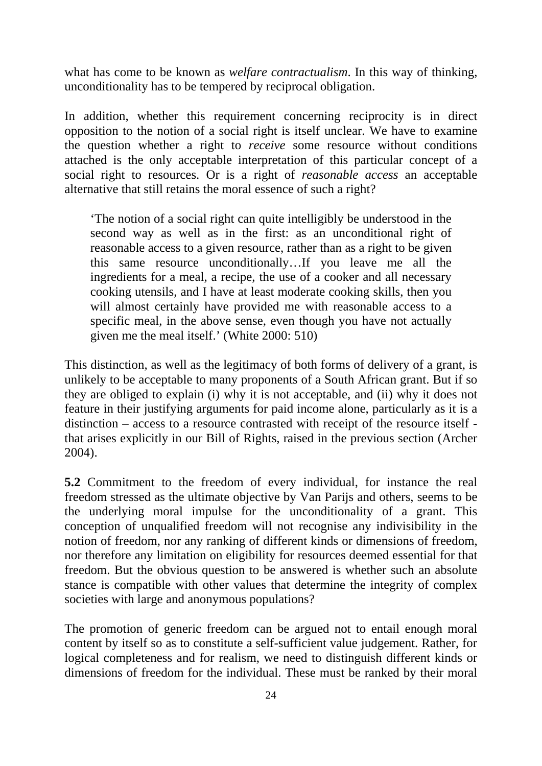what has come to be known as *welfare contractualism*. In this way of thinking, unconditionality has to be tempered by reciprocal obligation.

In addition, whether this requirement concerning reciprocity is in direct opposition to the notion of a social right is itself unclear. We have to examine the question whether a right to *receive* some resource without conditions attached is the only acceptable interpretation of this particular concept of a social right to resources. Or is a right of *reasonable access* an acceptable alternative that still retains the moral essence of such a right?

> 'The notion of a social right can quite intelligibly be understood in the second way as well as in the first: as an unconditional right of reasonable access to a given resource, rather than as a right to be given this same resource unconditionally…If you leave me all the ingredients for a meal, a recipe, the use of a cooker and all necessary cooking utensils, and I have at least moderate cooking skills, then you will almost certainly have provided me with reasonable access to a specific meal, in the above sense, even though you have not actually given me the meal itself.' (White 2000: 510)

This distinction, as well as the legitimacy of both forms of delivery of a grant, is unlikely to be acceptable to many proponents of a South African grant. But if so they are obliged to explain (i) why it is not acceptable, and (ii) why it does not feature in their justifying arguments for paid income alone, particularly as it is a distinction – access to a resource contrasted with receipt of the resource itself - that arises explicitly in our Bill of Rights, raised in the previous section (Archer 2004).

**5.2** Commitment to the freedom of every individual, for instance the real freedom stressed as the ultimate objective by Van Parijs and others, seems to be the underlying moral impulse for the unconditionality of a grant. This conception of unqualified freedom will not recognise any indivisibility in the notion of freedom, nor any ranking of different kinds or dimensions of freedom, nor therefore any limitation on eligibility for resources deemed essential for that freedom. But the obvious question to be answered is whether such an absolute stance is compatible with other values that determine the integrity of complex societies with large and anonymous populations?

The promotion of generic freedom can be argued not to entail enough moral content by itself so as to constitute a self-sufficient value judgement. Rather, for logical completeness and for realism, we need to distinguish different kinds or dimensions of freedom for the individual. These must be ranked by their moral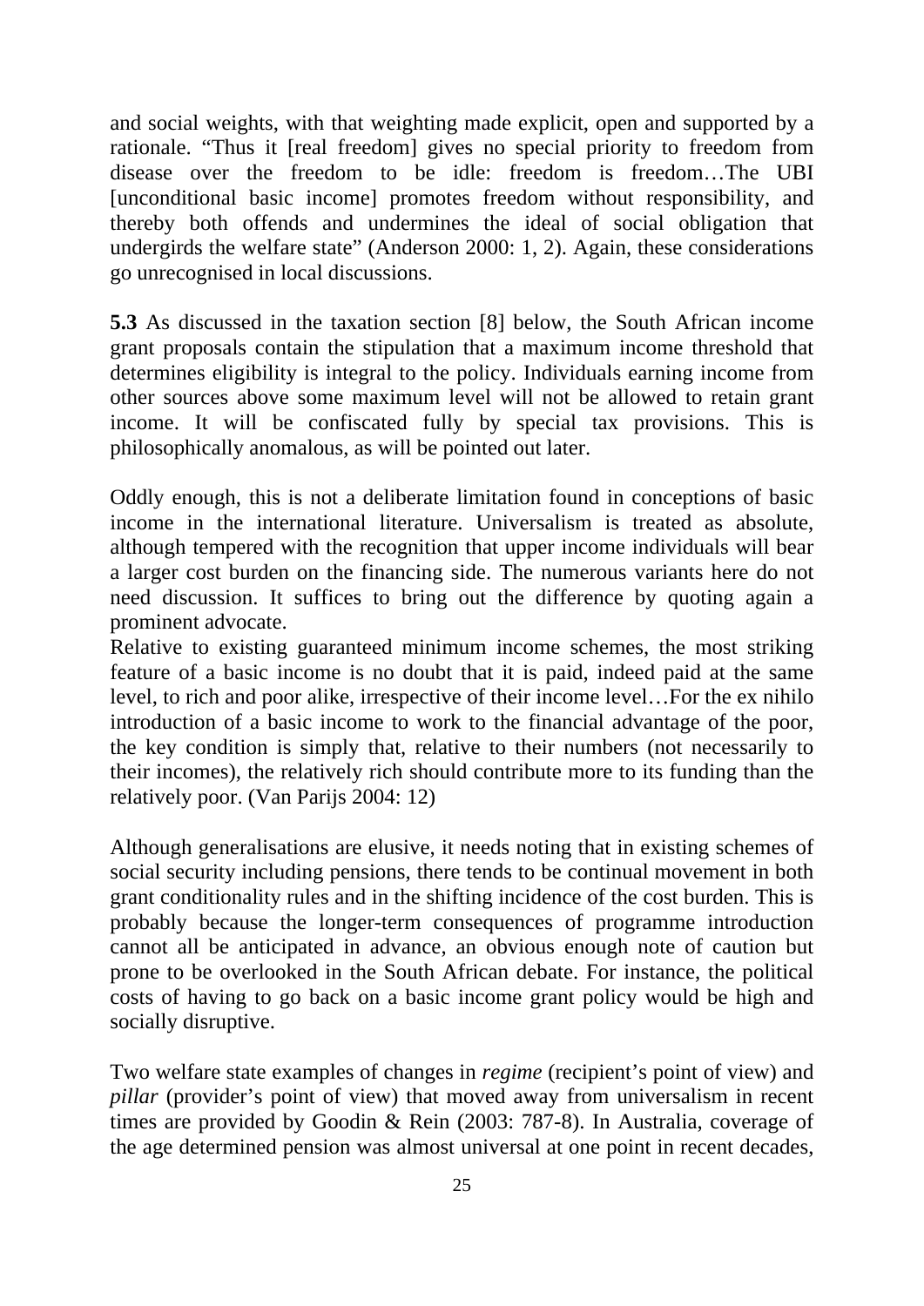and social weights, with that weighting made explicit, open and supported by a rationale. "Thus it [real freedom] gives no special priority to freedom from disease over the freedom to be idle: freedom is freedom…The UBI [unconditional basic income] promotes freedom without responsibility, and thereby both offends and undermines the ideal of social obligation that undergirds the welfare state" (Anderson 2000: 1, 2). Again, these considerations go unrecognised in local discussions.

**5.3** As discussed in the taxation section [8] below, the South African income grant proposals contain the stipulation that a maximum income threshold that determines eligibility is integral to the policy. Individuals earning income from other sources above some maximum level will not be allowed to retain grant income. It will be confiscated fully by special tax provisions. This is philosophically anomalous, as will be pointed out later.

Oddly enough, this is not a deliberate limitation found in conceptions of basic income in the international literature. Universalism is treated as absolute, although tempered with the recognition that upper income individuals will bear a larger cost burden on the financing side. The numerous variants here do not need discussion. It suffices to bring out the difference by quoting again a prominent advocate.

Relative to existing guaranteed minimum income schemes, the most striking feature of a basic income is no doubt that it is paid, indeed paid at the same level, to rich and poor alike, irrespective of their income level…For the ex nihilo introduction of a basic income to work to the financial advantage of the poor, the key condition is simply that, relative to their numbers (not necessarily to their incomes), the relatively rich should contribute more to its funding than the relatively poor. (Van Parijs 2004: 12)

Although generalisations are elusive, it needs noting that in existing schemes of social security including pensions, there tends to be continual movement in both grant conditionality rules and in the shifting incidence of the cost burden. This is probably because the longer-term consequences of programme introduction cannot all be anticipated in advance, an obvious enough note of caution but prone to be overlooked in the South African debate. For instance, the political costs of having to go back on a basic income grant policy would be high and socially disruptive.

Two welfare state examples of changes in *regime* (recipient's point of view) and *pillar* (provider's point of view) that moved away from universalism in recent times are provided by Goodin & Rein (2003: 787-8). In Australia, coverage of the age determined pension was almost universal at one point in recent decades,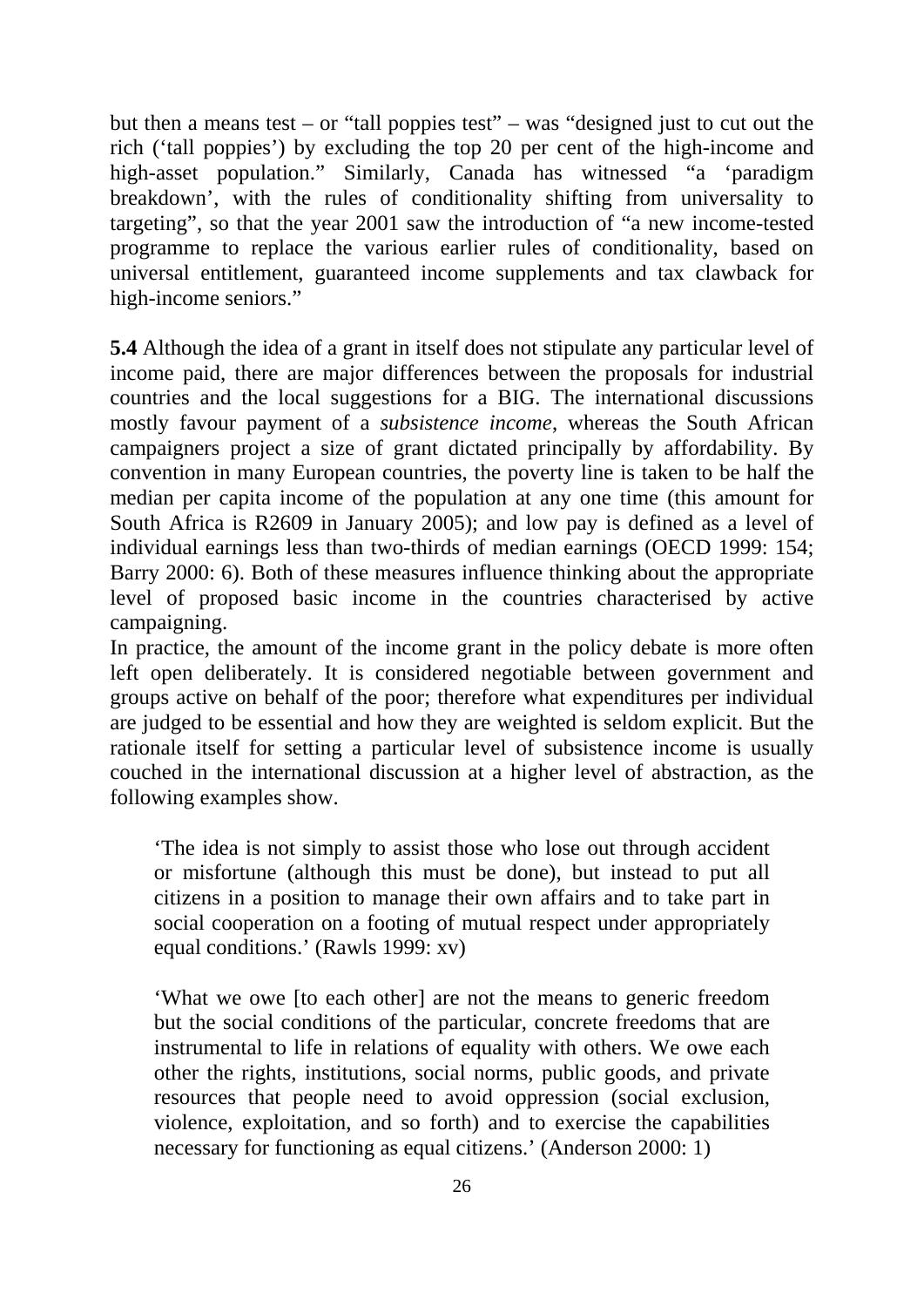but then a means test – or "tall poppies test" – was "designed just to cut out the rich ('tall poppies') by excluding the top 20 per cent of the high-income and high-asset population." Similarly, Canada has witnessed "a 'paradigm breakdown', with the rules of conditionality shifting from universality to targeting", so that the year 2001 saw the introduction of "a new income-tested programme to replace the various earlier rules of conditionality, based on universal entitlement, guaranteed income supplements and tax clawback for high-income seniors."

**5.4** Although the idea of a grant in itself does not stipulate any particular level of income paid, there are major differences between the proposals for industrial countries and the local suggestions for a BIG. The international discussions mostly favour payment of a *subsistence income*, whereas the South African campaigners project a size of grant dictated principally by affordability. By convention in many European countries, the poverty line is taken to be half the median per capita income of the population at any one time (this amount for South Africa is R2609 in January 2005); and low pay is defined as a level of individual earnings less than two-thirds of median earnings (OECD 1999: 154; Barry 2000: 6). Both of these measures influence thinking about the appropriate level of proposed basic income in the countries characterised by active campaigning.

In practice, the amount of the income grant in the policy debate is more often left open deliberately. It is considered negotiable between government and groups active on behalf of the poor; therefore what expenditures per individual are judged to be essential and how they are weighted is seldom explicit. But the rationale itself for setting a particular level of subsistence income is usually couched in the international discussion at a higher level of abstraction, as the following examples show.

> 'The idea is not simply to assist those who lose out through accident or misfortune (although this must be done), but instead to put all citizens in a position to manage their own affairs and to take part in social cooperation on a footing of mutual respect under appropriately equal conditions.' (Rawls 1999: xv)

> 'What we owe [to each other] are not the means to generic freedom but the social conditions of the particular, concrete freedoms that are instrumental to life in relations of equality with others. We owe each other the rights, institutions, social norms, public goods, and private resources that people need to avoid oppression (social exclusion, violence, exploitation, and so forth) and to exercise the capabilities necessary for functioning as equal citizens.' (Anderson 2000: 1)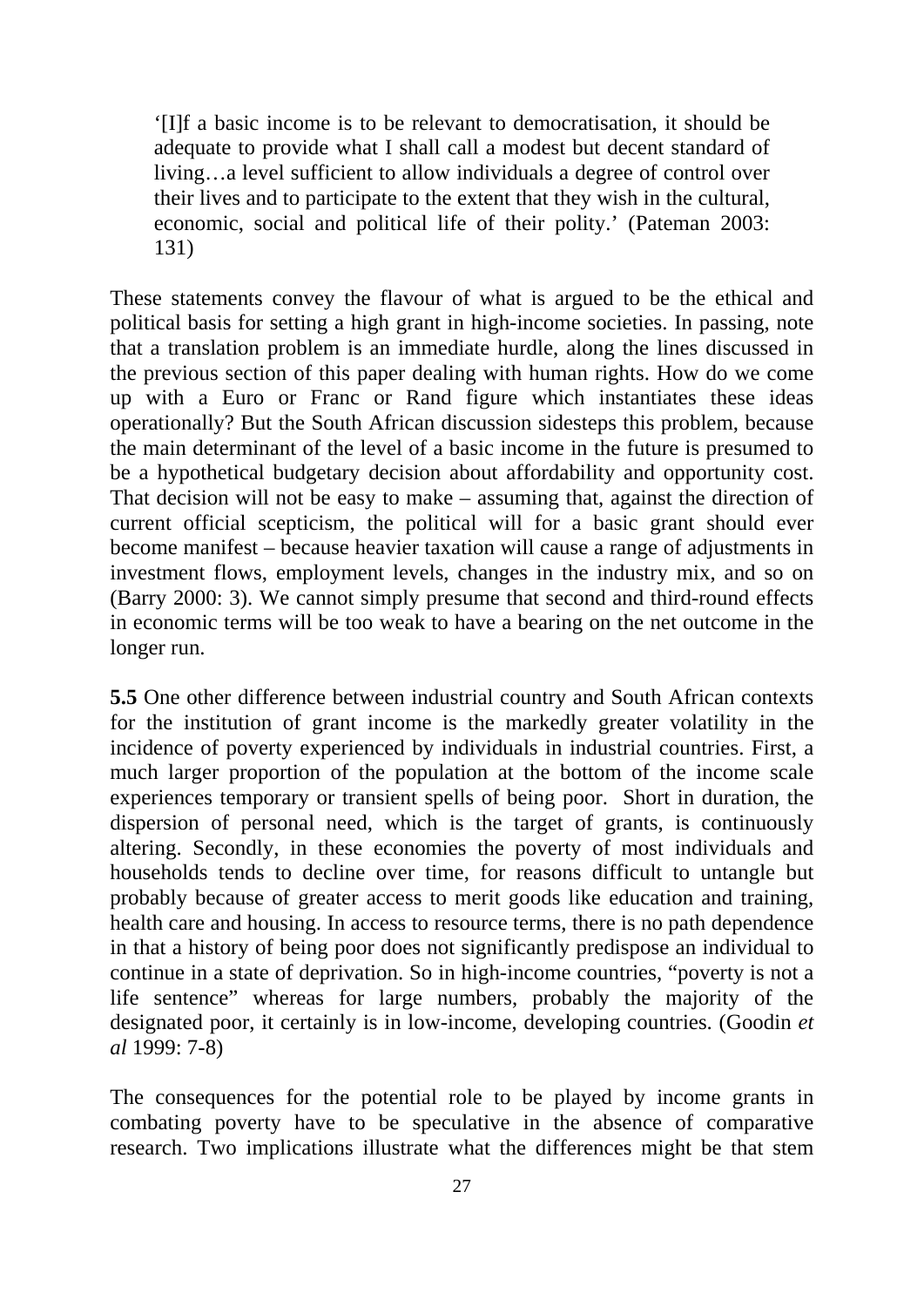> '[I]f a basic income is to be relevant to democratisation, it should be adequate to provide what I shall call a modest but decent standard of living…a level sufficient to allow individuals a degree of control over their lives and to participate to the extent that they wish in the cultural, economic, social and political life of their polity.' (Pateman 2003: 131)

These statements convey the flavour of what is argued to be the ethical and political basis for setting a high grant in high-income societies. In passing, note that a translation problem is an immediate hurdle, along the lines discussed in the previous section of this paper dealing with human rights. How do we come up with a Euro or Franc or Rand figure which instantiates these ideas operationally? But the South African discussion sidesteps this problem, because the main determinant of the level of a basic income in the future is presumed to be a hypothetical budgetary decision about affordability and opportunity cost. That decision will not be easy to make – assuming that, against the direction of current official scepticism, the political will for a basic grant should ever become manifest – because heavier taxation will cause a range of adjustments in investment flows, employment levels, changes in the industry mix, and so on (Barry 2000: 3). We cannot simply presume that second and third-round effects in economic terms will be too weak to have a bearing on the net outcome in the longer run.

**5.5** One other difference between industrial country and South African contexts for the institution of grant income is the markedly greater volatility in the incidence of poverty experienced by individuals in industrial countries. First, a much larger proportion of the population at the bottom of the income scale experiences temporary or transient spells of being poor. Short in duration, the dispersion of personal need, which is the target of grants, is continuously altering. Secondly, in these economies the poverty of most individuals and households tends to decline over time, for reasons difficult to untangle but probably because of greater access to merit goods like education and training, health care and housing. In access to resource terms, there is no path dependence in that a history of being poor does not significantly predispose an individual to continue in a state of deprivation. So in high-income countries, "poverty is not a life sentence" whereas for large numbers, probably the majority of the designated poor, it certainly is in low-income, developing countries. (Goodin *et al* 1999: 7-8)

The consequences for the potential role to be played by income grants in combating poverty have to be speculative in the absence of comparative research. Two implications illustrate what the differences might be that stem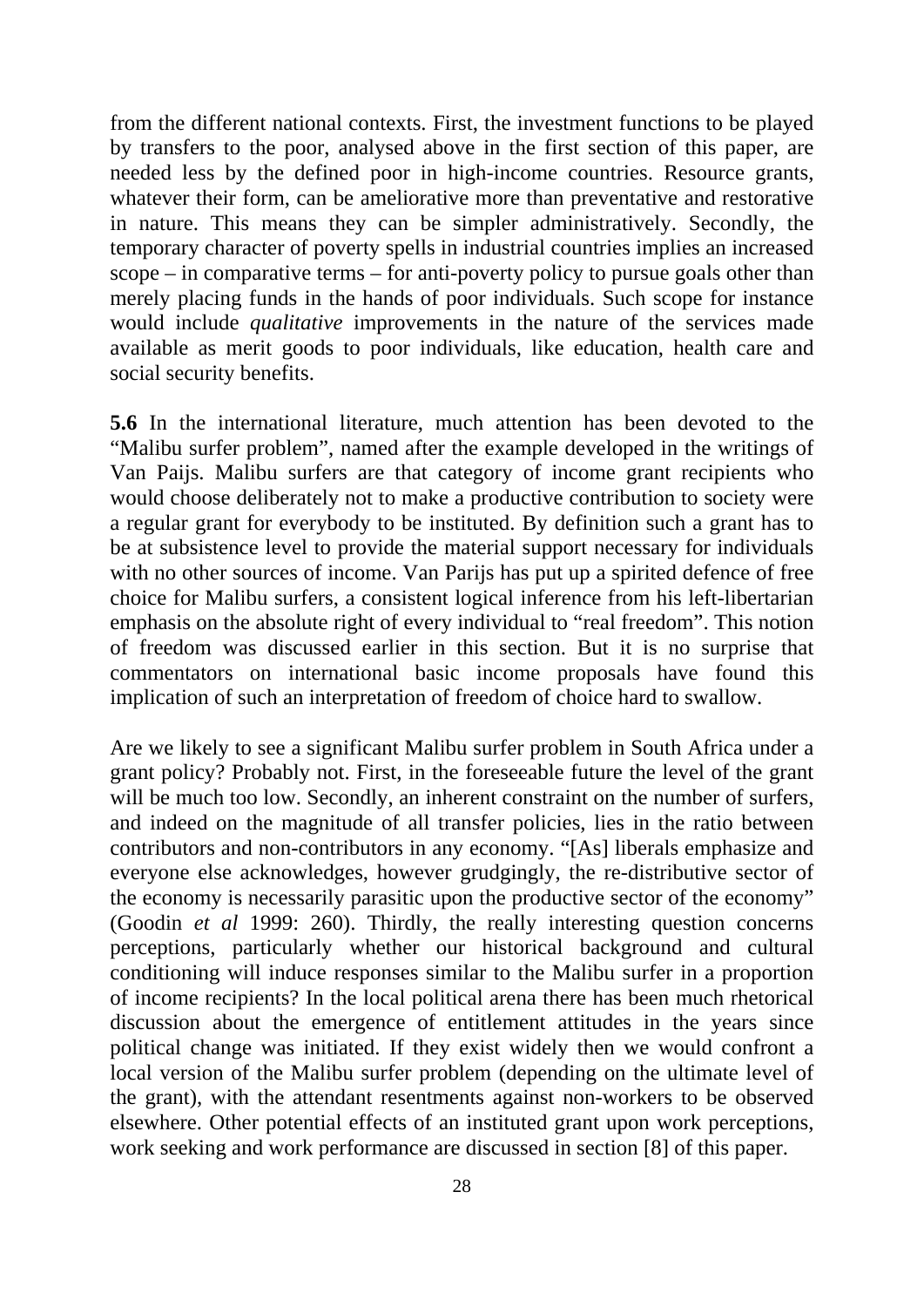from the different national contexts. First, the investment functions to be played by transfers to the poor, analysed above in the first section of this paper, are needed less by the defined poor in high-income countries. Resource grants, whatever their form, can be ameliorative more than preventative and restorative in nature. This means they can be simpler administratively. Secondly, the temporary character of poverty spells in industrial countries implies an increased scope – in comparative terms – for anti-poverty policy to pursue goals other than merely placing funds in the hands of poor individuals. Such scope for instance would include *qualitative* improvements in the nature of the services made available as merit goods to poor individuals, like education, health care and social security benefits.

**5.6** In the international literature, much attention has been devoted to the "Malibu surfer problem", named after the example developed in the writings of Van Paijs. Malibu surfers are that category of income grant recipients who would choose deliberately not to make a productive contribution to society were a regular grant for everybody to be instituted. By definition such a grant has to be at subsistence level to provide the material support necessary for individuals with no other sources of income. Van Parijs has put up a spirited defence of free choice for Malibu surfers, a consistent logical inference from his left-libertarian emphasis on the absolute right of every individual to "real freedom". This notion of freedom was discussed earlier in this section. But it is no surprise that commentators on international basic income proposals have found this implication of such an interpretation of freedom of choice hard to swallow.

Are we likely to see a significant Malibu surfer problem in South Africa under a grant policy? Probably not. First, in the foreseeable future the level of the grant will be much too low. Secondly, an inherent constraint on the number of surfers, and indeed on the magnitude of all transfer policies, lies in the ratio between contributors and non-contributors in any economy. "[As] liberals emphasize and everyone else acknowledges, however grudgingly, the re-distributive sector of the economy is necessarily parasitic upon the productive sector of the economy" (Goodin *et al* 1999: 260). Thirdly, the really interesting question concerns perceptions, particularly whether our historical background and cultural conditioning will induce responses similar to the Malibu surfer in a proportion of income recipients? In the local political arena there has been much rhetorical discussion about the emergence of entitlement attitudes in the years since political change was initiated. If they exist widely then we would confront a local version of the Malibu surfer problem (depending on the ultimate level of the grant), with the attendant resentments against non-workers to be observed elsewhere. Other potential effects of an instituted grant upon work perceptions, work seeking and work performance are discussed in section [8] of this paper.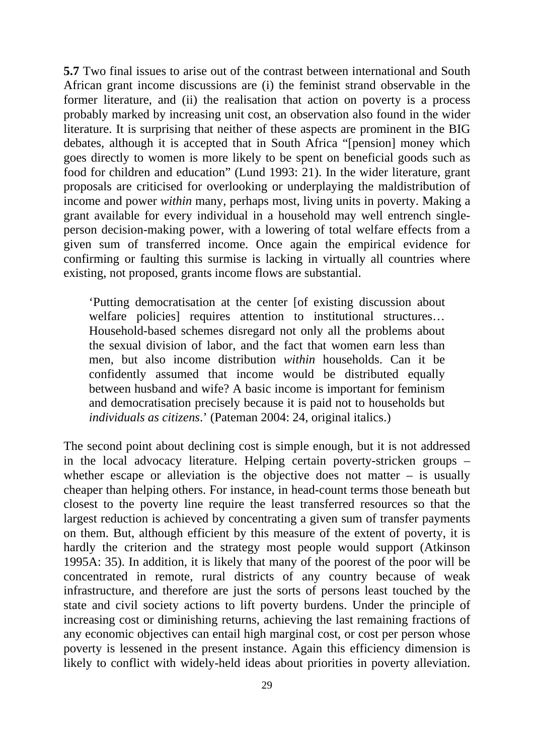**5.7** Two final issues to arise out of the contrast between international and South African grant income discussions are (i) the feminist strand observable in the former literature, and (ii) the realisation that action on poverty is a process probably marked by increasing unit cost, an observation also found in the wider literature. It is surprising that neither of these aspects are prominent in the BIG debates, although it is accepted that in South Africa "[pension] money which goes directly to women is more likely to be spent on beneficial goods such as food for children and education" (Lund 1993: 21). In the wider literature, grant proposals are criticised for overlooking or underplaying the maldistribution of income and power *within* many, perhaps most, living units in poverty. Making a grant available for every individual in a household may well entrench single-person decision-making power, with a lowering of total welfare effects from a given sum of transferred income. Once again the empirical evidence for confirming or faulting this surmise is lacking in virtually all countries where existing, not proposed, grants income flows are substantial.

> 'Putting democratisation at the center [of existing discussion about welfare policies] requires attention to institutional structures… Household-based schemes disregard not only all the problems about the sexual division of labor, and the fact that women earn less than men, but also income distribution *within* households. Can it be confidently assumed that income would be distributed equally between husband and wife? A basic income is important for feminism and democratisation precisely because it is paid not to households but *individuals as citizens*.' (Pateman 2004: 24, original italics.)

The second point about declining cost is simple enough, but it is not addressed in the local advocacy literature. Helping certain poverty-stricken groups – whether escape or alleviation is the objective does not matter – is usually cheaper than helping others. For instance, in head-count terms those beneath but closest to the poverty line require the least transferred resources so that the largest reduction is achieved by concentrating a given sum of transfer payments on them. But, although efficient by this measure of the extent of poverty, it is hardly the criterion and the strategy most people would support (Atkinson 1995A: 35). In addition, it is likely that many of the poorest of the poor will be concentrated in remote, rural districts of any country because of weak infrastructure, and therefore are just the sorts of persons least touched by the state and civil society actions to lift poverty burdens. Under the principle of increasing cost or diminishing returns, achieving the last remaining fractions of any economic objectives can entail high marginal cost, or cost per person whose poverty is lessened in the present instance. Again this efficiency dimension is likely to conflict with widely-held ideas about priorities in poverty alleviation.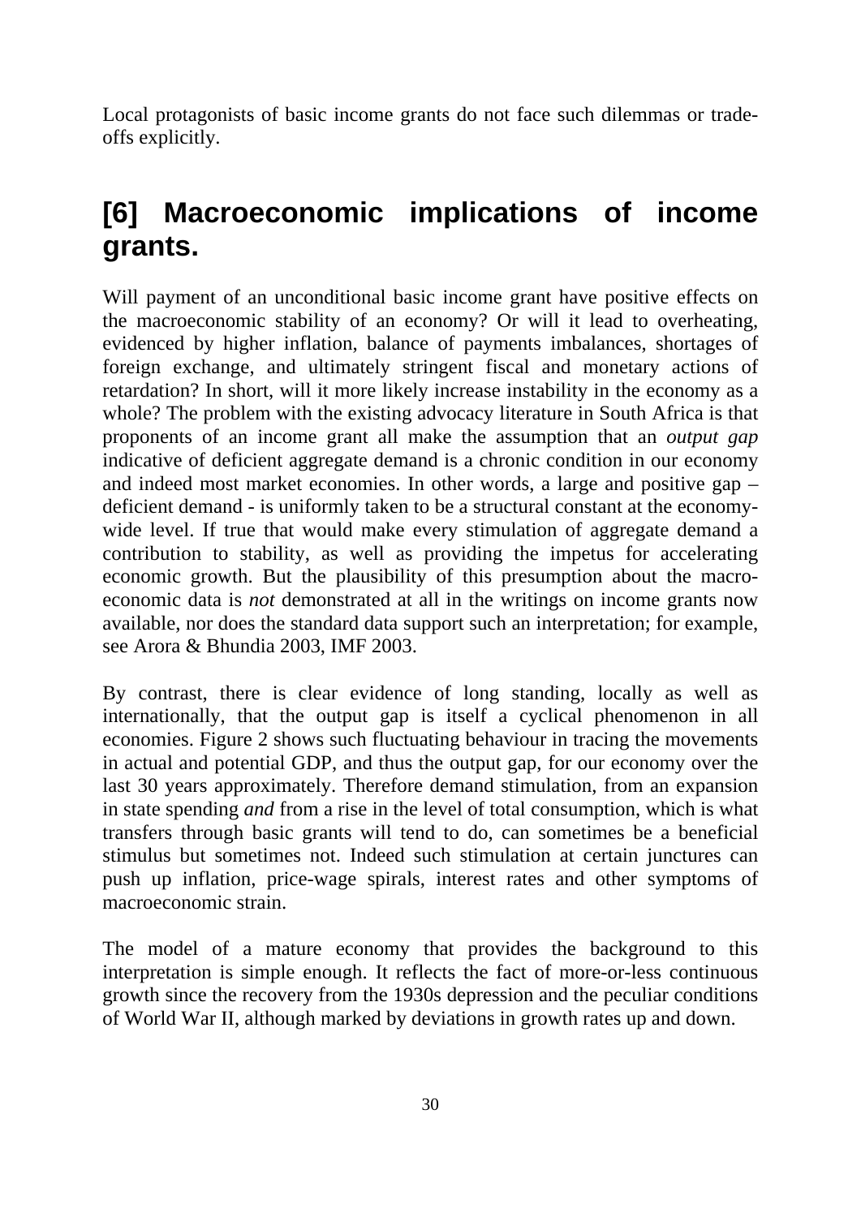Local protagonists of basic income grants do not face such dilemmas or trade-offs explicitly.

## [6] Macroeconomic implications of income grants.

Will payment of an unconditional basic income grant have positive effects on the macroeconomic stability of an economy? Or will it lead to overheating, evidenced by higher inflation, balance of payments imbalances, shortages of foreign exchange, and ultimately stringent fiscal and monetary actions of retardation? In short, will it more likely increase instability in the economy as a whole? The problem with the existing advocacy literature in South Africa is that proponents of an income grant all make the assumption that an *output gap* indicative of deficient aggregate demand is a chronic condition in our economy and indeed most market economies. In other words, a large and positive gap – deficient demand - is uniformly taken to be a structural constant at the economy-wide level. If true that would make every stimulation of aggregate demand a contribution to stability, as well as providing the impetus for accelerating economic growth. But the plausibility of this presumption about the macro-economic data is *not* demonstrated at all in the writings on income grants now available, nor does the standard data support such an interpretation; for example, see Arora & Bhundia 2003, IMF 2003.

By contrast, there is clear evidence of long standing, locally as well as internationally, that the output gap is itself a cyclical phenomenon in all economies. Figure 2 shows such fluctuating behaviour in tracing the movements in actual and potential GDP, and thus the output gap, for our economy over the last 30 years approximately. Therefore demand stimulation, from an expansion in state spending *and* from a rise in the level of total consumption, which is what transfers through basic grants will tend to do, can sometimes be a beneficial stimulus but sometimes not. Indeed such stimulation at certain junctures can push up inflation, price-wage spirals, interest rates and other symptoms of macroeconomic strain.

The model of a mature economy that provides the background to this interpretation is simple enough. It reflects the fact of more-or-less continuous growth since the recovery from the 1930s depression and the peculiar conditions of World War II, although marked by deviations in growth rates up and down.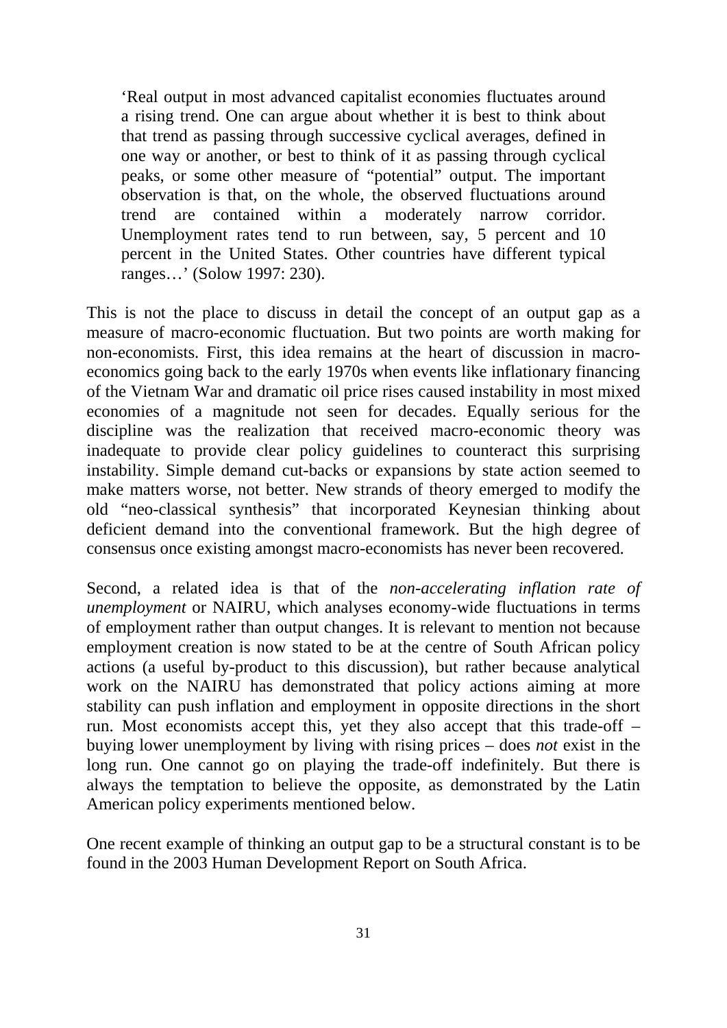> 'Real output in most advanced capitalist economies fluctuates around a rising trend. One can argue about whether it is best to think about that trend as passing through successive cyclical averages, defined in one way or another, or best to think of it as passing through cyclical peaks, or some other measure of "potential" output. The important observation is that, on the whole, the observed fluctuations around trend are contained within a moderately narrow corridor. Unemployment rates tend to run between, say, 5 percent and 10 percent in the United States. Other countries have different typical ranges…' (Solow 1997: 230).

This is not the place to discuss in detail the concept of an output gap as a measure of macro-economic fluctuation. But two points are worth making for non-economists. First, this idea remains at the heart of discussion in macro-economics going back to the early 1970s when events like inflationary financing of the Vietnam War and dramatic oil price rises caused instability in most mixed economies of a magnitude not seen for decades. Equally serious for the discipline was the realization that received macro-economic theory was inadequate to provide clear policy guidelines to counteract this surprising instability. Simple demand cut-backs or expansions by state action seemed to make matters worse, not better. New strands of theory emerged to modify the old "neo-classical synthesis" that incorporated Keynesian thinking about deficient demand into the conventional framework. But the high degree of consensus once existing amongst macro-economists has never been recovered.

Second, a related idea is that of the *non-accelerating inflation rate of unemployment* or NAIRU, which analyses economy-wide fluctuations in terms of employment rather than output changes. It is relevant to mention not because employment creation is now stated to be at the centre of South African policy actions (a useful by-product to this discussion), but rather because analytical work on the NAIRU has demonstrated that policy actions aiming at more stability can push inflation and employment in opposite directions in the short run. Most economists accept this, yet they also accept that this trade-off – buying lower unemployment by living with rising prices – does *not* exist in the long run. One cannot go on playing the trade-off indefinitely. But there is always the temptation to believe the opposite, as demonstrated by the Latin American policy experiments mentioned below.

One recent example of thinking an output gap to be a structural constant is to be found in the 2003 Human Development Report on South Africa.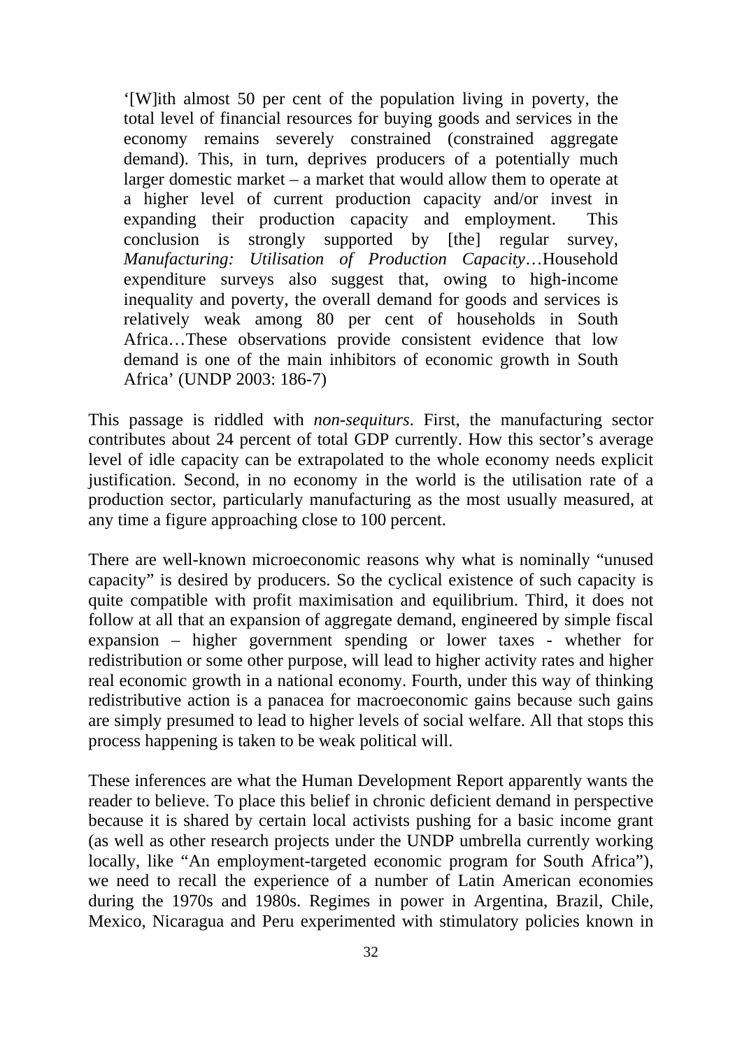> '[W]ith almost 50 per cent of the population living in poverty, the total level of financial resources for buying goods and services in the economy remains severely constrained (constrained aggregate demand). This, in turn, deprives producers of a potentially much larger domestic market – a market that would allow them to operate at a higher level of current production capacity and/or invest in expanding their production capacity and employment. This conclusion is strongly supported by [the] regular survey, *Manufacturing: Utilisation of Production Capacity*…Household expenditure surveys also suggest that, owing to high-income inequality and poverty, the overall demand for goods and services is relatively weak among 80 per cent of households in South Africa…These observations provide consistent evidence that low demand is one of the main inhibitors of economic growth in South Africa' (UNDP 2003: 186-7)

This passage is riddled with *non-sequiturs*. First, the manufacturing sector contributes about 24 percent of total GDP currently. How this sector's average level of idle capacity can be extrapolated to the whole economy needs explicit justification. Second, in no economy in the world is the utilisation rate of a production sector, particularly manufacturing as the most usually measured, at any time a figure approaching close to 100 percent.

There are well-known microeconomic reasons why what is nominally "unused capacity" is desired by producers. So the cyclical existence of such capacity is quite compatible with profit maximisation and equilibrium. Third, it does not follow at all that an expansion of aggregate demand, engineered by simple fiscal expansion – higher government spending or lower taxes - whether for redistribution or some other purpose, will lead to higher activity rates and higher real economic growth in a national economy. Fourth, under this way of thinking redistributive action is a panacea for macroeconomic gains because such gains are simply presumed to lead to higher levels of social welfare. All that stops this process happening is taken to be weak political will.

These inferences are what the Human Development Report apparently wants the reader to believe. To place this belief in chronic deficient demand in perspective because it is shared by certain local activists pushing for a basic income grant (as well as other research projects under the UNDP umbrella currently working locally, like "An employment-targeted economic program for South Africa"), we need to recall the experience of a number of Latin American economies during the 1970s and 1980s. Regimes in power in Argentina, Brazil, Chile, Mexico, Nicaragua and Peru experimented with stimulatory policies known in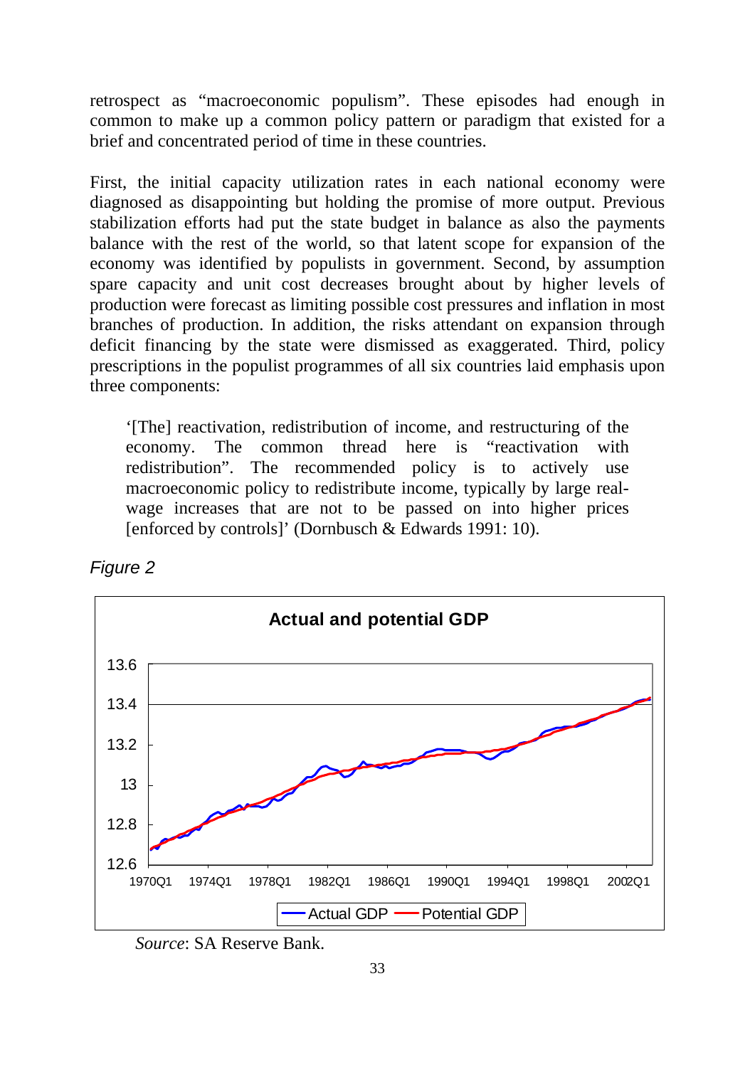retrospect as "macroeconomic populism". These episodes had enough in common to make up a common policy pattern or paradigm that existed for a brief and concentrated period of time in these countries.

First, the initial capacity utilization rates in each national economy were diagnosed as disappointing but holding the promise of more output. Previous stabilization efforts had put the state budget in balance as also the payments balance with the rest of the world, so that latent scope for expansion of the economy was identified by populists in government. Second, by assumption spare capacity and unit cost decreases brought about by higher levels of production were forecast as limiting possible cost pressures and inflation in most branches of production. In addition, the risks attendant on expansion through deficit financing by the state were dismissed as exaggerated. Third, policy prescriptions in the populist programmes of all six countries laid emphasis upon three components:

> '[The] reactivation, redistribution of income, and restructuring of the economy. The common thread here is "reactivation with redistribution". The recommended policy is to actively use macroeconomic policy to redistribute income, typically by large real-wage increases that are not to be passed on into higher prices [enforced by controls]' (Dornbusch & Edwards 1991: 10).

*Figure 2*

**Actual and potential GDP**

13.6
13.4
13.2
13
12.8
12.6

1970Q1 1974Q1 1978Q1 1982Q1 1986Q1 1990Q1 1994Q1 1998Q1 2002Q1

Actual GDP — Potential GDP

*Source*: SA Reserve Bank.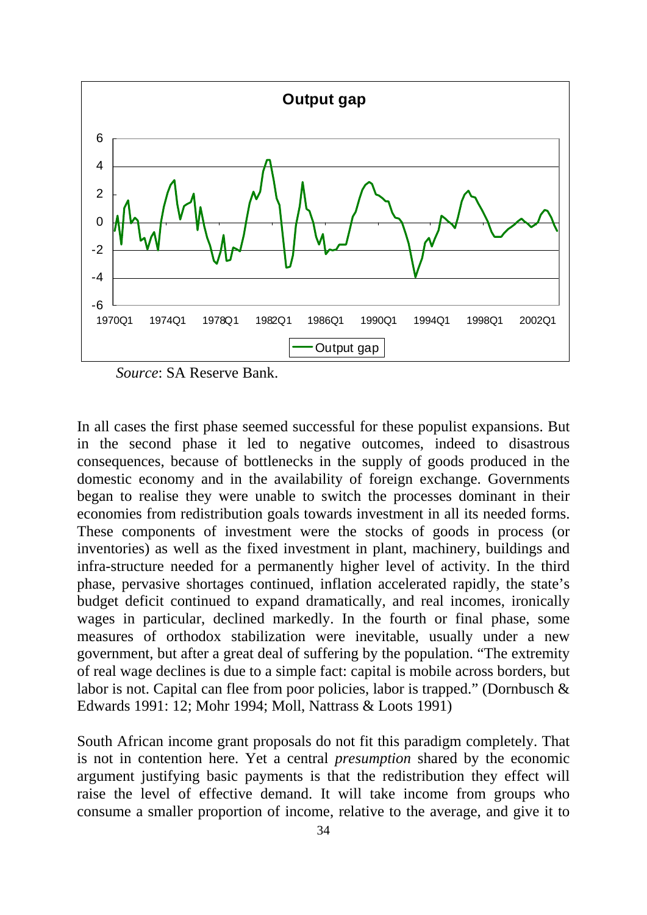**Output gap**

6
4
2
0
-2
-4
-6

1970Q1 1974Q1 1978Q1 1982Q1 1986Q1 1990Q1 1994Q1 1998Q1 2002Q1

Output gap

*Source*: SA Reserve Bank.

In all cases the first phase seemed successful for these populist expansions. But in the second phase it led to negative outcomes, indeed to disastrous consequences, because of bottlenecks in the supply of goods produced in the domestic economy and in the availability of foreign exchange. Governments began to realise they were unable to switch the processes dominant in their economies from redistribution goals towards investment in all its needed forms. These components of investment were the stocks of goods in process (or inventories) as well as the fixed investment in plant, machinery, buildings and infra-structure needed for a permanently higher level of activity. In the third phase, pervasive shortages continued, inflation accelerated rapidly, the state's budget deficit continued to expand dramatically, and real incomes, ironically wages in particular, declined markedly. In the fourth or final phase, some measures of orthodox stabilization were inevitable, usually under a new government, but after a great deal of suffering by the population. "The extremity of real wage declines is due to a simple fact: capital is mobile across borders, but labor is not. Capital can flee from poor policies, labor is trapped." (Dornbusch & Edwards 1991: 12; Mohr 1994; Moll, Nattrass & Loots 1991)

South African income grant proposals do not fit this paradigm completely. That is not in contention here. Yet a central *presumption* shared by the economic argument justifying basic payments is that the redistribution they effect will raise the level of effective demand. It will take income from groups who consume a smaller proportion of income, relative to the average, and give it to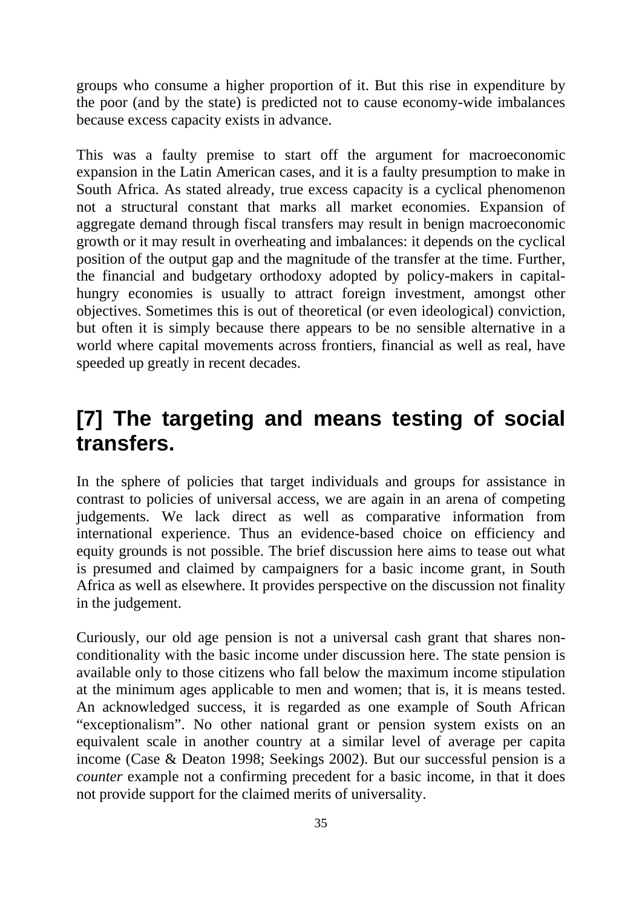groups who consume a higher proportion of it. But this rise in expenditure by the poor (and by the state) is predicted not to cause economy-wide imbalances because excess capacity exists in advance.

This was a faulty premise to start off the argument for macroeconomic expansion in the Latin American cases, and it is a faulty presumption to make in South Africa. As stated already, true excess capacity is a cyclical phenomenon not a structural constant that marks all market economies. Expansion of aggregate demand through fiscal transfers may result in benign macroeconomic growth or it may result in overheating and imbalances: it depends on the cyclical position of the output gap and the magnitude of the transfer at the time. Further, the financial and budgetary orthodoxy adopted by policy-makers in capital-hungry economies is usually to attract foreign investment, amongst other objectives. Sometimes this is out of theoretical (or even ideological) conviction, but often it is simply because there appears to be no sensible alternative in a world where capital movements across frontiers, financial as well as real, have speeded up greatly in recent decades.

## [7] The targeting and means testing of social transfers.

In the sphere of policies that target individuals and groups for assistance in contrast to policies of universal access, we are again in an arena of competing judgements. We lack direct as well as comparative information from international experience. Thus an evidence-based choice on efficiency and equity grounds is not possible. The brief discussion here aims to tease out what is presumed and claimed by campaigners for a basic income grant, in South Africa as well as elsewhere. It provides perspective on the discussion not finality in the judgement.

Curiously, our old age pension is not a universal cash grant that shares non-conditionality with the basic income under discussion here. The state pension is available only to those citizens who fall below the maximum income stipulation at the minimum ages applicable to men and women; that is, it is means tested. An acknowledged success, it is regarded as one example of South African "exceptionalism". No other national grant or pension system exists on an equivalent scale in another country at a similar level of average per capita income (Case & Deaton 1998; Seekings 2002). But our successful pension is a *counter* example not a confirming precedent for a basic income, in that it does not provide support for the claimed merits of universality.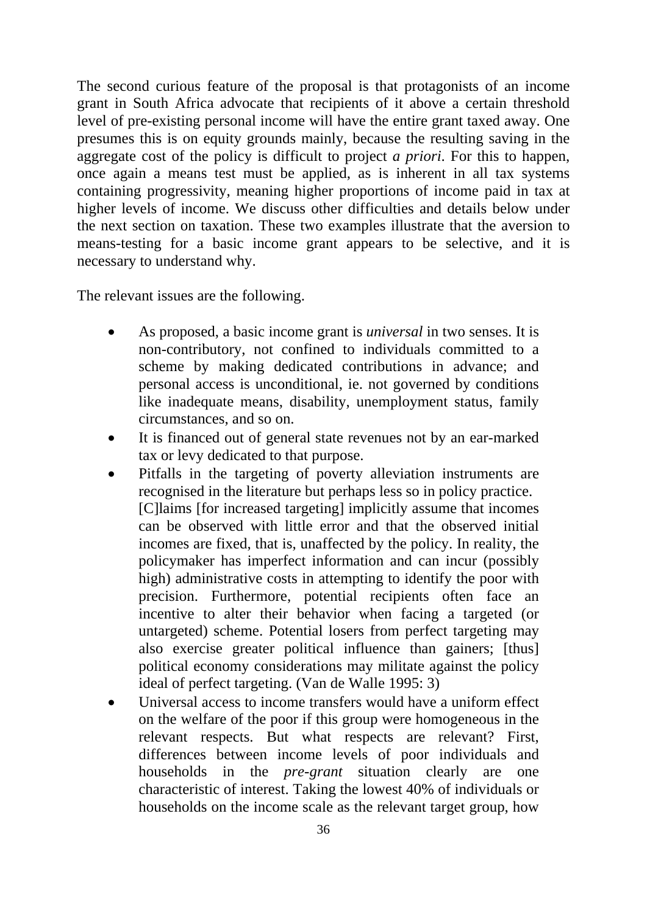The second curious feature of the proposal is that protagonists of an income grant in South Africa advocate that recipients of it above a certain threshold level of pre-existing personal income will have the entire grant taxed away. One presumes this is on equity grounds mainly, because the resulting saving in the aggregate cost of the policy is difficult to project *a priori*. For this to happen, once again a means test must be applied, as is inherent in all tax systems containing progressivity, meaning higher proportions of income paid in tax at higher levels of income. We discuss other difficulties and details below under the next section on taxation. These two examples illustrate that the aversion to means-testing for a basic income grant appears to be selective, and it is necessary to understand why.

The relevant issues are the following.

- As proposed, a basic income grant is *universal* in two senses. It is non-contributory, not confined to individuals committed to a scheme by making dedicated contributions in advance; and personal access is unconditional, ie. not governed by conditions like inadequate means, disability, unemployment status, family circumstances, and so on.
- It is financed out of general state revenues not by an ear-marked tax or levy dedicated to that purpose.
- Pitfalls in the targeting of poverty alleviation instruments are recognised in the literature but perhaps less so in policy practice.
  [C]laims [for increased targeting] implicitly assume that incomes can be observed with little error and that the observed initial incomes are fixed, that is, unaffected by the policy. In reality, the policymaker has imperfect information and can incur (possibly high) administrative costs in attempting to identify the poor with precision. Furthermore, potential recipients often face an incentive to alter their behavior when facing a targeted (or untargeted) scheme. Potential losers from perfect targeting may also exercise greater political influence than gainers; [thus] political economy considerations may militate against the policy ideal of perfect targeting. (Van de Walle 1995: 3)
- Universal access to income transfers would have a uniform effect on the welfare of the poor if this group were homogeneous in the relevant respects. But what respects are relevant? First, differences between income levels of poor individuals and households in the *pre-grant* situation clearly are one characteristic of interest. Taking the lowest 40% of individuals or households on the income scale as the relevant target group, how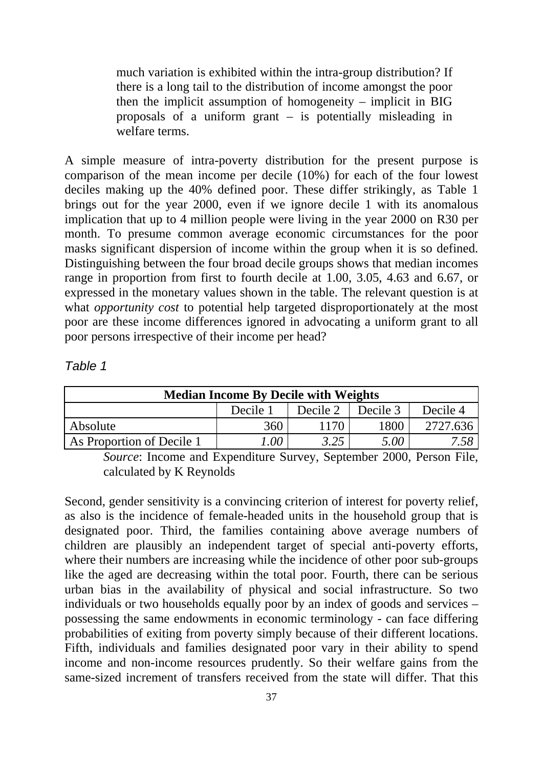much variation is exhibited within the intra-group distribution? If there is a long tail to the distribution of income amongst the poor then the implicit assumption of homogeneity – implicit in BIG proposals of a uniform grant – is potentially misleading in welfare terms.

A simple measure of intra-poverty distribution for the present purpose is comparison of the mean income per decile (10%) for each of the four lowest deciles making up the 40% defined poor. These differ strikingly, as Table 1 brings out for the year 2000, even if we ignore decile 1 with its anomalous implication that up to 4 million people were living in the year 2000 on R30 per month. To presume common average economic circumstances for the poor masks significant dispersion of income within the group when it is so defined. Distinguishing between the four broad decile groups shows that median incomes range in proportion from first to fourth decile at 1.00, 3.05, 4.63 and 6.67, or expressed in the monetary values shown in the table. The relevant question is at what *opportunity cost* to potential help targeted disproportionately at the most poor are these income differences ignored in advocating a uniform grant to all poor persons irrespective of their income per head?

*Table 1*

| **Median Income By Decile with Weights** | | | | |
|---|---|---|---|---|
| | Decile 1 | Decile 2 | Decile 3 | Decile 4 |
| Absolute | 360 | 1170 | 1800 | 2727.636 |
| As Proportion of Decile 1 | *1.00* | *3.25* | *5.00* | *7.58* |

*Source*: Income and Expenditure Survey, September 2000, Person File, calculated by K Reynolds

Second, gender sensitivity is a convincing criterion of interest for poverty relief, as also is the incidence of female-headed units in the household group that is designated poor. Third, the families containing above average numbers of children are plausibly an independent target of special anti-poverty efforts, where their numbers are increasing while the incidence of other poor sub-groups like the aged are decreasing within the total poor. Fourth, there can be serious urban bias in the availability of physical and social infrastructure. So two individuals or two households equally poor by an index of goods and services – possessing the same endowments in economic terminology - can face differing probabilities of exiting from poverty simply because of their different locations. Fifth, individuals and families designated poor vary in their ability to spend income and non-income resources prudently. So their welfare gains from the same-sized increment of transfers received from the state will differ. That this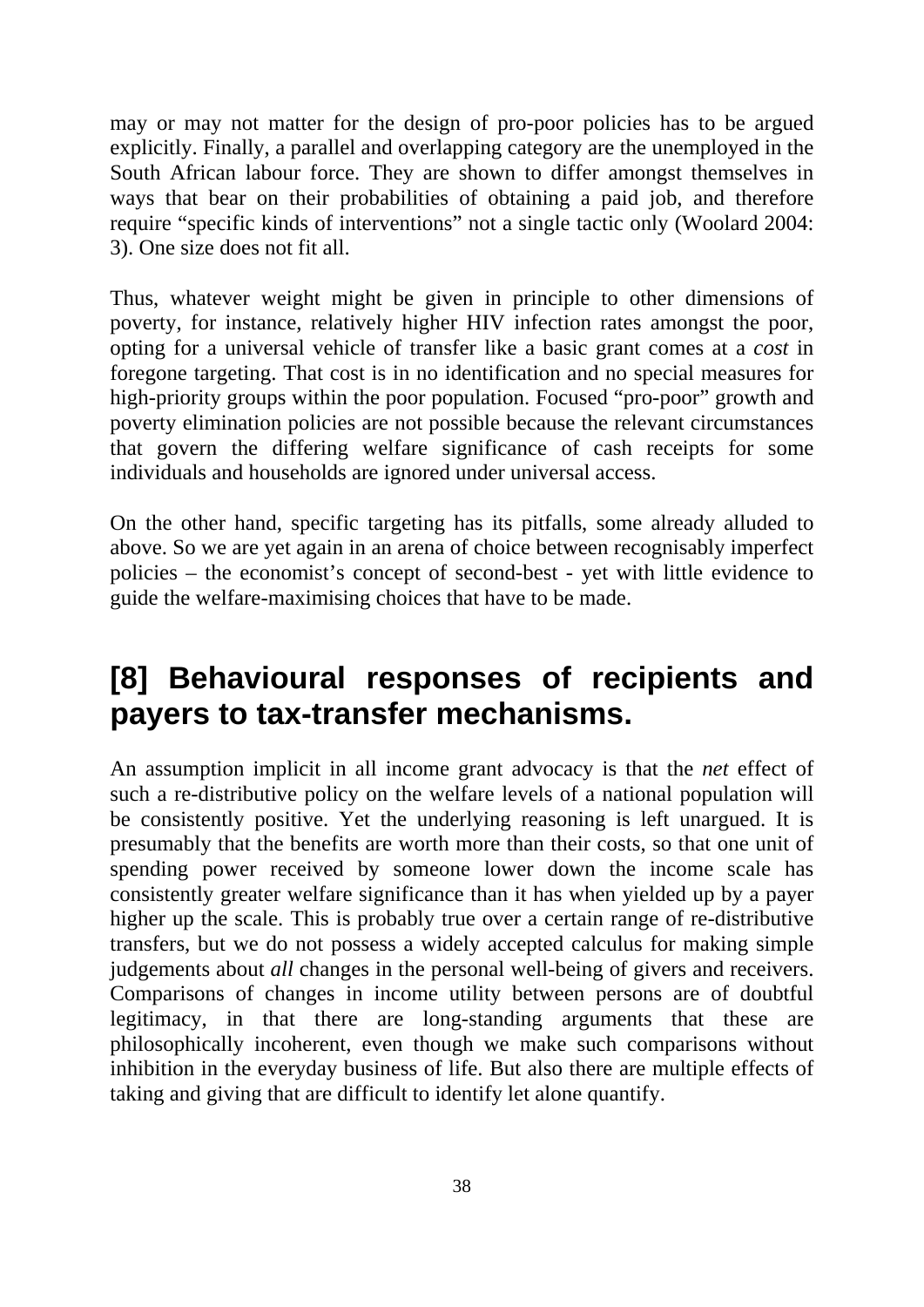may or may not matter for the design of pro-poor policies has to be argued explicitly. Finally, a parallel and overlapping category are the unemployed in the South African labour force. They are shown to differ amongst themselves in ways that bear on their probabilities of obtaining a paid job, and therefore require "specific kinds of interventions" not a single tactic only (Woolard 2004: 3). One size does not fit all.

Thus, whatever weight might be given in principle to other dimensions of poverty, for instance, relatively higher HIV infection rates amongst the poor, opting for a universal vehicle of transfer like a basic grant comes at a *cost* in foregone targeting. That cost is in no identification and no special measures for high-priority groups within the poor population. Focused "pro-poor" growth and poverty elimination policies are not possible because the relevant circumstances that govern the differing welfare significance of cash receipts for some individuals and households are ignored under universal access.

On the other hand, specific targeting has its pitfalls, some already alluded to above. So we are yet again in an arena of choice between recognisably imperfect policies – the economist's concept of second-best - yet with little evidence to guide the welfare-maximising choices that have to be made.

## [8] Behavioural responses of recipients and payers to tax-transfer mechanisms.

An assumption implicit in all income grant advocacy is that the *net* effect of such a re-distributive policy on the welfare levels of a national population will be consistently positive. Yet the underlying reasoning is left unargued. It is presumably that the benefits are worth more than their costs, so that one unit of spending power received by someone lower down the income scale has consistently greater welfare significance than it has when yielded up by a payer higher up the scale. This is probably true over a certain range of re-distributive transfers, but we do not possess a widely accepted calculus for making simple judgements about *all* changes in the personal well-being of givers and receivers. Comparisons of changes in income utility between persons are of doubtful legitimacy, in that there are long-standing arguments that these are philosophically incoherent, even though we make such comparisons without inhibition in the everyday business of life. But also there are multiple effects of taking and giving that are difficult to identify let alone quantify.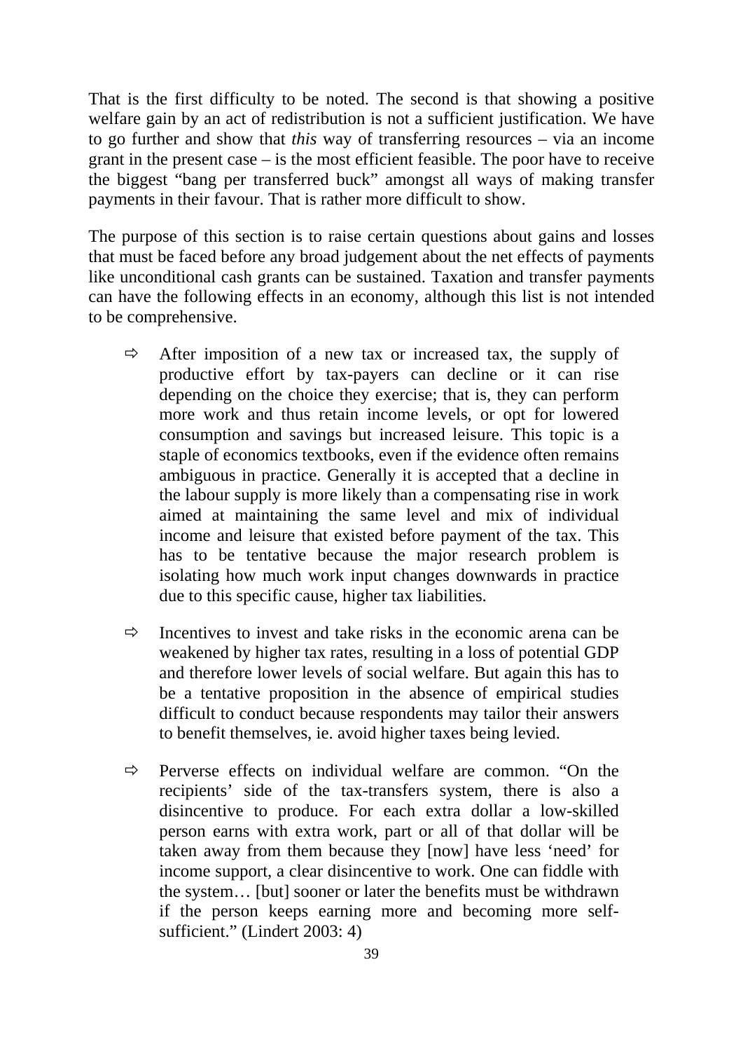That is the first difficulty to be noted. The second is that showing a positive welfare gain by an act of redistribution is not a sufficient justification. We have to go further and show that *this* way of transferring resources – via an income grant in the present case – is the most efficient feasible. The poor have to receive the biggest "bang per transferred buck" amongst all ways of making transfer payments in their favour. That is rather more difficult to show.

The purpose of this section is to raise certain questions about gains and losses that must be faced before any broad judgement about the net effects of payments like unconditional cash grants can be sustained. Taxation and transfer payments can have the following effects in an economy, although this list is not intended to be comprehensive.

- ⇨ After imposition of a new tax or increased tax, the supply of productive effort by tax-payers can decline or it can rise depending on the choice they exercise; that is, they can perform more work and thus retain income levels, or opt for lowered consumption and savings but increased leisure. This topic is a staple of economics textbooks, even if the evidence often remains ambiguous in practice. Generally it is accepted that a decline in the labour supply is more likely than a compensating rise in work aimed at maintaining the same level and mix of individual income and leisure that existed before payment of the tax. This has to be tentative because the major research problem is isolating how much work input changes downwards in practice due to this specific cause, higher tax liabilities.

- ⇨ Incentives to invest and take risks in the economic arena can be weakened by higher tax rates, resulting in a loss of potential GDP and therefore lower levels of social welfare. But again this has to be a tentative proposition in the absence of empirical studies difficult to conduct because respondents may tailor their answers to benefit themselves, ie. avoid higher taxes being levied.

- ⇨ Perverse effects on individual welfare are common. "On the recipients' side of the tax-transfers system, there is also a disincentive to produce. For each extra dollar a low-skilled person earns with extra work, part or all of that dollar will be taken away from them because they [now] have less 'need' for income support, a clear disincentive to work. One can fiddle with the system… [but] sooner or later the benefits must be withdrawn if the person keeps earning more and becoming more self-sufficient." (Lindert 2003: 4)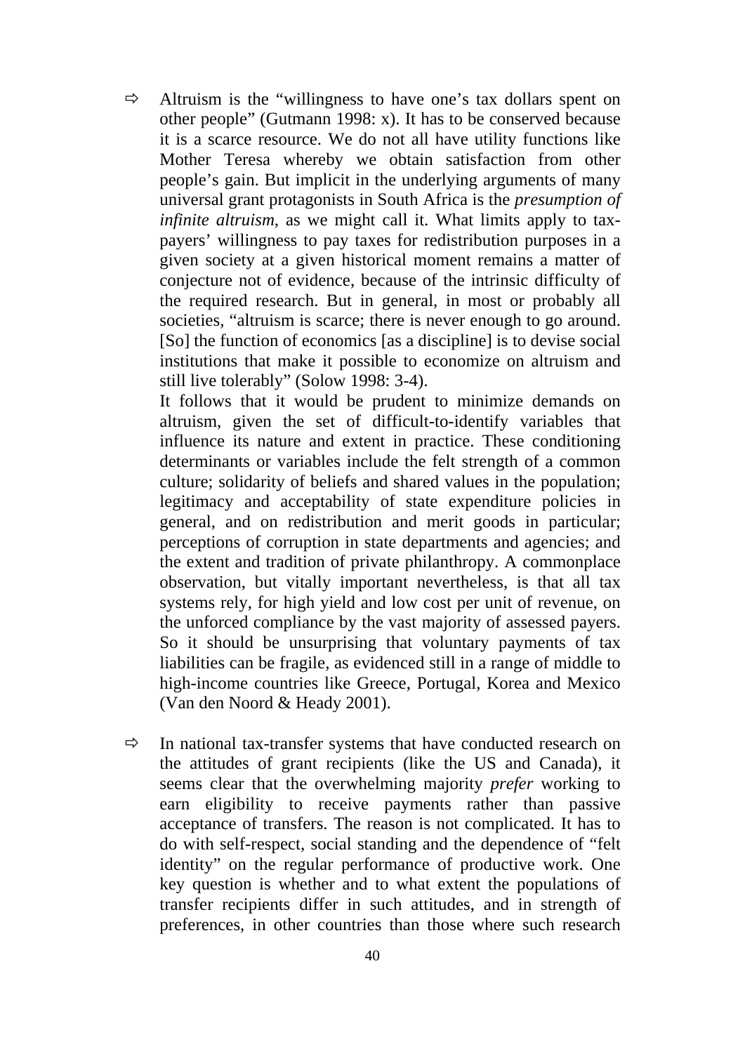- Altruism is the "willingness to have one's tax dollars spent on other people" (Gutmann 1998: x). It has to be conserved because it is a scarce resource. We do not all have utility functions like Mother Teresa whereby we obtain satisfaction from other people's gain. But implicit in the underlying arguments of many universal grant protagonists in South Africa is the *presumption of infinite altruism*, as we might call it. What limits apply to tax-payers' willingness to pay taxes for redistribution purposes in a given society at a given historical moment remains a matter of conjecture not of evidence, because of the intrinsic difficulty of the required research. But in general, in most or probably all societies, "altruism is scarce; there is never enough to go around. [So] the function of economics [as a discipline] is to devise social institutions that make it possible to economize on altruism and still live tolerably" (Solow 1998: 3-4).

  It follows that it would be prudent to minimize demands on altruism, given the set of difficult-to-identify variables that influence its nature and extent in practice. These conditioning determinants or variables include the felt strength of a common culture; solidarity of beliefs and shared values in the population; legitimacy and acceptability of state expenditure policies in general, and on redistribution and merit goods in particular; perceptions of corruption in state departments and agencies; and the extent and tradition of private philanthropy. A commonplace observation, but vitally important nevertheless, is that all tax systems rely, for high yield and low cost per unit of revenue, on the unforced compliance by the vast majority of assessed payers. So it should be unsurprising that voluntary payments of tax liabilities can be fragile, as evidenced still in a range of middle to high-income countries like Greece, Portugal, Korea and Mexico (Van den Noord & Heady 2001).

- In national tax-transfer systems that have conducted research on the attitudes of grant recipients (like the US and Canada), it seems clear that the overwhelming majority *prefer* working to earn eligibility to receive payments rather than passive acceptance of transfers. The reason is not complicated. It has to do with self-respect, social standing and the dependence of "felt identity" on the regular performance of productive work. One key question is whether and to what extent the populations of transfer recipients differ in such attitudes, and in strength of preferences, in other countries than those where such research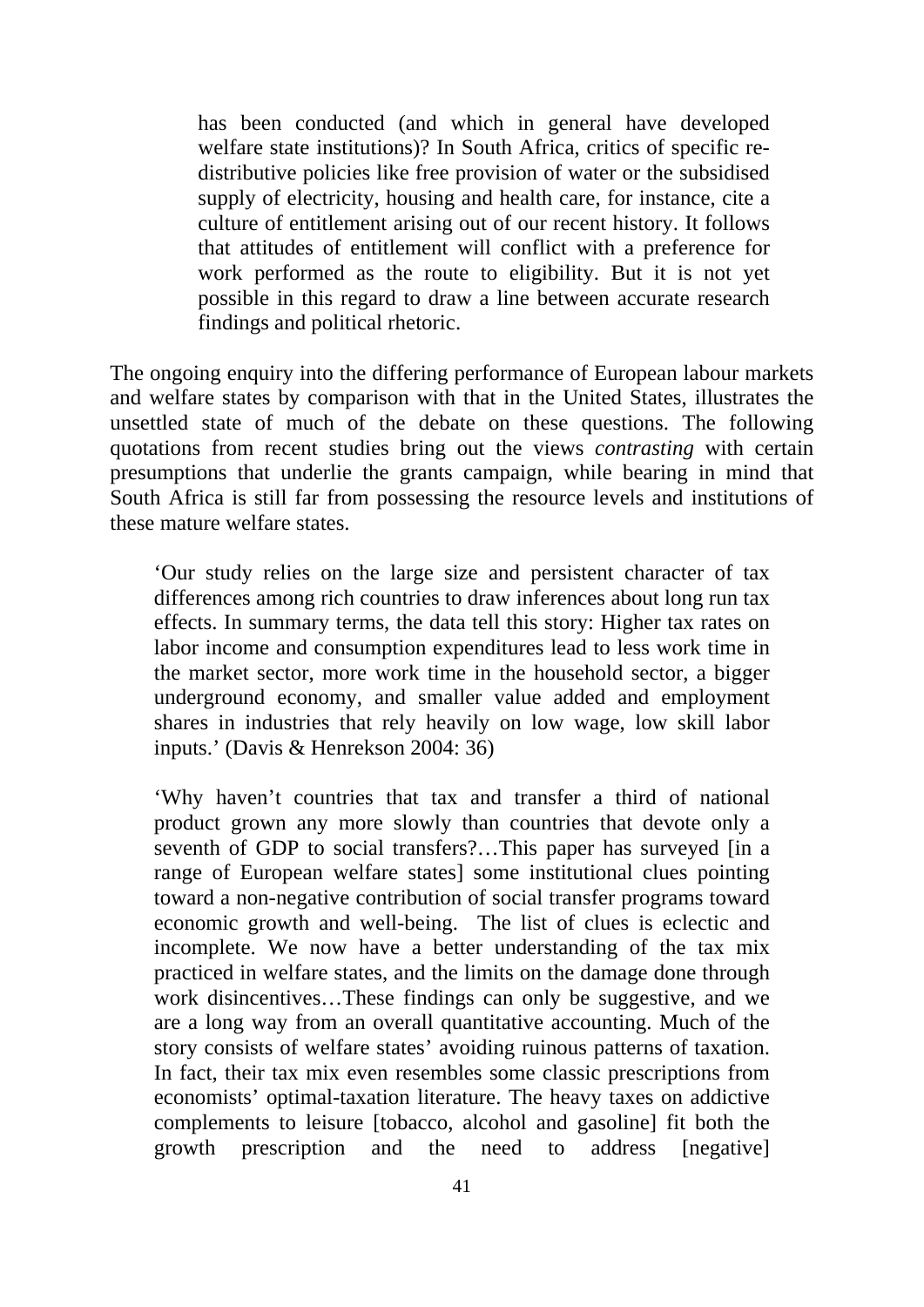> has been conducted (and which in general have developed welfare state institutions)? In South Africa, critics of specific re-distributive policies like free provision of water or the subsidised supply of electricity, housing and health care, for instance, cite a culture of entitlement arising out of our recent history. It follows that attitudes of entitlement will conflict with a preference for work performed as the route to eligibility. But it is not yet possible in this regard to draw a line between accurate research findings and political rhetoric.

The ongoing enquiry into the differing performance of European labour markets and welfare states by comparison with that in the United States, illustrates the unsettled state of much of the debate on these questions. The following quotations from recent studies bring out the views *contrasting* with certain presumptions that underlie the grants campaign, while bearing in mind that South Africa is still far from possessing the resource levels and institutions of these mature welfare states.

> 'Our study relies on the large size and persistent character of tax differences among rich countries to draw inferences about long run tax effects. In summary terms, the data tell this story: Higher tax rates on labor income and consumption expenditures lead to less work time in the market sector, more work time in the household sector, a bigger underground economy, and smaller value added and employment shares in industries that rely heavily on low wage, low skill labor inputs.' (Davis & Henrekson 2004: 36)

> 'Why haven't countries that tax and transfer a third of national product grown any more slowly than countries that devote only a seventh of GDP to social transfers?…This paper has surveyed [in a range of European welfare states] some institutional clues pointing toward a non-negative contribution of social transfer programs toward economic growth and well-being. The list of clues is eclectic and incomplete. We now have a better understanding of the tax mix practiced in welfare states, and the limits on the damage done through work disincentives…These findings can only be suggestive, and we are a long way from an overall quantitative accounting. Much of the story consists of welfare states' avoiding ruinous patterns of taxation. In fact, their tax mix even resembles some classic prescriptions from economists' optimal-taxation literature. The heavy taxes on addictive complements to leisure [tobacco, alcohol and gasoline] fit both the growth prescription and the need to address [negative]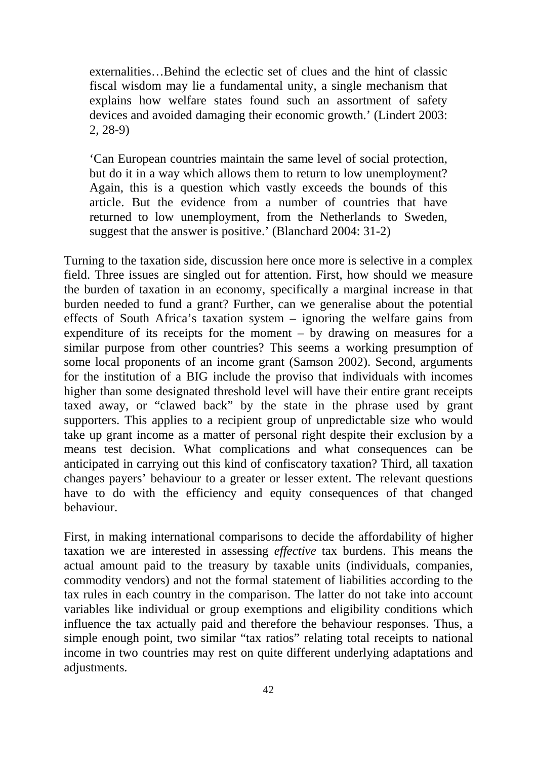> externalities…Behind the eclectic set of clues and the hint of classic fiscal wisdom may lie a fundamental unity, a single mechanism that explains how welfare states found such an assortment of safety devices and avoided damaging their economic growth.' (Lindert 2003: 2, 28-9)

> 'Can European countries maintain the same level of social protection, but do it in a way which allows them to return to low unemployment? Again, this is a question which vastly exceeds the bounds of this article. But the evidence from a number of countries that have returned to low unemployment, from the Netherlands to Sweden, suggest that the answer is positive.' (Blanchard 2004: 31-2)

Turning to the taxation side, discussion here once more is selective in a complex field. Three issues are singled out for attention. First, how should we measure the burden of taxation in an economy, specifically a marginal increase in that burden needed to fund a grant? Further, can we generalise about the potential effects of South Africa's taxation system – ignoring the welfare gains from expenditure of its receipts for the moment – by drawing on measures for a similar purpose from other countries? This seems a working presumption of some local proponents of an income grant (Samson 2002). Second, arguments for the institution of a BIG include the proviso that individuals with incomes higher than some designated threshold level will have their entire grant receipts taxed away, or "clawed back" by the state in the phrase used by grant supporters. This applies to a recipient group of unpredictable size who would take up grant income as a matter of personal right despite their exclusion by a means test decision. What complications and what consequences can be anticipated in carrying out this kind of confiscatory taxation? Third, all taxation changes payers' behaviour to a greater or lesser extent. The relevant questions have to do with the efficiency and equity consequences of that changed behaviour.

First, in making international comparisons to decide the affordability of higher taxation we are interested in assessing *effective* tax burdens. This means the actual amount paid to the treasury by taxable units (individuals, companies, commodity vendors) and not the formal statement of liabilities according to the tax rules in each country in the comparison. The latter do not take into account variables like individual or group exemptions and eligibility conditions which influence the tax actually paid and therefore the behaviour responses. Thus, a simple enough point, two similar "tax ratios" relating total receipts to national income in two countries may rest on quite different underlying adaptations and adjustments.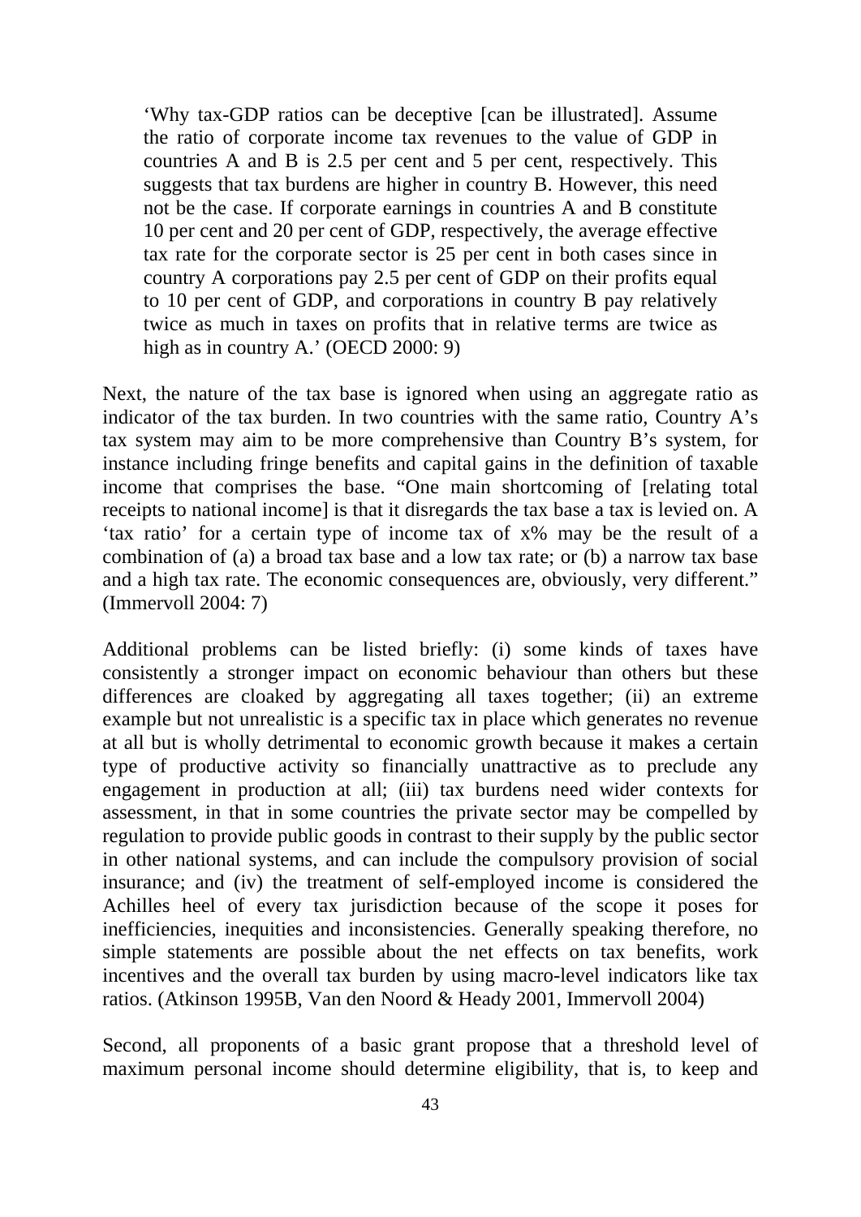> 'Why tax-GDP ratios can be deceptive [can be illustrated]. Assume the ratio of corporate income tax revenues to the value of GDP in countries A and B is 2.5 per cent and 5 per cent, respectively. This suggests that tax burdens are higher in country B. However, this need not be the case. If corporate earnings in countries A and B constitute 10 per cent and 20 per cent of GDP, respectively, the average effective tax rate for the corporate sector is 25 per cent in both cases since in country A corporations pay 2.5 per cent of GDP on their profits equal to 10 per cent of GDP, and corporations in country B pay relatively twice as much in taxes on profits that in relative terms are twice as high as in country A.' (OECD 2000: 9)

Next, the nature of the tax base is ignored when using an aggregate ratio as indicator of the tax burden. In two countries with the same ratio, Country A's tax system may aim to be more comprehensive than Country B's system, for instance including fringe benefits and capital gains in the definition of taxable income that comprises the base. "One main shortcoming of [relating total receipts to national income] is that it disregards the tax base a tax is levied on. A 'tax ratio' for a certain type of income tax of x% may be the result of a combination of (a) a broad tax base and a low tax rate; or (b) a narrow tax base and a high tax rate. The economic consequences are, obviously, very different." (Immervoll 2004: 7)

Additional problems can be listed briefly: (i) some kinds of taxes have consistently a stronger impact on economic behaviour than others but these differences are cloaked by aggregating all taxes together; (ii) an extreme example but not unrealistic is a specific tax in place which generates no revenue at all but is wholly detrimental to economic growth because it makes a certain type of productive activity so financially unattractive as to preclude any engagement in production at all; (iii) tax burdens need wider contexts for assessment, in that in some countries the private sector may be compelled by regulation to provide public goods in contrast to their supply by the public sector in other national systems, and can include the compulsory provision of social insurance; and (iv) the treatment of self-employed income is considered the Achilles heel of every tax jurisdiction because of the scope it poses for inefficiencies, inequities and inconsistencies. Generally speaking therefore, no simple statements are possible about the net effects on tax benefits, work incentives and the overall tax burden by using macro-level indicators like tax ratios. (Atkinson 1995B, Van den Noord & Heady 2001, Immervoll 2004)

Second, all proponents of a basic grant propose that a threshold level of maximum personal income should determine eligibility, that is, to keep and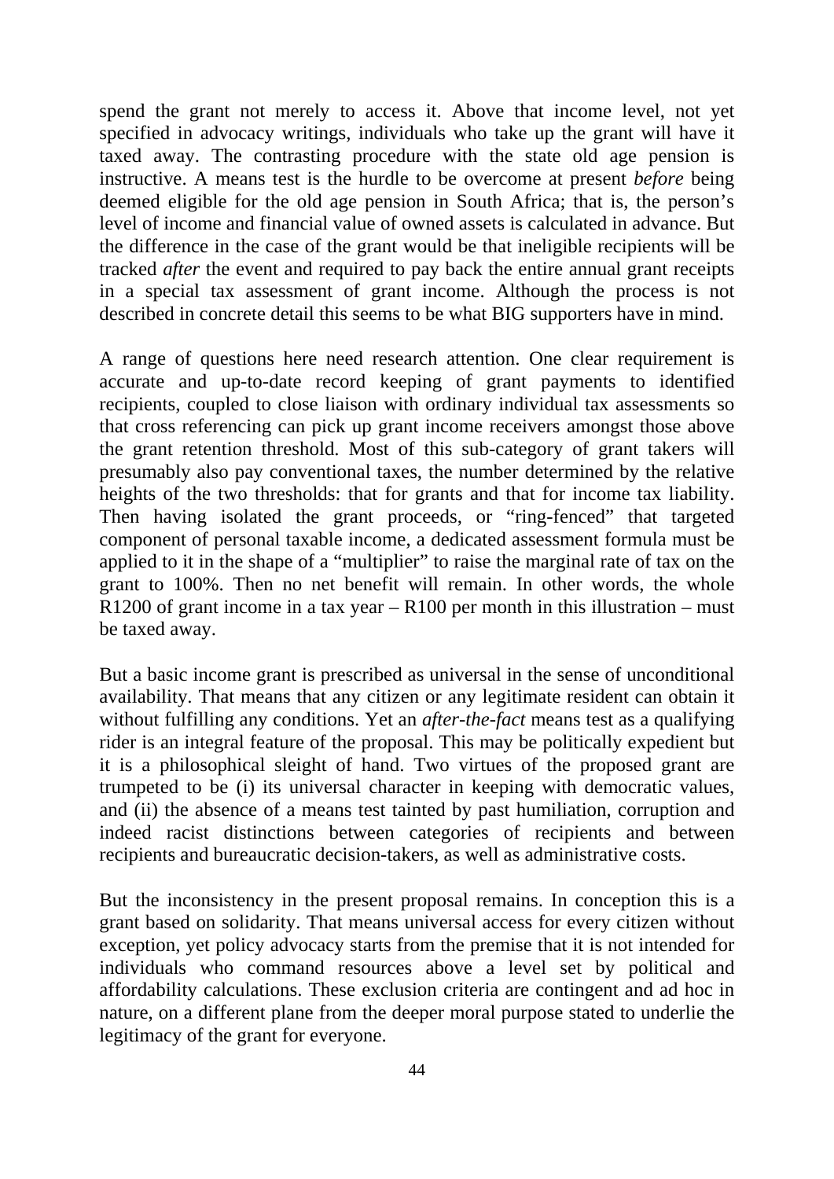spend the grant not merely to access it. Above that income level, not yet specified in advocacy writings, individuals who take up the grant will have it taxed away. The contrasting procedure with the state old age pension is instructive. A means test is the hurdle to be overcome at present *before* being deemed eligible for the old age pension in South Africa; that is, the person's level of income and financial value of owned assets is calculated in advance. But the difference in the case of the grant would be that ineligible recipients will be tracked *after* the event and required to pay back the entire annual grant receipts in a special tax assessment of grant income. Although the process is not described in concrete detail this seems to be what BIG supporters have in mind.

A range of questions here need research attention. One clear requirement is accurate and up-to-date record keeping of grant payments to identified recipients, coupled to close liaison with ordinary individual tax assessments so that cross referencing can pick up grant income receivers amongst those above the grant retention threshold. Most of this sub-category of grant takers will presumably also pay conventional taxes, the number determined by the relative heights of the two thresholds: that for grants and that for income tax liability. Then having isolated the grant proceeds, or "ring-fenced" that targeted component of personal taxable income, a dedicated assessment formula must be applied to it in the shape of a "multiplier" to raise the marginal rate of tax on the grant to 100%. Then no net benefit will remain. In other words, the whole R1200 of grant income in a tax year – R100 per month in this illustration – must be taxed away.

But a basic income grant is prescribed as universal in the sense of unconditional availability. That means that any citizen or any legitimate resident can obtain it without fulfilling any conditions. Yet an *after-the-fact* means test as a qualifying rider is an integral feature of the proposal. This may be politically expedient but it is a philosophical sleight of hand. Two virtues of the proposed grant are trumpeted to be (i) its universal character in keeping with democratic values, and (ii) the absence of a means test tainted by past humiliation, corruption and indeed racist distinctions between categories of recipients and between recipients and bureaucratic decision-takers, as well as administrative costs.

But the inconsistency in the present proposal remains. In conception this is a grant based on solidarity. That means universal access for every citizen without exception, yet policy advocacy starts from the premise that it is not intended for individuals who command resources above a level set by political and affordability calculations. These exclusion criteria are contingent and ad hoc in nature, on a different plane from the deeper moral purpose stated to underlie the legitimacy of the grant for everyone.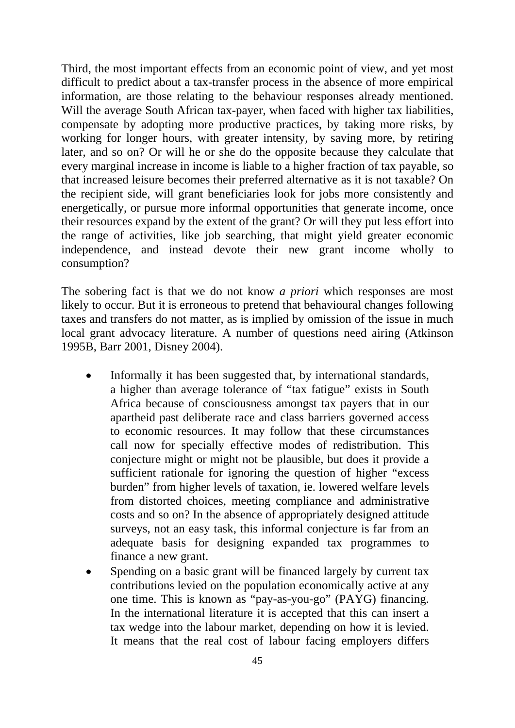Third, the most important effects from an economic point of view, and yet most difficult to predict about a tax-transfer process in the absence of more empirical information, are those relating to the behaviour responses already mentioned. Will the average South African tax-payer, when faced with higher tax liabilities, compensate by adopting more productive practices, by taking more risks, by working for longer hours, with greater intensity, by saving more, by retiring later, and so on? Or will he or she do the opposite because they calculate that every marginal increase in income is liable to a higher fraction of tax payable, so that increased leisure becomes their preferred alternative as it is not taxable? On the recipient side, will grant beneficiaries look for jobs more consistently and energetically, or pursue more informal opportunities that generate income, once their resources expand by the extent of the grant? Or will they put less effort into the range of activities, like job searching, that might yield greater economic independence, and instead devote their new grant income wholly to consumption?

The sobering fact is that we do not know *a priori* which responses are most likely to occur. But it is erroneous to pretend that behavioural changes following taxes and transfers do not matter, as is implied by omission of the issue in much local grant advocacy literature. A number of questions need airing (Atkinson 1995B, Barr 2001, Disney 2004).

- Informally it has been suggested that, by international standards, a higher than average tolerance of "tax fatigue" exists in South Africa because of consciousness amongst tax payers that in our apartheid past deliberate race and class barriers governed access to economic resources. It may follow that these circumstances call now for specially effective modes of redistribution. This conjecture might or might not be plausible, but does it provide a sufficient rationale for ignoring the question of higher "excess burden" from higher levels of taxation, ie. lowered welfare levels from distorted choices, meeting compliance and administrative costs and so on? In the absence of appropriately designed attitude surveys, not an easy task, this informal conjecture is far from an adequate basis for designing expanded tax programmes to finance a new grant.
- Spending on a basic grant will be financed largely by current tax contributions levied on the population economically active at any one time. This is known as "pay-as-you-go" (PAYG) financing. In the international literature it is accepted that this can insert a tax wedge into the labour market, depending on how it is levied. It means that the real cost of labour facing employers differs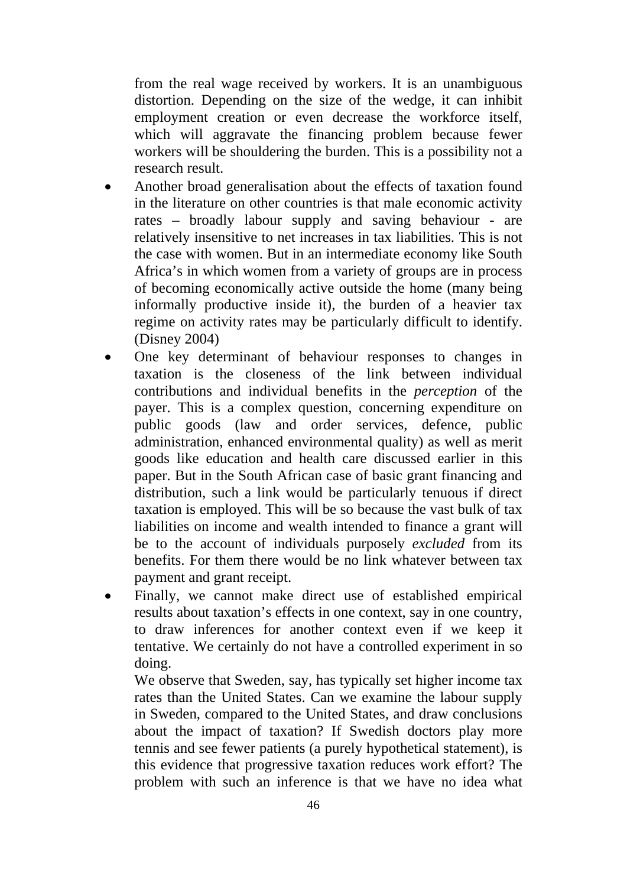from the real wage received by workers. It is an unambiguous distortion. Depending on the size of the wedge, it can inhibit employment creation or even decrease the workforce itself, which will aggravate the financing problem because fewer workers will be shouldering the burden. This is a possibility not a research result.

- Another broad generalisation about the effects of taxation found in the literature on other countries is that male economic activity rates – broadly labour supply and saving behaviour - are relatively insensitive to net increases in tax liabilities. This is not the case with women. But in an intermediate economy like South Africa's in which women from a variety of groups are in process of becoming economically active outside the home (many being informally productive inside it), the burden of a heavier tax regime on activity rates may be particularly difficult to identify. (Disney 2004)
- One key determinant of behaviour responses to changes in taxation is the closeness of the link between individual contributions and individual benefits in the *perception* of the payer. This is a complex question, concerning expenditure on public goods (law and order services, defence, public administration, enhanced environmental quality) as well as merit goods like education and health care discussed earlier in this paper. But in the South African case of basic grant financing and distribution, such a link would be particularly tenuous if direct taxation is employed. This will be so because the vast bulk of tax liabilities on income and wealth intended to finance a grant will be to the account of individuals purposely *excluded* from its benefits. For them there would be no link whatever between tax payment and grant receipt.
- Finally, we cannot make direct use of established empirical results about taxation's effects in one context, say in one country, to draw inferences for another context even if we keep it tentative. We certainly do not have a controlled experiment in so doing.

  We observe that Sweden, say, has typically set higher income tax rates than the United States. Can we examine the labour supply in Sweden, compared to the United States, and draw conclusions about the impact of taxation? If Swedish doctors play more tennis and see fewer patients (a purely hypothetical statement), is this evidence that progressive taxation reduces work effort? The problem with such an inference is that we have no idea what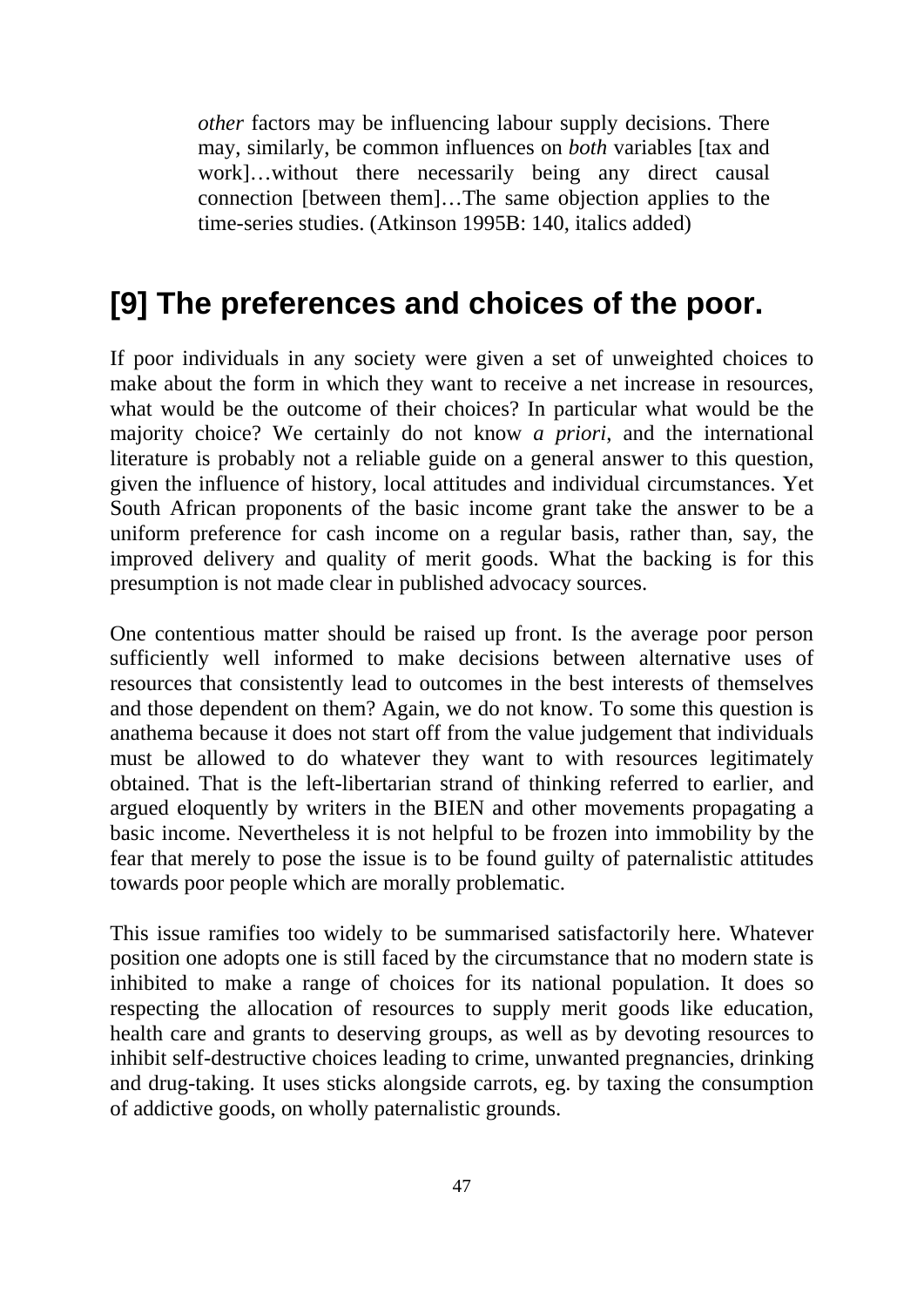> *other* factors may be influencing labour supply decisions. There may, similarly, be common influences on *both* variables [tax and work]…without there necessarily being any direct causal connection [between them]…The same objection applies to the time-series studies. (Atkinson 1995B: 140, italics added)

## [9] The preferences and choices of the poor.

If poor individuals in any society were given a set of unweighted choices to make about the form in which they want to receive a net increase in resources, what would be the outcome of their choices? In particular what would be the majority choice? We certainly do not know *a priori*, and the international literature is probably not a reliable guide on a general answer to this question, given the influence of history, local attitudes and individual circumstances. Yet South African proponents of the basic income grant take the answer to be a uniform preference for cash income on a regular basis, rather than, say, the improved delivery and quality of merit goods. What the backing is for this presumption is not made clear in published advocacy sources.

One contentious matter should be raised up front. Is the average poor person sufficiently well informed to make decisions between alternative uses of resources that consistently lead to outcomes in the best interests of themselves and those dependent on them? Again, we do not know. To some this question is anathema because it does not start off from the value judgement that individuals must be allowed to do whatever they want to with resources legitimately obtained. That is the left-libertarian strand of thinking referred to earlier, and argued eloquently by writers in the BIEN and other movements propagating a basic income. Nevertheless it is not helpful to be frozen into immobility by the fear that merely to pose the issue is to be found guilty of paternalistic attitudes towards poor people which are morally problematic.

This issue ramifies too widely to be summarised satisfactorily here. Whatever position one adopts one is still faced by the circumstance that no modern state is inhibited to make a range of choices for its national population. It does so respecting the allocation of resources to supply merit goods like education, health care and grants to deserving groups, as well as by devoting resources to inhibit self-destructive choices leading to crime, unwanted pregnancies, drinking and drug-taking. It uses sticks alongside carrots, eg. by taxing the consumption of addictive goods, on wholly paternalistic grounds.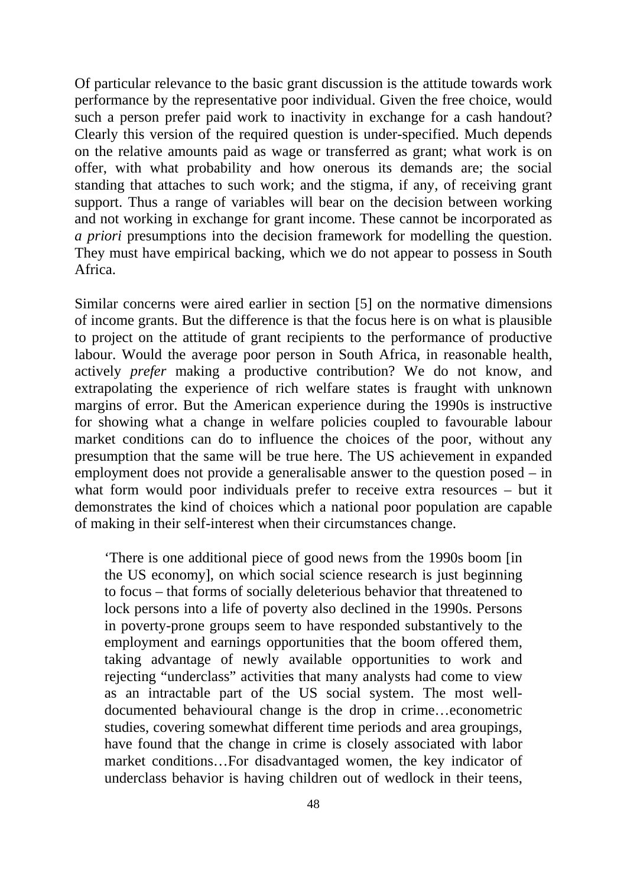Of particular relevance to the basic grant discussion is the attitude towards work performance by the representative poor individual. Given the free choice, would such a person prefer paid work to inactivity in exchange for a cash handout? Clearly this version of the required question is under-specified. Much depends on the relative amounts paid as wage or transferred as grant; what work is on offer, with what probability and how onerous its demands are; the social standing that attaches to such work; and the stigma, if any, of receiving grant support. Thus a range of variables will bear on the decision between working and not working in exchange for grant income. These cannot be incorporated as *a priori* presumptions into the decision framework for modelling the question. They must have empirical backing, which we do not appear to possess in South Africa.

Similar concerns were aired earlier in section [5] on the normative dimensions of income grants. But the difference is that the focus here is on what is plausible to project on the attitude of grant recipients to the performance of productive labour. Would the average poor person in South Africa, in reasonable health, actively *prefer* making a productive contribution? We do not know, and extrapolating the experience of rich welfare states is fraught with unknown margins of error. But the American experience during the 1990s is instructive for showing what a change in welfare policies coupled to favourable labour market conditions can do to influence the choices of the poor, without any presumption that the same will be true here. The US achievement in expanded employment does not provide a generalisable answer to the question posed – in what form would poor individuals prefer to receive extra resources – but it demonstrates the kind of choices which a national poor population are capable of making in their self-interest when their circumstances change.

> ‘There is one additional piece of good news from the 1990s boom [in the US economy], on which social science research is just beginning to focus – that forms of socially deleterious behavior that threatened to lock persons into a life of poverty also declined in the 1990s. Persons in poverty-prone groups seem to have responded substantively to the employment and earnings opportunities that the boom offered them, taking advantage of newly available opportunities to work and rejecting “underclass” activities that many analysts had come to view as an intractable part of the US social system. The most well-documented behavioural change is the drop in crime…econometric studies, covering somewhat different time periods and area groupings, have found that the change in crime is closely associated with labor market conditions…For disadvantaged women, the key indicator of underclass behavior is having children out of wedlock in their teens,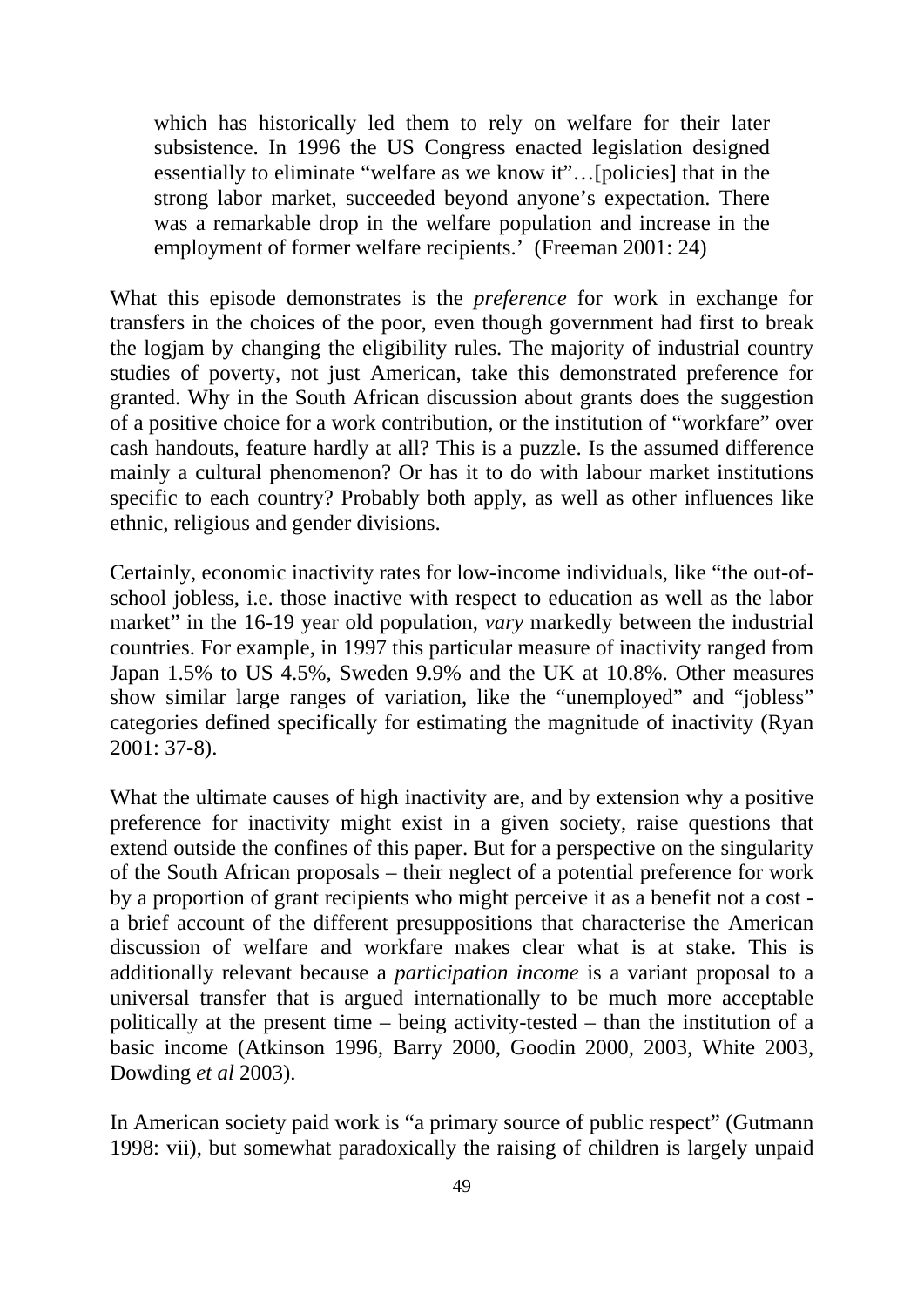> which has historically led them to rely on welfare for their later subsistence. In 1996 the US Congress enacted legislation designed essentially to eliminate "welfare as we know it"…[policies] that in the strong labor market, succeeded beyond anyone's expectation. There was a remarkable drop in the welfare population and increase in the employment of former welfare recipients.' (Freeman 2001: 24)

What this episode demonstrates is the *preference* for work in exchange for transfers in the choices of the poor, even though government had first to break the logjam by changing the eligibility rules. The majority of industrial country studies of poverty, not just American, take this demonstrated preference for granted. Why in the South African discussion about grants does the suggestion of a positive choice for a work contribution, or the institution of "workfare" over cash handouts, feature hardly at all? This is a puzzle. Is the assumed difference mainly a cultural phenomenon? Or has it to do with labour market institutions specific to each country? Probably both apply, as well as other influences like ethnic, religious and gender divisions.

Certainly, economic inactivity rates for low-income individuals, like "the out-of-school jobless, i.e. those inactive with respect to education as well as the labor market" in the 16-19 year old population, *vary* markedly between the industrial countries. For example, in 1997 this particular measure of inactivity ranged from Japan 1.5% to US 4.5%, Sweden 9.9% and the UK at 10.8%. Other measures show similar large ranges of variation, like the "unemployed" and "jobless" categories defined specifically for estimating the magnitude of inactivity (Ryan 2001: 37-8).

What the ultimate causes of high inactivity are, and by extension why a positive preference for inactivity might exist in a given society, raise questions that extend outside the confines of this paper. But for a perspective on the singularity of the South African proposals – their neglect of a potential preference for work by a proportion of grant recipients who might perceive it as a benefit not a cost - a brief account of the different presuppositions that characterise the American discussion of welfare and workfare makes clear what is at stake. This is additionally relevant because a *participation income* is a variant proposal to a universal transfer that is argued internationally to be much more acceptable politically at the present time – being activity-tested – than the institution of a basic income (Atkinson 1996, Barry 2000, Goodin 2000, 2003, White 2003, Dowding *et al* 2003).

In American society paid work is "a primary source of public respect" (Gutmann 1998: vii), but somewhat paradoxically the raising of children is largely unpaid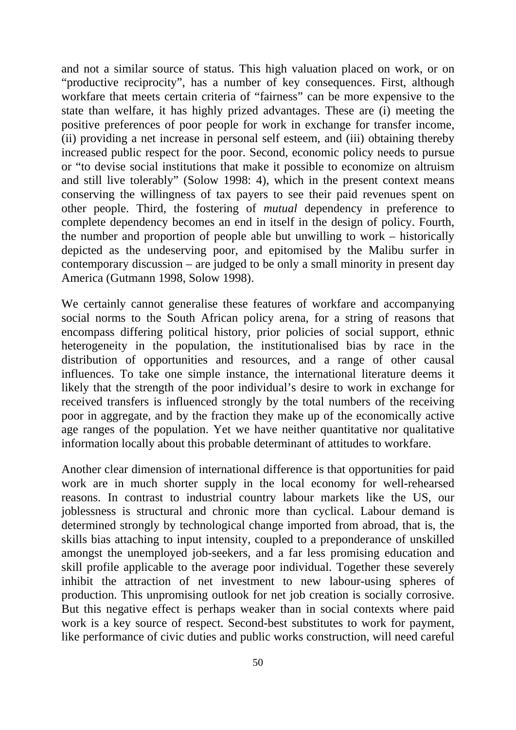and not a similar source of status. This high valuation placed on work, or on "productive reciprocity", has a number of key consequences. First, although workfare that meets certain criteria of "fairness" can be more expensive to the state than welfare, it has highly prized advantages. These are (i) meeting the positive preferences of poor people for work in exchange for transfer income, (ii) providing a net increase in personal self esteem, and (iii) obtaining thereby increased public respect for the poor. Second, economic policy needs to pursue or "to devise social institutions that make it possible to economize on altruism and still live tolerably" (Solow 1998: 4), which in the present context means conserving the willingness of tax payers to see their paid revenues spent on other people. Third, the fostering of *mutual* dependency in preference to complete dependency becomes an end in itself in the design of policy. Fourth, the number and proportion of people able but unwilling to work – historically depicted as the undeserving poor, and epitomised by the Malibu surfer in contemporary discussion – are judged to be only a small minority in present day America (Gutmann 1998, Solow 1998).

We certainly cannot generalise these features of workfare and accompanying social norms to the South African policy arena, for a string of reasons that encompass differing political history, prior policies of social support, ethnic heterogeneity in the population, the institutionalised bias by race in the distribution of opportunities and resources, and a range of other causal influences. To take one simple instance, the international literature deems it likely that the strength of the poor individual's desire to work in exchange for received transfers is influenced strongly by the total numbers of the receiving poor in aggregate, and by the fraction they make up of the economically active age ranges of the population. Yet we have neither quantitative nor qualitative information locally about this probable determinant of attitudes to workfare.

Another clear dimension of international difference is that opportunities for paid work are in much shorter supply in the local economy for well-rehearsed reasons. In contrast to industrial country labour markets like the US, our joblessness is structural and chronic more than cyclical. Labour demand is determined strongly by technological change imported from abroad, that is, the skills bias attaching to input intensity, coupled to a preponderance of unskilled amongst the unemployed job-seekers, and a far less promising education and skill profile applicable to the average poor individual. Together these severely inhibit the attraction of net investment to new labour-using spheres of production. This unpromising outlook for net job creation is socially corrosive. But this negative effect is perhaps weaker than in social contexts where paid work is a key source of respect. Second-best substitutes to work for payment, like performance of civic duties and public works construction, will need careful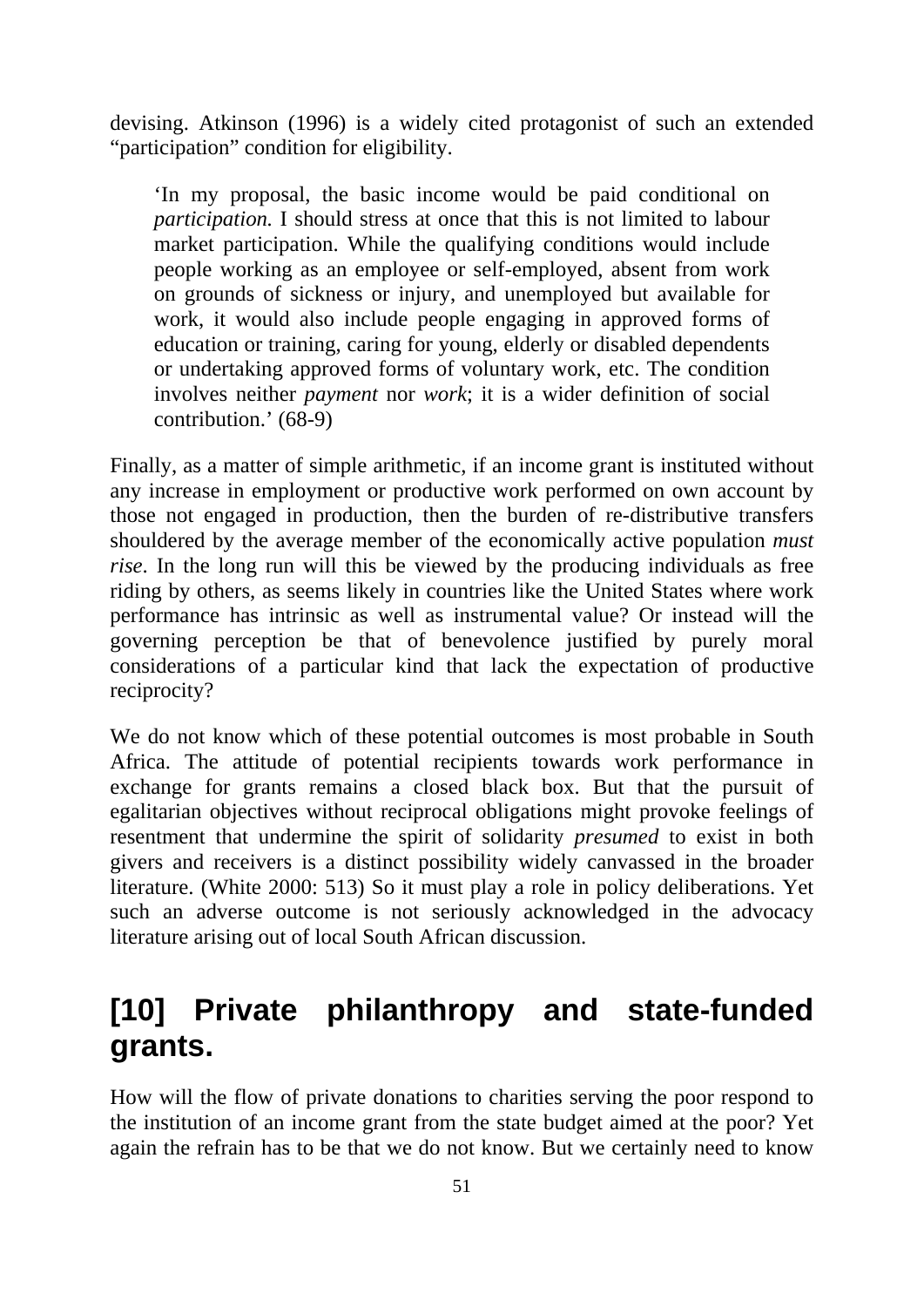devising. Atkinson (1996) is a widely cited protagonist of such an extended “participation” condition for eligibility.

> ‘In my proposal, the basic income would be paid conditional on *participation.* I should stress at once that this is not limited to labour market participation. While the qualifying conditions would include people working as an employee or self-employed, absent from work on grounds of sickness or injury, and unemployed but available for work, it would also include people engaging in approved forms of education or training, caring for young, elderly or disabled dependents or undertaking approved forms of voluntary work, etc. The condition involves neither *payment* nor *work*; it is a wider definition of social contribution.’ (68-9)

Finally, as a matter of simple arithmetic, if an income grant is instituted without any increase in employment or productive work performed on own account by those not engaged in production, then the burden of re-distributive transfers shouldered by the average member of the economically active population *must rise*. In the long run will this be viewed by the producing individuals as free riding by others, as seems likely in countries like the United States where work performance has intrinsic as well as instrumental value? Or instead will the governing perception be that of benevolence justified by purely moral considerations of a particular kind that lack the expectation of productive reciprocity?

We do not know which of these potential outcomes is most probable in South Africa. The attitude of potential recipients towards work performance in exchange for grants remains a closed black box. But that the pursuit of egalitarian objectives without reciprocal obligations might provoke feelings of resentment that undermine the spirit of solidarity *presumed* to exist in both givers and receivers is a distinct possibility widely canvassed in the broader literature. (White 2000: 513) So it must play a role in policy deliberations. Yet such an adverse outcome is not seriously acknowledged in the advocacy literature arising out of local South African discussion.

## [10] Private philanthropy and state-funded grants.

How will the flow of private donations to charities serving the poor respond to the institution of an income grant from the state budget aimed at the poor? Yet again the refrain has to be that we do not know. But we certainly need to know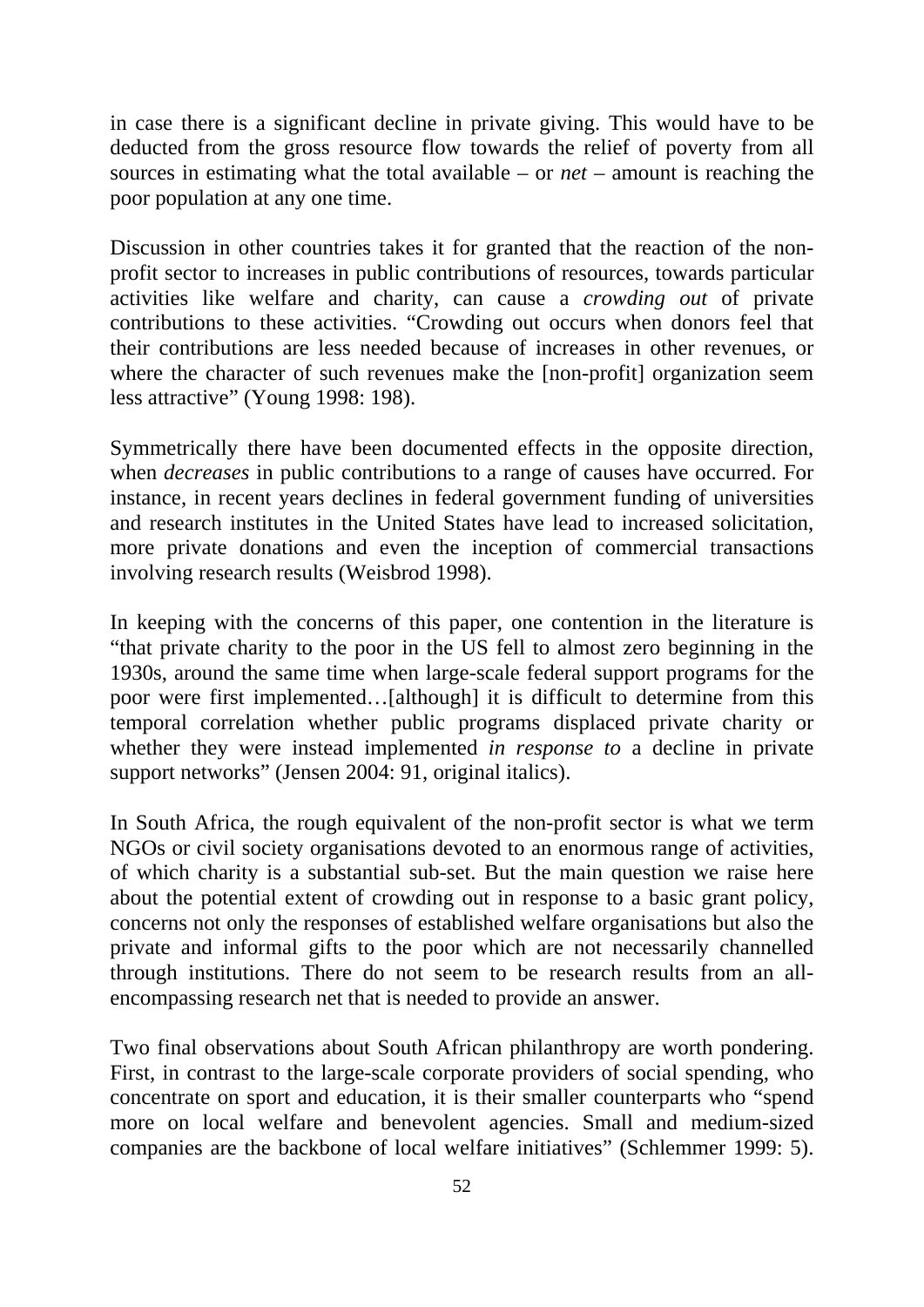in case there is a significant decline in private giving. This would have to be deducted from the gross resource flow towards the relief of poverty from all sources in estimating what the total available – or *net* – amount is reaching the poor population at any one time.

Discussion in other countries takes it for granted that the reaction of the non-profit sector to increases in public contributions of resources, towards particular activities like welfare and charity, can cause a *crowding out* of private contributions to these activities. "Crowding out occurs when donors feel that their contributions are less needed because of increases in other revenues, or where the character of such revenues make the [non-profit] organization seem less attractive" (Young 1998: 198).

Symmetrically there have been documented effects in the opposite direction, when *decreases* in public contributions to a range of causes have occurred. For instance, in recent years declines in federal government funding of universities and research institutes in the United States have lead to increased solicitation, more private donations and even the inception of commercial transactions involving research results (Weisbrod 1998).

In keeping with the concerns of this paper, one contention in the literature is "that private charity to the poor in the US fell to almost zero beginning in the 1930s, around the same time when large-scale federal support programs for the poor were first implemented…[although] it is difficult to determine from this temporal correlation whether public programs displaced private charity or whether they were instead implemented *in response to* a decline in private support networks" (Jensen 2004: 91, original italics).

In South Africa, the rough equivalent of the non-profit sector is what we term NGOs or civil society organisations devoted to an enormous range of activities, of which charity is a substantial sub-set. But the main question we raise here about the potential extent of crowding out in response to a basic grant policy, concerns not only the responses of established welfare organisations but also the private and informal gifts to the poor which are not necessarily channelled through institutions. There do not seem to be research results from an all-encompassing research net that is needed to provide an answer.

Two final observations about South African philanthropy are worth pondering. First, in contrast to the large-scale corporate providers of social spending, who concentrate on sport and education, it is their smaller counterparts who "spend more on local welfare and benevolent agencies. Small and medium-sized companies are the backbone of local welfare initiatives" (Schlemmer 1999: 5).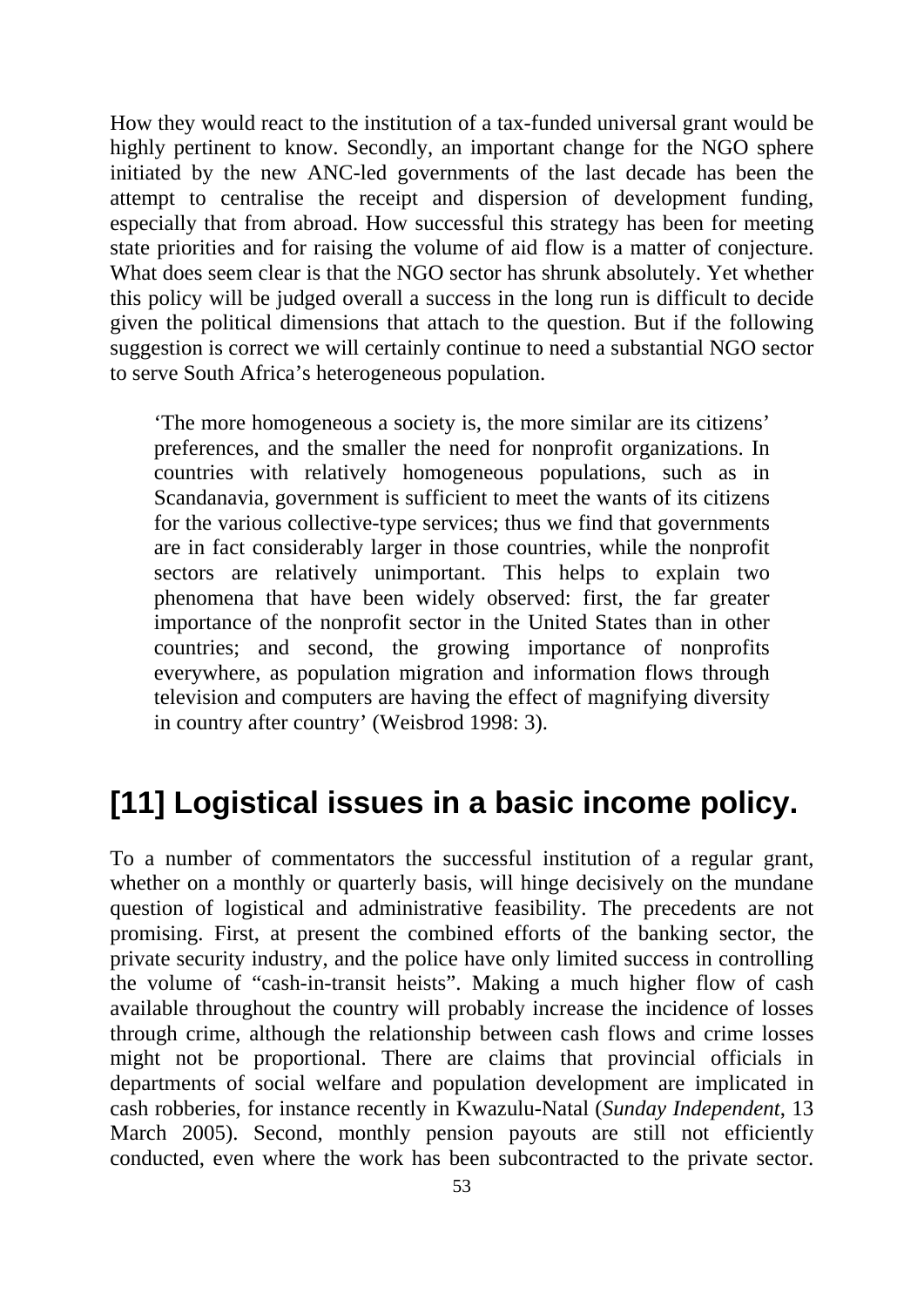How they would react to the institution of a tax-funded universal grant would be highly pertinent to know. Secondly, an important change for the NGO sphere initiated by the new ANC-led governments of the last decade has been the attempt to centralise the receipt and dispersion of development funding, especially that from abroad. How successful this strategy has been for meeting state priorities and for raising the volume of aid flow is a matter of conjecture. What does seem clear is that the NGO sector has shrunk absolutely. Yet whether this policy will be judged overall a success in the long run is difficult to decide given the political dimensions that attach to the question. But if the following suggestion is correct we will certainly continue to need a substantial NGO sector to serve South Africa's heterogeneous population.

> 'The more homogeneous a society is, the more similar are its citizens' preferences, and the smaller the need for nonprofit organizations. In countries with relatively homogeneous populations, such as in Scandanavia, government is sufficient to meet the wants of its citizens for the various collective-type services; thus we find that governments are in fact considerably larger in those countries, while the nonprofit sectors are relatively unimportant. This helps to explain two phenomena that have been widely observed: first, the far greater importance of the nonprofit sector in the United States than in other countries; and second, the growing importance of nonprofits everywhere, as population migration and information flows through television and computers are having the effect of magnifying diversity in country after country' (Weisbrod 1998: 3).

## [11] Logistical issues in a basic income policy.

To a number of commentators the successful institution of a regular grant, whether on a monthly or quarterly basis, will hinge decisively on the mundane question of logistical and administrative feasibility. The precedents are not promising. First, at present the combined efforts of the banking sector, the private security industry, and the police have only limited success in controlling the volume of "cash-in-transit heists". Making a much higher flow of cash available throughout the country will probably increase the incidence of losses through crime, although the relationship between cash flows and crime losses might not be proportional. There are claims that provincial officials in departments of social welfare and population development are implicated in cash robberies, for instance recently in Kwazulu-Natal (*Sunday Independent*, 13 March 2005). Second, monthly pension payouts are still not efficiently conducted, even where the work has been subcontracted to the private sector.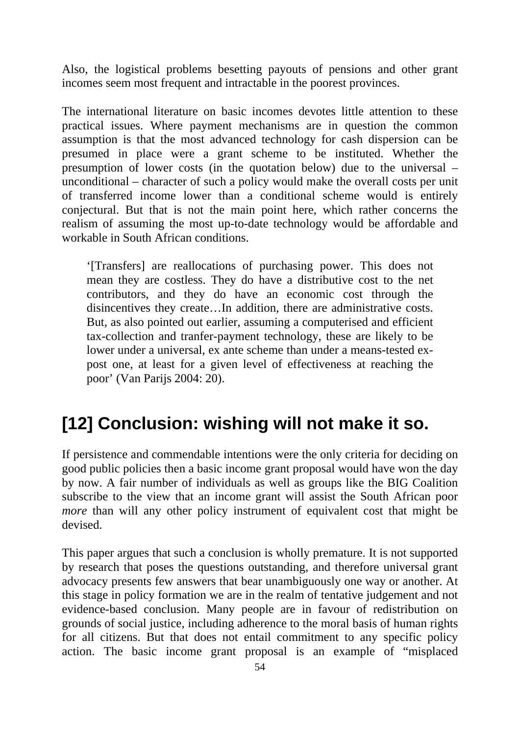Also, the logistical problems besetting payouts of pensions and other grant incomes seem most frequent and intractable in the poorest provinces.

The international literature on basic incomes devotes little attention to these practical issues. Where payment mechanisms are in question the common assumption is that the most advanced technology for cash dispersion can be presumed in place were a grant scheme to be instituted. Whether the presumption of lower costs (in the quotation below) due to the universal – unconditional – character of such a policy would make the overall costs per unit of transferred income lower than a conditional scheme would is entirely conjectural. But that is not the main point here, which rather concerns the realism of assuming the most up-to-date technology would be affordable and workable in South African conditions.

> '[Transfers] are reallocations of purchasing power. This does not mean they are costless. They do have a distributive cost to the net contributors, and they do have an economic cost through the disincentives they create…In addition, there are administrative costs. But, as also pointed out earlier, assuming a computerised and efficient tax-collection and tranfer-payment technology, these are likely to be lower under a universal, ex ante scheme than under a means-tested ex-post one, at least for a given level of effectiveness at reaching the poor' (Van Parijs 2004: 20).

## [12] Conclusion: wishing will not make it so.

If persistence and commendable intentions were the only criteria for deciding on good public policies then a basic income grant proposal would have won the day by now. A fair number of individuals as well as groups like the BIG Coalition subscribe to the view that an income grant will assist the South African poor *more* than will any other policy instrument of equivalent cost that might be devised.

This paper argues that such a conclusion is wholly premature. It is not supported by research that poses the questions outstanding, and therefore universal grant advocacy presents few answers that bear unambiguously one way or another. At this stage in policy formation we are in the realm of tentative judgement and not evidence-based conclusion. Many people are in favour of redistribution on grounds of social justice, including adherence to the moral basis of human rights for all citizens. But that does not entail commitment to any specific policy action. The basic income grant proposal is an example of "misplaced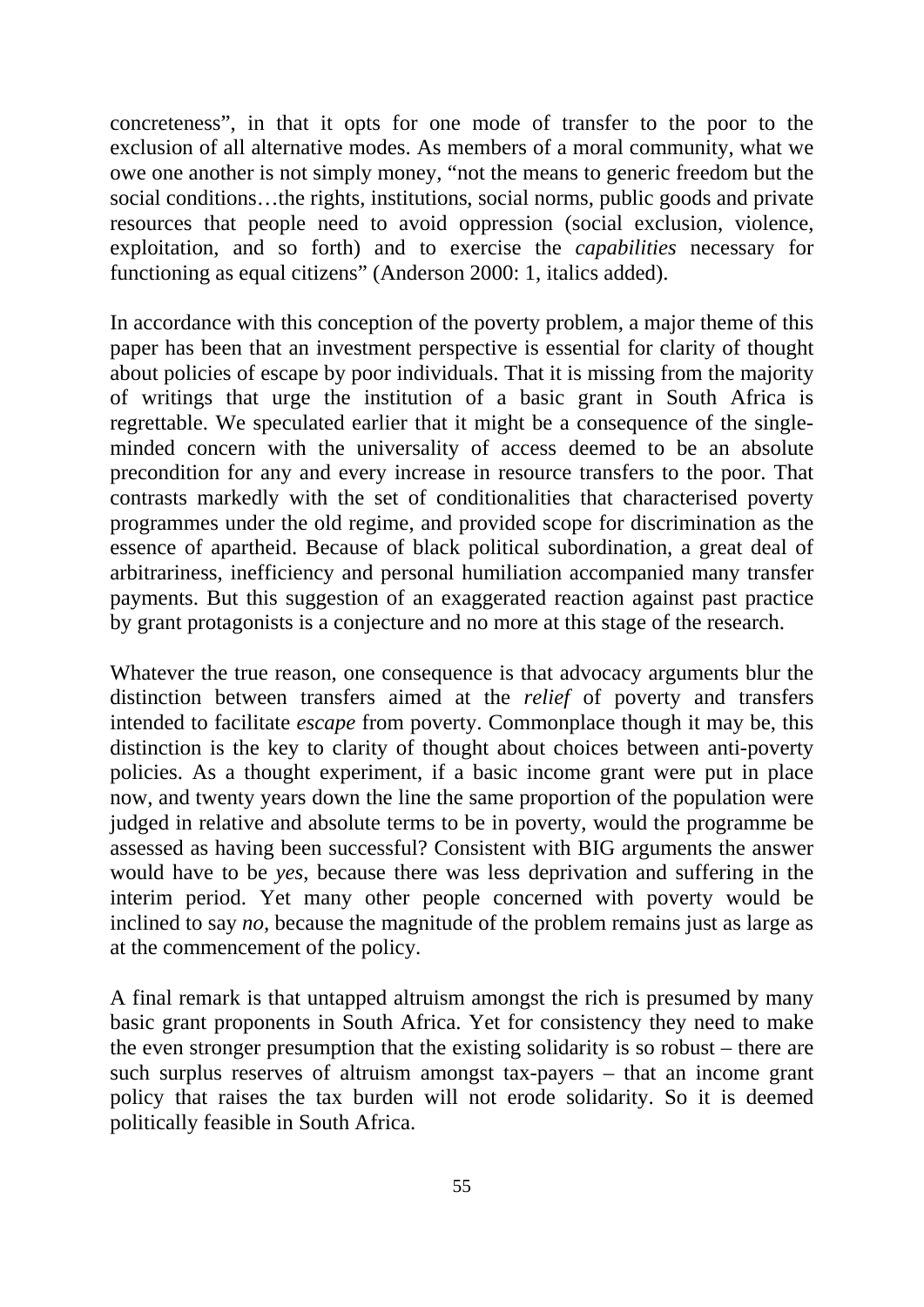concreteness", in that it opts for one mode of transfer to the poor to the exclusion of all alternative modes. As members of a moral community, what we owe one another is not simply money, "not the means to generic freedom but the social conditions…the rights, institutions, social norms, public goods and private resources that people need to avoid oppression (social exclusion, violence, exploitation, and so forth) and to exercise the *capabilities* necessary for functioning as equal citizens" (Anderson 2000: 1, italics added).

In accordance with this conception of the poverty problem, a major theme of this paper has been that an investment perspective is essential for clarity of thought about policies of escape by poor individuals. That it is missing from the majority of writings that urge the institution of a basic grant in South Africa is regrettable. We speculated earlier that it might be a consequence of the single-minded concern with the universality of access deemed to be an absolute precondition for any and every increase in resource transfers to the poor. That contrasts markedly with the set of conditionalities that characterised poverty programmes under the old regime, and provided scope for discrimination as the essence of apartheid. Because of black political subordination, a great deal of arbitrariness, inefficiency and personal humiliation accompanied many transfer payments. But this suggestion of an exaggerated reaction against past practice by grant protagonists is a conjecture and no more at this stage of the research.

Whatever the true reason, one consequence is that advocacy arguments blur the distinction between transfers aimed at the *relief* of poverty and transfers intended to facilitate *escape* from poverty. Commonplace though it may be, this distinction is the key to clarity of thought about choices between anti-poverty policies. As a thought experiment, if a basic income grant were put in place now, and twenty years down the line the same proportion of the population were judged in relative and absolute terms to be in poverty, would the programme be assessed as having been successful? Consistent with BIG arguments the answer would have to be *yes*, because there was less deprivation and suffering in the interim period. Yet many other people concerned with poverty would be inclined to say *no,* because the magnitude of the problem remains just as large as at the commencement of the policy.

A final remark is that untapped altruism amongst the rich is presumed by many basic grant proponents in South Africa. Yet for consistency they need to make the even stronger presumption that the existing solidarity is so robust – there are such surplus reserves of altruism amongst tax-payers – that an income grant policy that raises the tax burden will not erode solidarity. So it is deemed politically feasible in South Africa.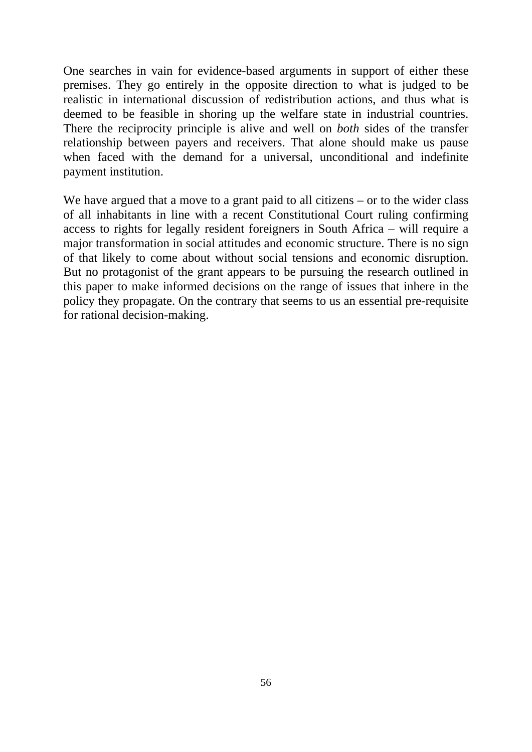One searches in vain for evidence-based arguments in support of either these premises. They go entirely in the opposite direction to what is judged to be realistic in international discussion of redistribution actions, and thus what is deemed to be feasible in shoring up the welfare state in industrial countries. There the reciprocity principle is alive and well on *both* sides of the transfer relationship between payers and receivers. That alone should make us pause when faced with the demand for a universal, unconditional and indefinite payment institution.

We have argued that a move to a grant paid to all citizens – or to the wider class of all inhabitants in line with a recent Constitutional Court ruling confirming access to rights for legally resident foreigners in South Africa – will require a major transformation in social attitudes and economic structure. There is no sign of that likely to come about without social tensions and economic disruption. But no protagonist of the grant appears to be pursuing the research outlined in this paper to make informed decisions on the range of issues that inhere in the policy they propagate. On the contrary that seems to us an essential pre-requisite for rational decision-making.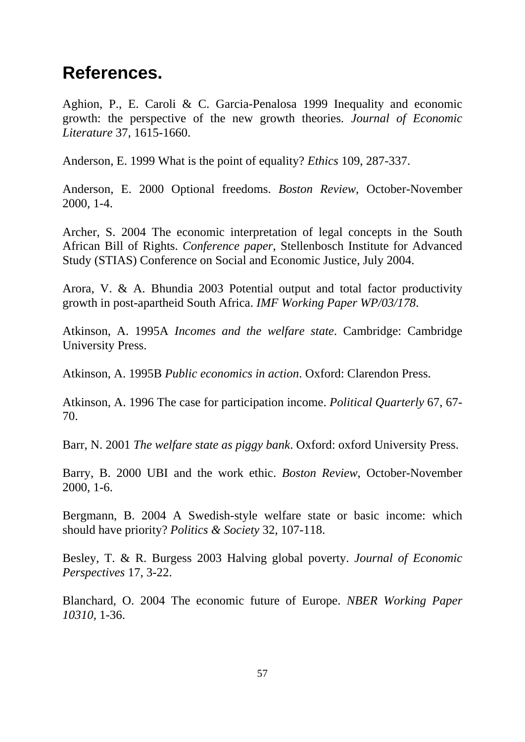# References.

Aghion, P., E. Caroli & C. Garcia-Penalosa 1999 Inequality and economic growth: the perspective of the new growth theories. *Journal of Economic Literature* 37, 1615-1660.

Anderson, E. 1999 What is the point of equality? *Ethics* 109, 287-337.

Anderson, E. 2000 Optional freedoms. *Boston Review*, October-November 2000, 1-4.

Archer, S. 2004 The economic interpretation of legal concepts in the South African Bill of Rights. *Conference paper*, Stellenbosch Institute for Advanced Study (STIAS) Conference on Social and Economic Justice, July 2004.

Arora, V. & A. Bhundia 2003 Potential output and total factor productivity growth in post-apartheid South Africa. *IMF Working Paper WP/03/178*.

Atkinson, A. 1995A *Incomes and the welfare state*. Cambridge: Cambridge University Press.

Atkinson, A. 1995B *Public economics in action*. Oxford: Clarendon Press.

Atkinson, A. 1996 The case for participation income. *Political Quarterly* 67, 67-70.

Barr, N. 2001 *The welfare state as piggy bank*. Oxford: oxford University Press.

Barry, B. 2000 UBI and the work ethic. *Boston Review*, October-November 2000, 1-6.

Bergmann, B. 2004 A Swedish-style welfare state or basic income: which should have priority? *Politics & Society* 32, 107-118.

Besley, T. & R. Burgess 2003 Halving global poverty. *Journal of Economic Perspectives* 17, 3-22.

Blanchard, O. 2004 The economic future of Europe. *NBER Working Paper 10310*, 1-36.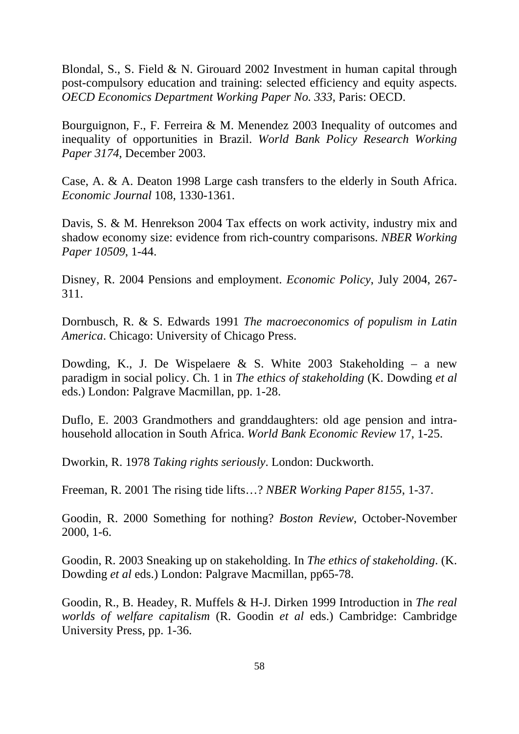Blondal, S., S. Field & N. Girouard 2002 Investment in human capital through post-compulsory education and training: selected efficiency and equity aspects. *OECD Economics Department Working Paper No. 333*, Paris: OECD.

Bourguignon, F., F. Ferreira & M. Menendez 2003 Inequality of outcomes and inequality of opportunities in Brazil. *World Bank Policy Research Working Paper 3174*, December 2003.

Case, A. & A. Deaton 1998 Large cash transfers to the elderly in South Africa. *Economic Journal* 108, 1330-1361.

Davis, S. & M. Henrekson 2004 Tax effects on work activity, industry mix and shadow economy size: evidence from rich-country comparisons. *NBER Working Paper 10509*, 1-44.

Disney, R. 2004 Pensions and employment. *Economic Policy*, July 2004, 267-311.

Dornbusch, R. & S. Edwards 1991 *The macroeconomics of populism in Latin America*. Chicago: University of Chicago Press.

Dowding, K., J. De Wispelaere & S. White 2003 Stakeholding – a new paradigm in social policy. Ch. 1 in *The ethics of stakeholding* (K. Dowding *et al* eds.) London: Palgrave Macmillan, pp. 1-28.

Duflo, E. 2003 Grandmothers and granddaughters: old age pension and intra-household allocation in South Africa. *World Bank Economic Review* 17, 1-25.

Dworkin, R. 1978 *Taking rights seriously*. London: Duckworth.

Freeman, R. 2001 The rising tide lifts…? *NBER Working Paper 8155*, 1-37.

Goodin, R. 2000 Something for nothing? *Boston Review*, October-November 2000, 1-6.

Goodin, R. 2003 Sneaking up on stakeholding. In *The ethics of stakeholding*. (K. Dowding *et al* eds.) London: Palgrave Macmillan, pp65-78.

Goodin, R., B. Headey, R. Muffels & H-J. Dirken 1999 Introduction in *The real worlds of welfare capitalism* (R. Goodin *et al* eds.) Cambridge: Cambridge University Press, pp. 1-36.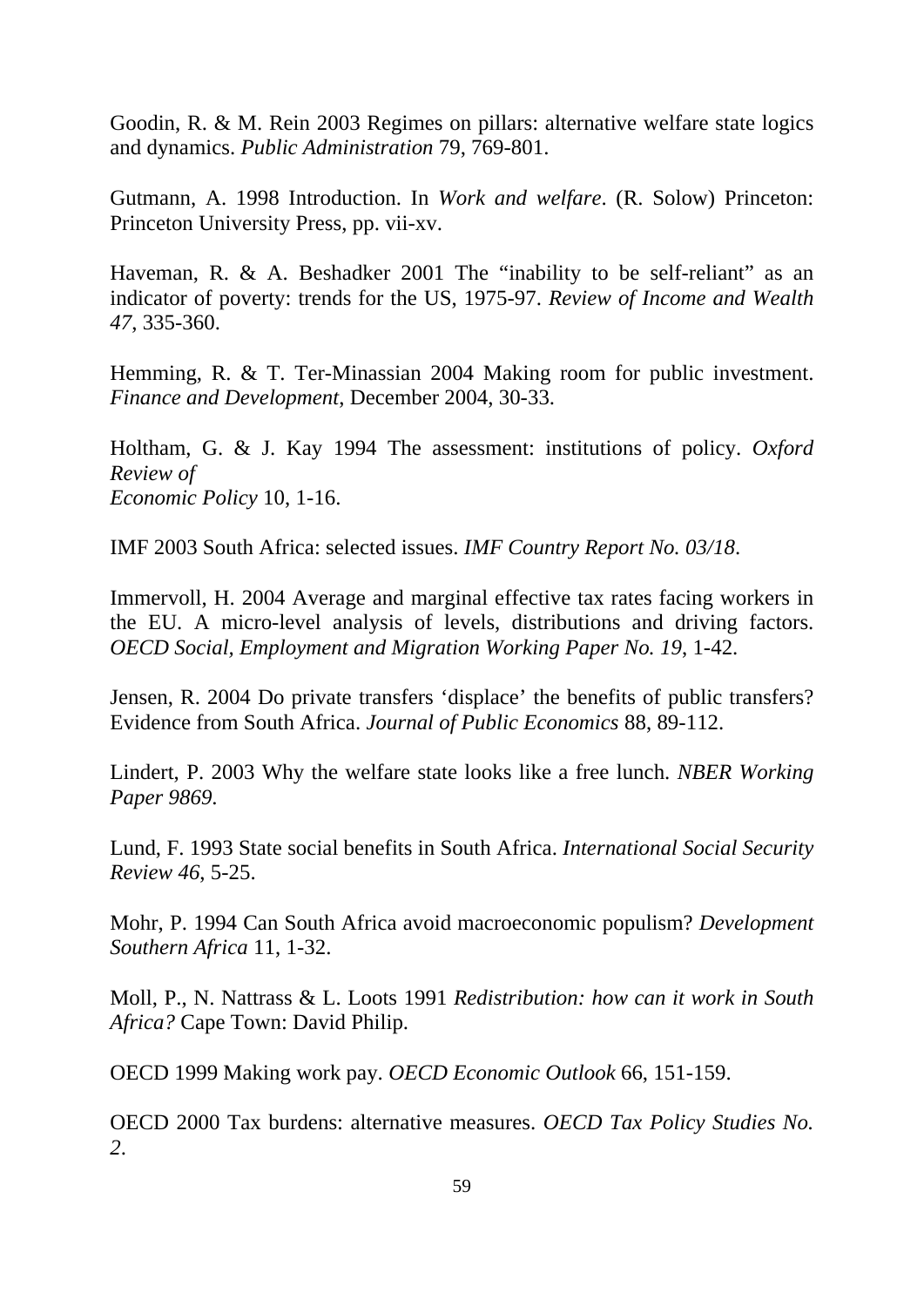Goodin, R. & M. Rein 2003 Regimes on pillars: alternative welfare state logics and dynamics. *Public Administration* 79, 769-801.

Gutmann, A. 1998 Introduction. In *Work and welfare*. (R. Solow) Princeton: Princeton University Press, pp. vii-xv.

Haveman, R. & A. Beshadker 2001 The "inability to be self-reliant" as an indicator of poverty: trends for the US, 1975-97. *Review of Income and Wealth 47*, 335-360.

Hemming, R. & T. Ter-Minassian 2004 Making room for public investment. *Finance and Development*, December 2004, 30-33.

Holtham, G. & J. Kay 1994 The assessment: institutions of policy. *Oxford Review of Economic Policy* 10, 1-16.

IMF 2003 South Africa: selected issues. *IMF Country Report No. 03/18*.

Immervoll, H. 2004 Average and marginal effective tax rates facing workers in the EU. A micro-level analysis of levels, distributions and driving factors. *OECD Social, Employment and Migration Working Paper No. 19*, 1-42.

Jensen, R. 2004 Do private transfers 'displace' the benefits of public transfers? Evidence from South Africa. *Journal of Public Economics* 88, 89-112.

Lindert, P. 2003 Why the welfare state looks like a free lunch. *NBER Working Paper 9869*.

Lund, F. 1993 State social benefits in South Africa. *International Social Security Review 46*, 5-25.

Mohr, P. 1994 Can South Africa avoid macroeconomic populism? *Development Southern Africa* 11, 1-32.

Moll, P., N. Nattrass & L. Loots 1991 *Redistribution: how can it work in South Africa?* Cape Town: David Philip.

OECD 1999 Making work pay. *OECD Economic Outlook* 66, 151-159.

OECD 2000 Tax burdens: alternative measures. *OECD Tax Policy Studies No. 2*.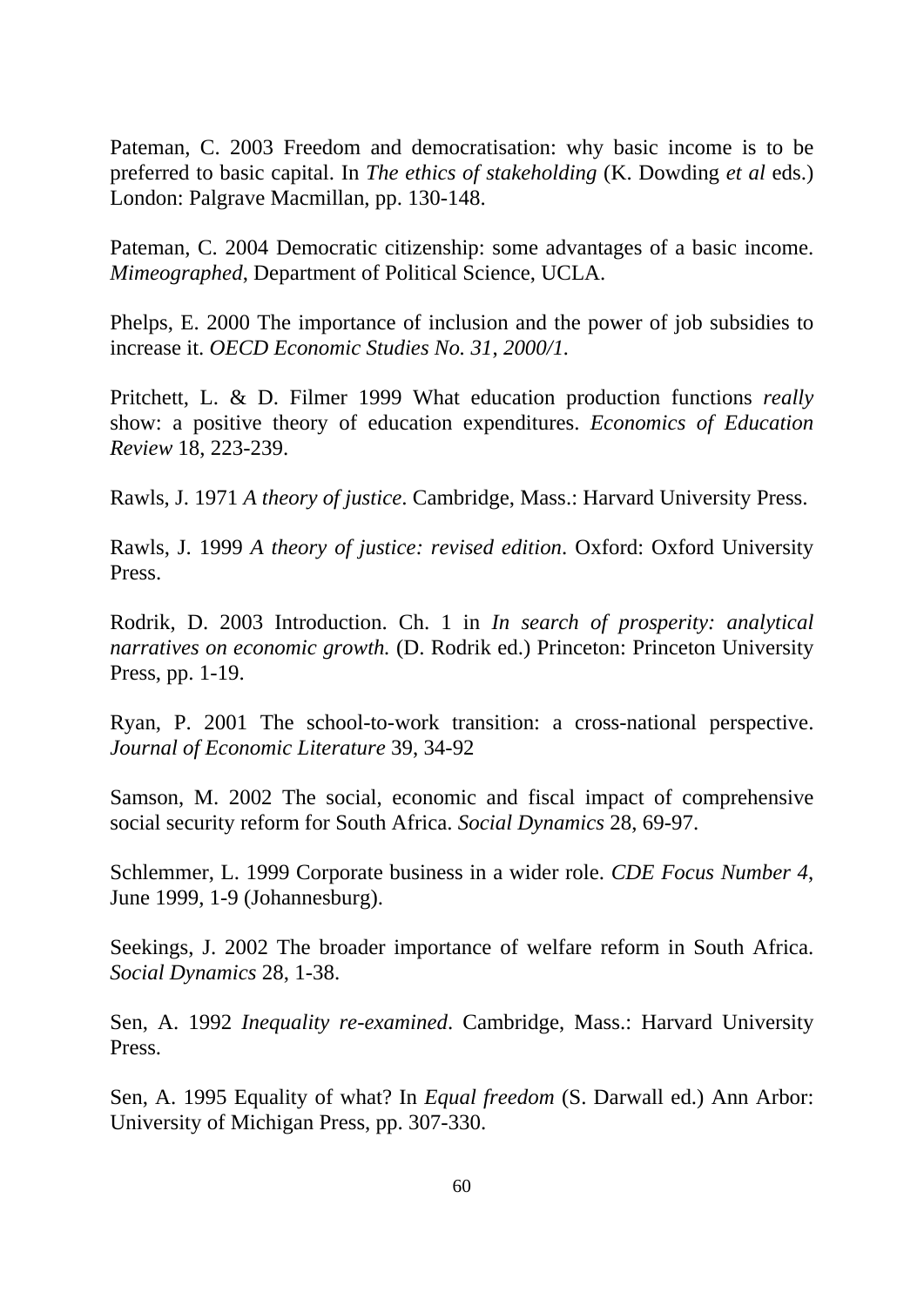Pateman, C. 2003 Freedom and democratisation: why basic income is to be preferred to basic capital. In *The ethics of stakeholding* (K. Dowding *et al* eds.) London: Palgrave Macmillan, pp. 130-148.

Pateman, C. 2004 Democratic citizenship: some advantages of a basic income. *Mimeographed*, Department of Political Science, UCLA.

Phelps, E. 2000 The importance of inclusion and the power of job subsidies to increase it. *OECD Economic Studies No. 31, 2000/1.*

Pritchett, L. & D. Filmer 1999 What education production functions *really* show: a positive theory of education expenditures. *Economics of Education Review* 18, 223-239.

Rawls, J. 1971 *A theory of justice*. Cambridge, Mass.: Harvard University Press.

Rawls, J. 1999 *A theory of justice: revised edition*. Oxford: Oxford University Press.

Rodrik, D. 2003 Introduction. Ch. 1 in *In search of prosperity: analytical narratives on economic growth.* (D. Rodrik ed.) Princeton: Princeton University Press, pp. 1-19.

Ryan, P. 2001 The school-to-work transition: a cross-national perspective. *Journal of Economic Literature* 39, 34-92

Samson, M. 2002 The social, economic and fiscal impact of comprehensive social security reform for South Africa. *Social Dynamics* 28, 69-97.

Schlemmer, L. 1999 Corporate business in a wider role. *CDE Focus Number 4*, June 1999, 1-9 (Johannesburg).

Seekings, J. 2002 The broader importance of welfare reform in South Africa. *Social Dynamics* 28, 1-38.

Sen, A. 1992 *Inequality re-examined*. Cambridge, Mass.: Harvard University Press.

Sen, A. 1995 Equality of what? In *Equal freedom* (S. Darwall ed.) Ann Arbor: University of Michigan Press, pp. 307-330.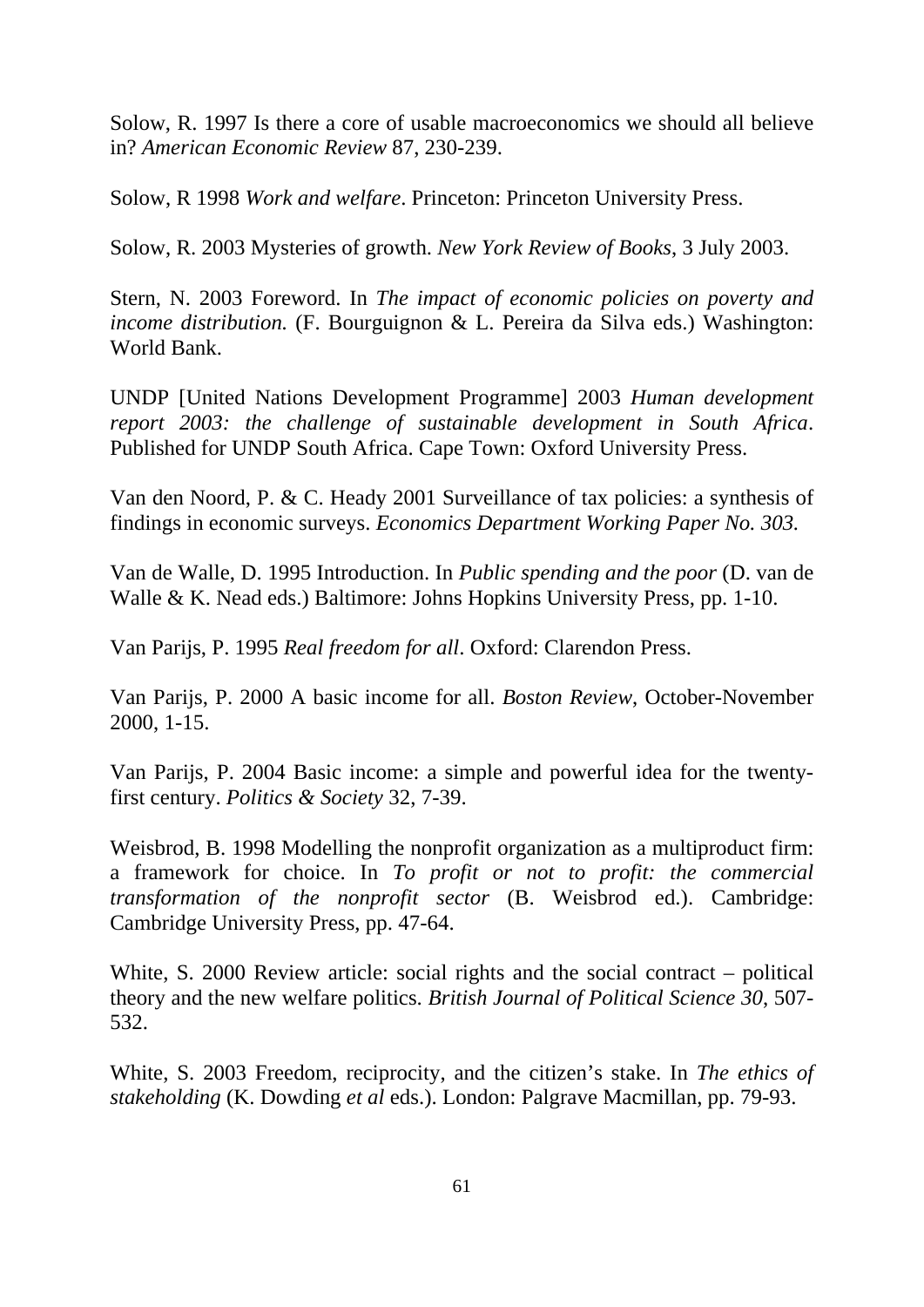Solow, R. 1997 Is there a core of usable macroeconomics we should all believe in? *American Economic Review* 87, 230-239.

Solow, R 1998 *Work and welfare*. Princeton: Princeton University Press.

Solow, R. 2003 Mysteries of growth. *New York Review of Books*, 3 July 2003.

Stern, N. 2003 Foreword. In *The impact of economic policies on poverty and income distribution.* (F. Bourguignon & L. Pereira da Silva eds.) Washington: World Bank.

UNDP [United Nations Development Programme] 2003 *Human development report 2003: the challenge of sustainable development in South Africa*. Published for UNDP South Africa. Cape Town: Oxford University Press.

Van den Noord, P. & C. Heady 2001 Surveillance of tax policies: a synthesis of findings in economic surveys. *Economics Department Working Paper No. 303.*

Van de Walle, D. 1995 Introduction. In *Public spending and the poor* (D. van de Walle & K. Nead eds.) Baltimore: Johns Hopkins University Press, pp. 1-10.

Van Parijs, P. 1995 *Real freedom for all*. Oxford: Clarendon Press.

Van Parijs, P. 2000 A basic income for all. *Boston Review*, October-November 2000, 1-15.

Van Parijs, P. 2004 Basic income: a simple and powerful idea for the twenty-first century. *Politics & Society* 32, 7-39.

Weisbrod, B. 1998 Modelling the nonprofit organization as a multiproduct firm: a framework for choice. In *To profit or not to profit: the commercial transformation of the nonprofit sector* (B. Weisbrod ed.). Cambridge: Cambridge University Press, pp. 47-64.

White, S. 2000 Review article: social rights and the social contract – political theory and the new welfare politics. *British Journal of Political Science 30*, 507-532.

White, S. 2003 Freedom, reciprocity, and the citizen's stake. In *The ethics of stakeholding* (K. Dowding *et al* eds.). London: Palgrave Macmillan, pp. 79-93.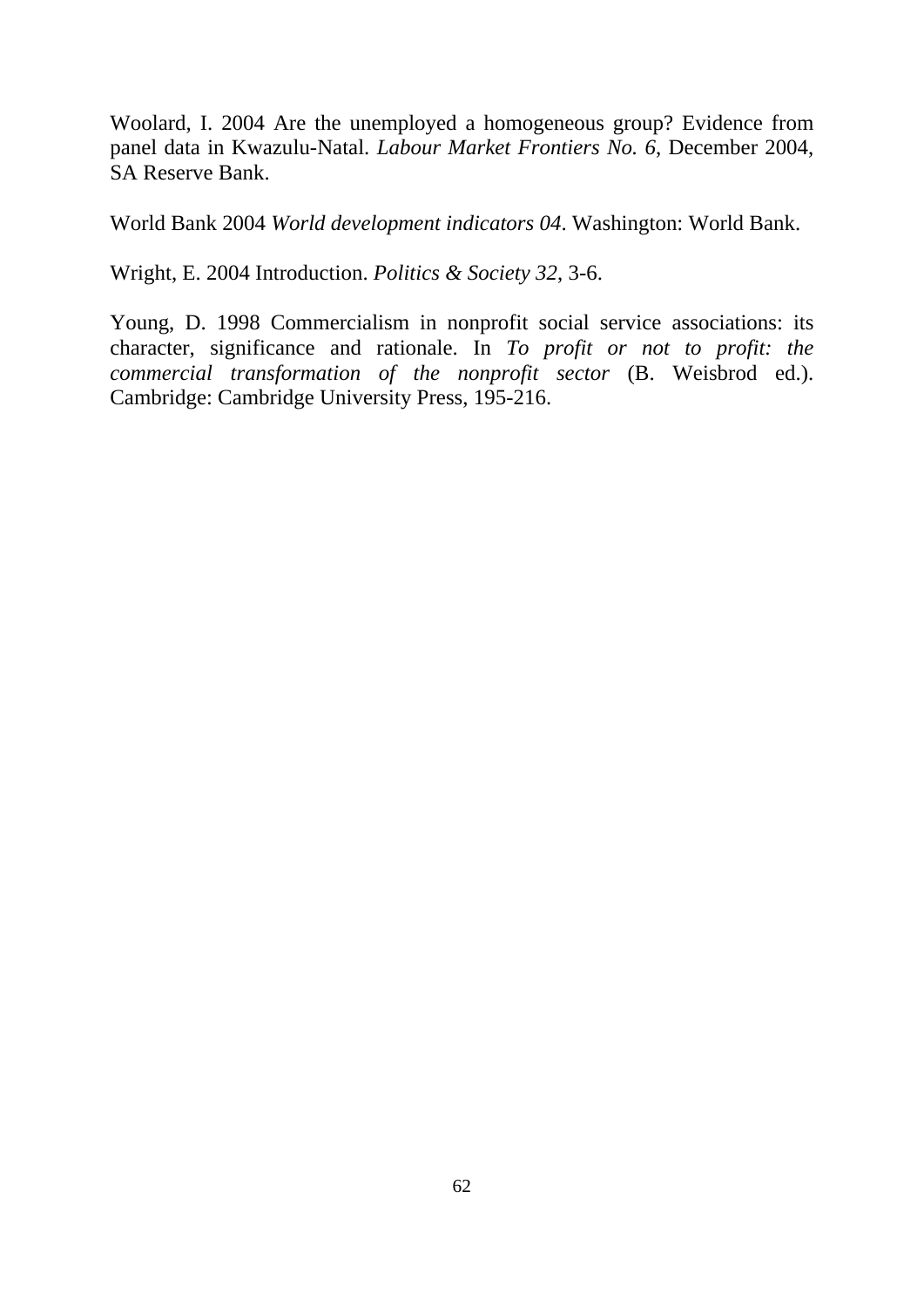Woolard, I. 2004 Are the unemployed a homogeneous group? Evidence from panel data in Kwazulu-Natal. *Labour Market Frontiers No. 6*, December 2004, SA Reserve Bank.

World Bank 2004 *World development indicators 04*. Washington: World Bank.

Wright, E. 2004 Introduction. *Politics & Society 32*, 3-6.

Young, D. 1998 Commercialism in nonprofit social service associations: its character, significance and rationale. In *To profit or not to profit: the commercial transformation of the nonprofit sector* (B. Weisbrod ed.). Cambridge: Cambridge University Press, 195-216.